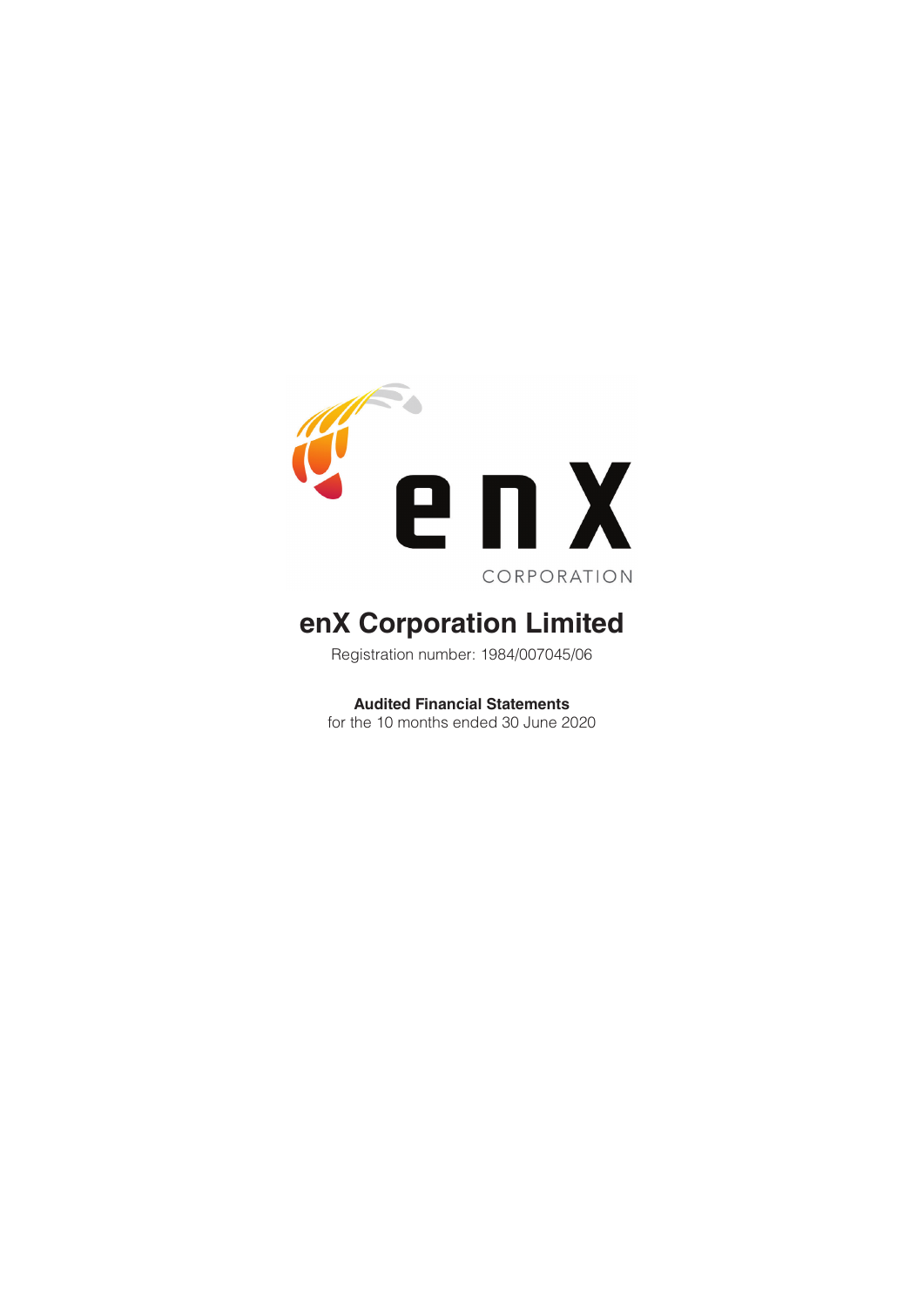enX

CORPORATION

# enX Corporation Limited

Registration number: 1984/007045/06

**Audited Financial Statements**
for the 10 months ended 30 June 2020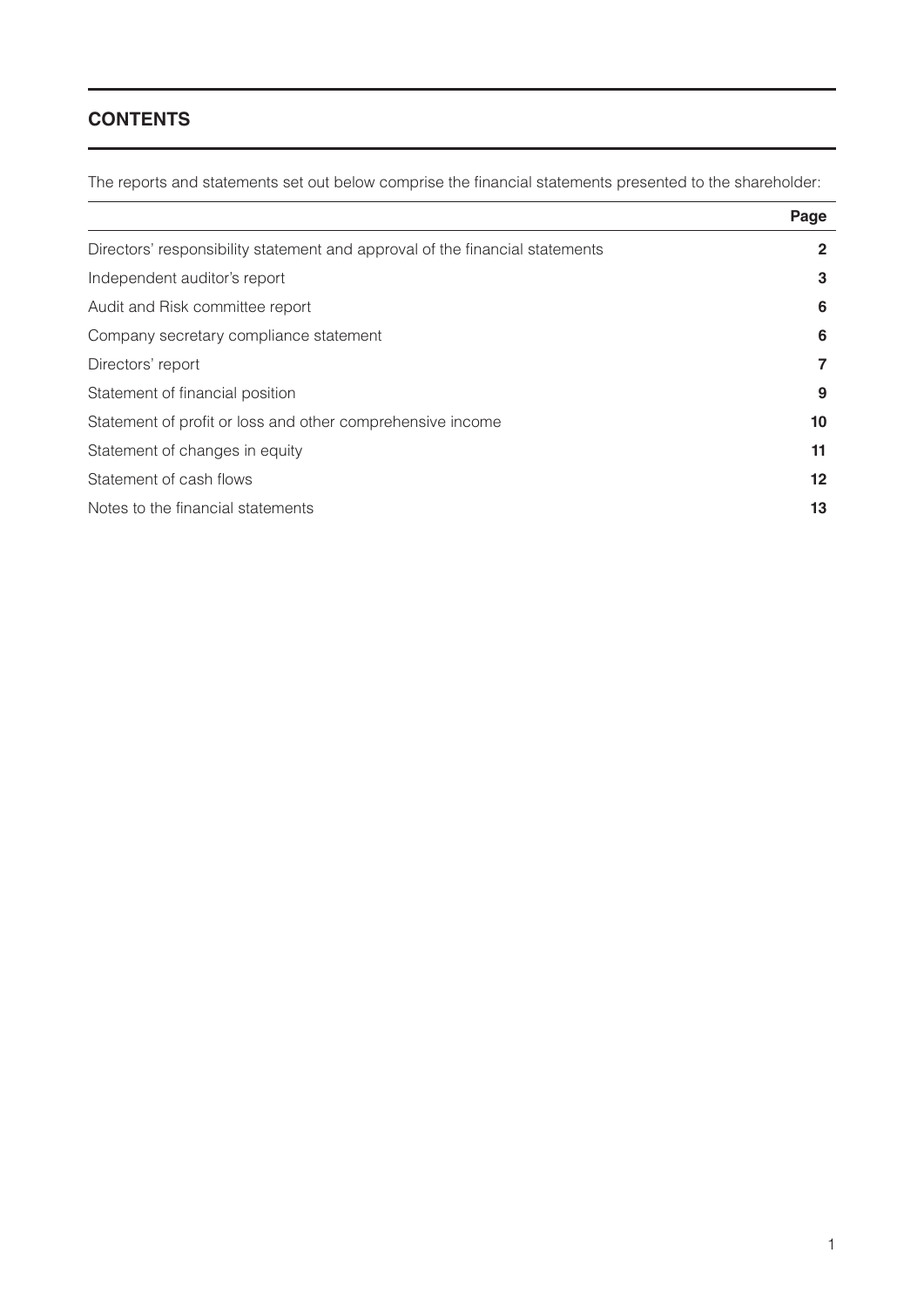## CONTENTS

The reports and statements set out below comprise the financial statements presented to the shareholder:

| | Page |
|---|---|
| Directors' responsibility statement and approval of the financial statements | **2** |
| Independent auditor's report | **3** |
| Audit and Risk committee report | **6** |
| Company secretary compliance statement | **6** |
| Directors' report | **7** |
| Statement of financial position | **9** |
| Statement of profit or loss and other comprehensive income | **10** |
| Statement of changes in equity | **11** |
| Statement of cash flows | **12** |
| Notes to the financial statements | **13** |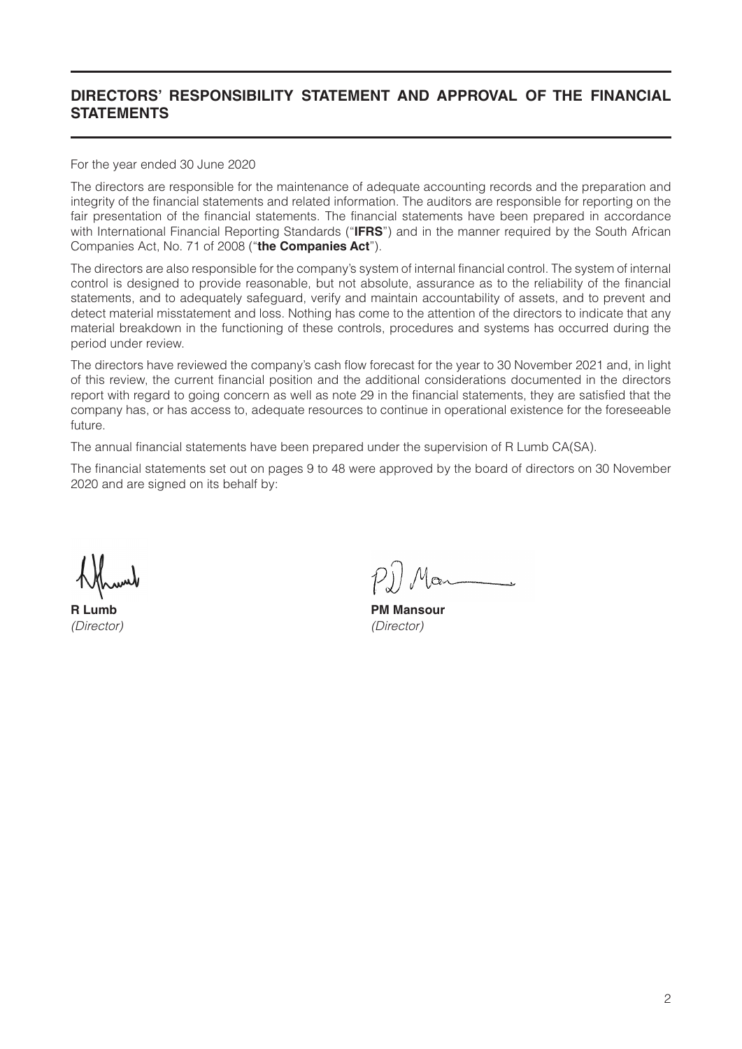## DIRECTORS' RESPONSIBILITY STATEMENT AND APPROVAL OF THE FINANCIAL STATEMENTS

For the year ended 30 June 2020

The directors are responsible for the maintenance of adequate accounting records and the preparation and integrity of the financial statements and related information. The auditors are responsible for reporting on the fair presentation of the financial statements. The financial statements have been prepared in accordance with International Financial Reporting Standards ("**IFRS**") and in the manner required by the South African Companies Act, No. 71 of 2008 ("**the Companies Act**").

The directors are also responsible for the company's system of internal financial control. The system of internal control is designed to provide reasonable, but not absolute, assurance as to the reliability of the financial statements, and to adequately safeguard, verify and maintain accountability of assets, and to prevent and detect material misstatement and loss. Nothing has come to the attention of the directors to indicate that any material breakdown in the functioning of these controls, procedures and systems has occurred during the period under review.

The directors have reviewed the company's cash flow forecast for the year to 30 November 2021 and, in light of this review, the current financial position and the additional considerations documented in the directors report with regard to going concern as well as note 29 in the financial statements, they are satisfied that the company has, or has access to, adequate resources to continue in operational existence for the foreseeable future.

The annual financial statements have been prepared under the supervision of R Lumb CA(SA).

The financial statements set out on pages 9 to 48 were approved by the board of directors on 30 November 2020 and are signed on its behalf by:

**R Lumb**
*(Director)*

**PM Mansour**
*(Director)*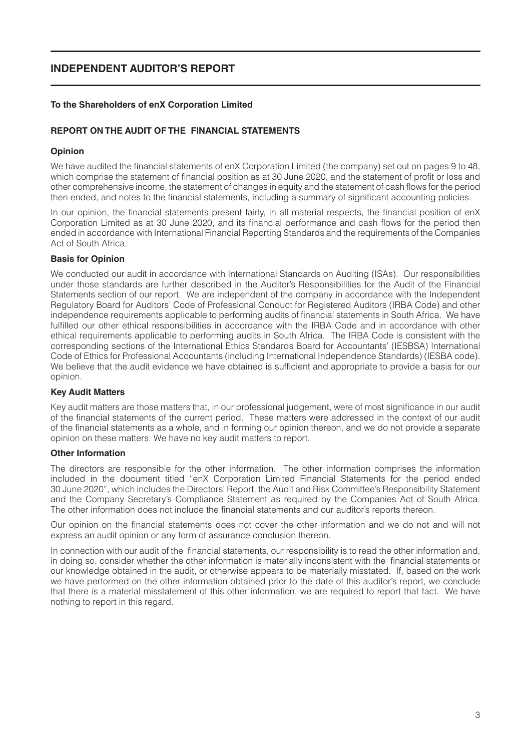# INDEPENDENT AUDITOR'S REPORT

**To the Shareholders of enX Corporation Limited**

## REPORT ON THE AUDIT OF THE FINANCIAL STATEMENTS

### Opinion

We have audited the financial statements of enX Corporation Limited (the company) set out on pages 9 to 48, which comprise the statement of financial position as at 30 June 2020, and the statement of profit or loss and other comprehensive income, the statement of changes in equity and the statement of cash flows for the period then ended, and notes to the financial statements, including a summary of significant accounting policies.

In our opinion, the financial statements present fairly, in all material respects, the financial position of enX Corporation Limited as at 30 June 2020, and its financial performance and cash flows for the period then ended in accordance with International Financial Reporting Standards and the requirements of the Companies Act of South Africa.

### Basis for Opinion

We conducted our audit in accordance with International Standards on Auditing (ISAs). Our responsibilities under those standards are further described in the Auditor's Responsibilities for the Audit of the Financial Statements section of our report. We are independent of the company in accordance with the Independent Regulatory Board for Auditors' Code of Professional Conduct for Registered Auditors (IRBA Code) and other independence requirements applicable to performing audits of financial statements in South Africa. We have fulfilled our other ethical responsibilities in accordance with the IRBA Code and in accordance with other ethical requirements applicable to performing audits in South Africa. The IRBA Code is consistent with the corresponding sections of the International Ethics Standards Board for Accountants' (IESBSA) International Code of Ethics for Professional Accountants (including International Independence Standards) (IESBA code). We believe that the audit evidence we have obtained is sufficient and appropriate to provide a basis for our opinion.

### Key Audit Matters

Key audit matters are those matters that, in our professional judgement, were of most significance in our audit of the financial statements of the current period. These matters were addressed in the context of our audit of the financial statements as a whole, and in forming our opinion thereon, and we do not provide a separate opinion on these matters. We have no key audit matters to report.

### Other Information

The directors are responsible for the other information. The other information comprises the information included in the document titled "enX Corporation Limited Financial Statements for the period ended 30 June 2020", which includes the Directors' Report, the Audit and Risk Committee's Responsibility Statement and the Company Secretary's Compliance Statement as required by the Companies Act of South Africa. The other information does not include the financial statements and our auditor's reports thereon.

Our opinion on the financial statements does not cover the other information and we do not and will not express an audit opinion or any form of assurance conclusion thereon.

In connection with our audit of the financial statements, our responsibility is to read the other information and, in doing so, consider whether the other information is materially inconsistent with the financial statements or our knowledge obtained in the audit, or otherwise appears to be materially misstated. If, based on the work we have performed on the other information obtained prior to the date of this auditor's report, we conclude that there is a material misstatement of this other information, we are required to report that fact. We have nothing to report in this regard.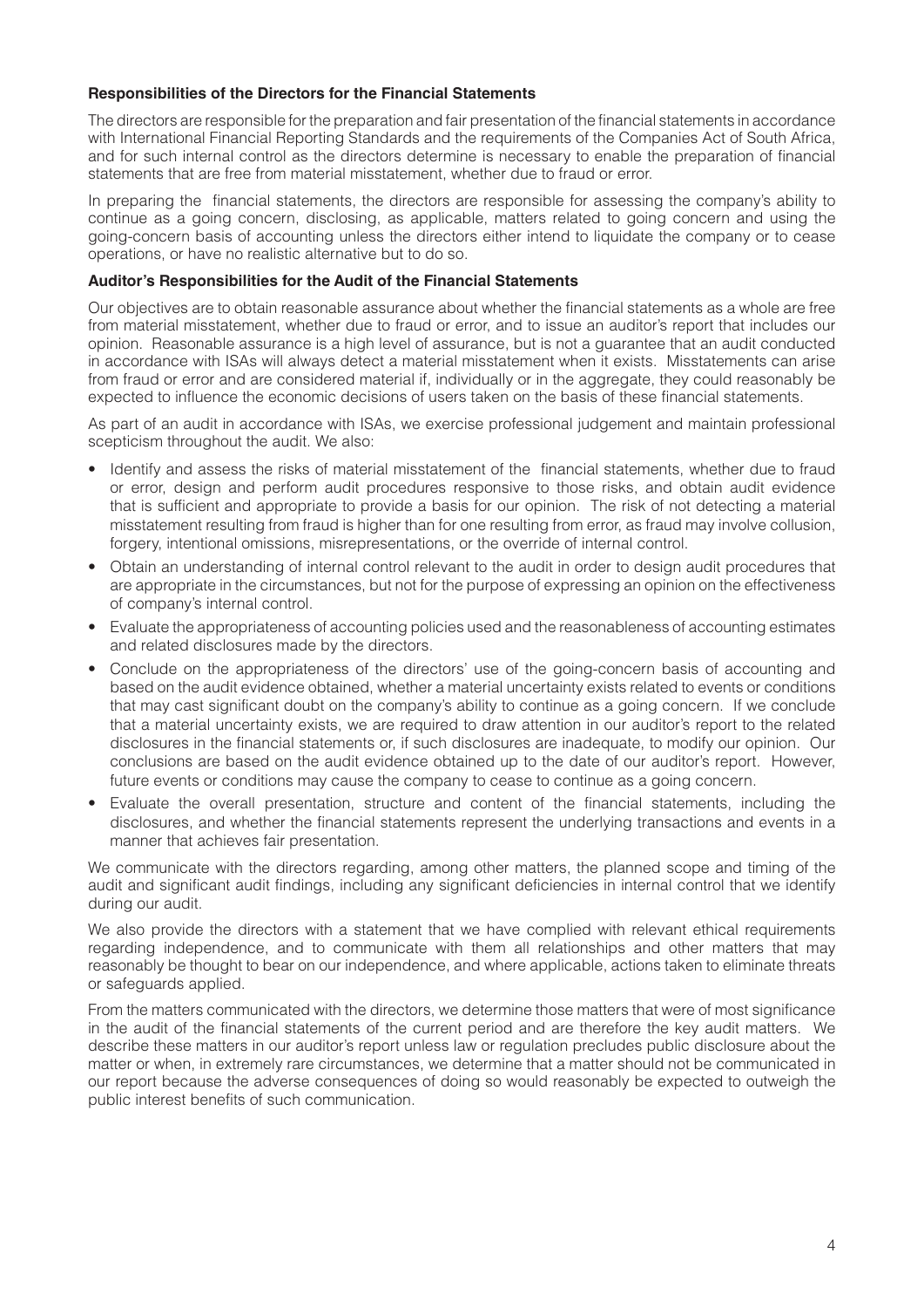**Responsibilities of the Directors for the Financial Statements**

The directors are responsible for the preparation and fair presentation of the financial statements in accordance with International Financial Reporting Standards and the requirements of the Companies Act of South Africa, and for such internal control as the directors determine is necessary to enable the preparation of financial statements that are free from material misstatement, whether due to fraud or error.

In preparing the financial statements, the directors are responsible for assessing the company's ability to continue as a going concern, disclosing, as applicable, matters related to going concern and using the going-concern basis of accounting unless the directors either intend to liquidate the company or to cease operations, or have no realistic alternative but to do so.

**Auditor's Responsibilities for the Audit of the Financial Statements**

Our objectives are to obtain reasonable assurance about whether the financial statements as a whole are free from material misstatement, whether due to fraud or error, and to issue an auditor's report that includes our opinion. Reasonable assurance is a high level of assurance, but is not a guarantee that an audit conducted in accordance with ISAs will always detect a material misstatement when it exists. Misstatements can arise from fraud or error and are considered material if, individually or in the aggregate, they could reasonably be expected to influence the economic decisions of users taken on the basis of these financial statements.

As part of an audit in accordance with ISAs, we exercise professional judgement and maintain professional scepticism throughout the audit. We also:

- Identify and assess the risks of material misstatement of the financial statements, whether due to fraud or error, design and perform audit procedures responsive to those risks, and obtain audit evidence that is sufficient and appropriate to provide a basis for our opinion. The risk of not detecting a material misstatement resulting from fraud is higher than for one resulting from error, as fraud may involve collusion, forgery, intentional omissions, misrepresentations, or the override of internal control.
- Obtain an understanding of internal control relevant to the audit in order to design audit procedures that are appropriate in the circumstances, but not for the purpose of expressing an opinion on the effectiveness of company's internal control.
- Evaluate the appropriateness of accounting policies used and the reasonableness of accounting estimates and related disclosures made by the directors.
- Conclude on the appropriateness of the directors' use of the going-concern basis of accounting and based on the audit evidence obtained, whether a material uncertainty exists related to events or conditions that may cast significant doubt on the company's ability to continue as a going concern. If we conclude that a material uncertainty exists, we are required to draw attention in our auditor's report to the related disclosures in the financial statements or, if such disclosures are inadequate, to modify our opinion. Our conclusions are based on the audit evidence obtained up to the date of our auditor's report. However, future events or conditions may cause the company to cease to continue as a going concern.
- Evaluate the overall presentation, structure and content of the financial statements, including the disclosures, and whether the financial statements represent the underlying transactions and events in a manner that achieves fair presentation.

We communicate with the directors regarding, among other matters, the planned scope and timing of the audit and significant audit findings, including any significant deficiencies in internal control that we identify during our audit.

We also provide the directors with a statement that we have complied with relevant ethical requirements regarding independence, and to communicate with them all relationships and other matters that may reasonably be thought to bear on our independence, and where applicable, actions taken to eliminate threats or safeguards applied.

From the matters communicated with the directors, we determine those matters that were of most significance in the audit of the financial statements of the current period and are therefore the key audit matters. We describe these matters in our auditor's report unless law or regulation precludes public disclosure about the matter or when, in extremely rare circumstances, we determine that a matter should not be communicated in our report because the adverse consequences of doing so would reasonably be expected to outweigh the public interest benefits of such communication.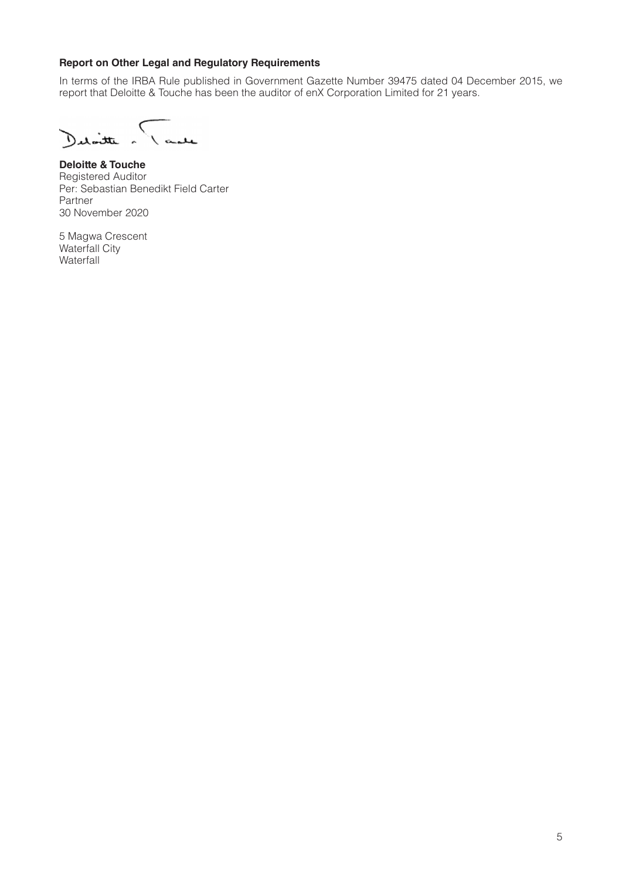**Report on Other Legal and Regulatory Requirements**

In terms of the IRBA Rule published in Government Gazette Number 39475 dated 04 December 2015, we report that Deloitte & Touche has been the auditor of enX Corporation Limited for 21 years.

**Deloitte & Touche**
Registered Auditor
Per: Sebastian Benedikt Field Carter
Partner
30 November 2020

5 Magwa Crescent
Waterfall City
Waterfall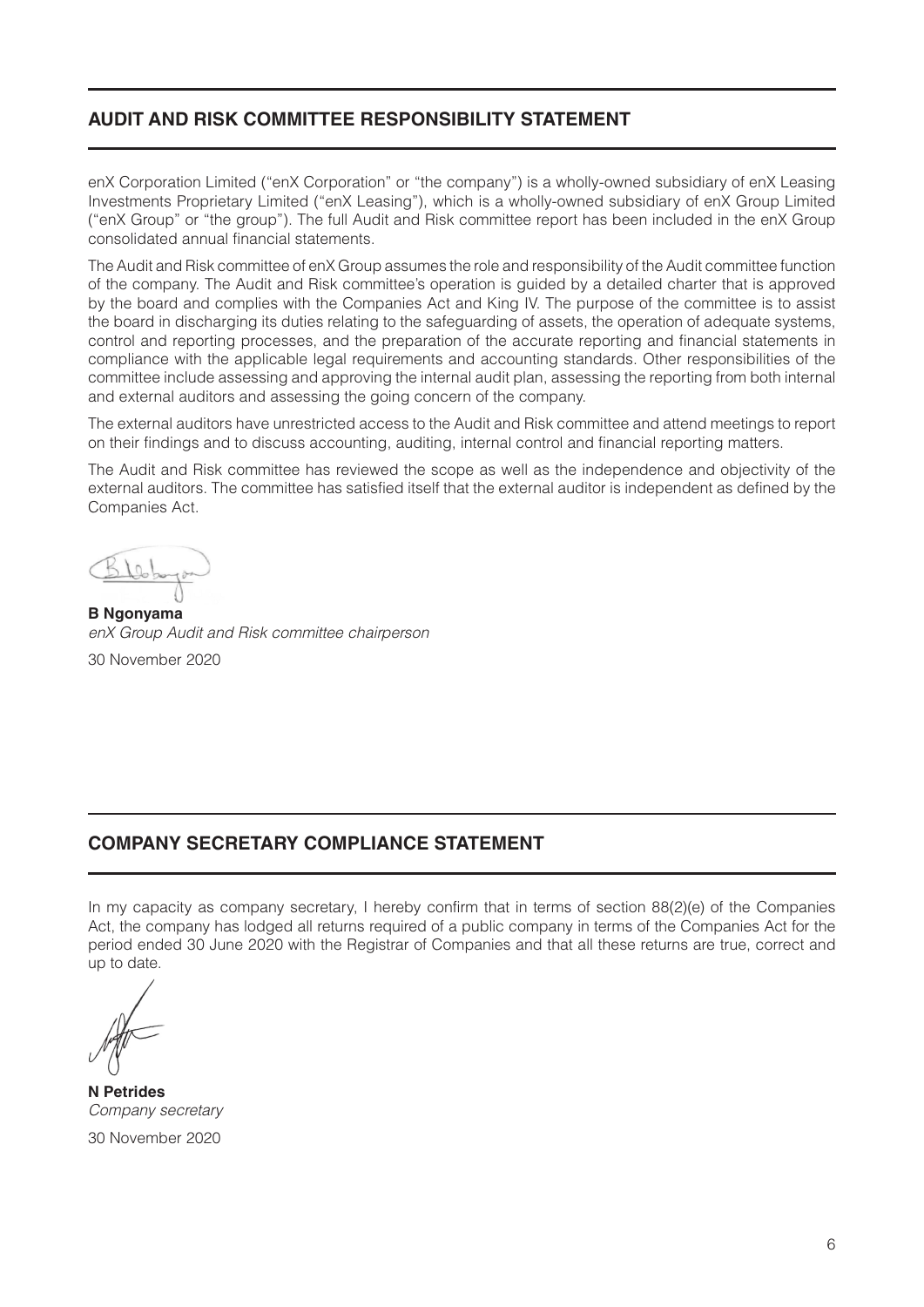## AUDIT AND RISK COMMITTEE RESPONSIBILITY STATEMENT

enX Corporation Limited ("enX Corporation" or "the company") is a wholly-owned subsidiary of enX Leasing Investments Proprietary Limited ("enX Leasing"), which is a wholly-owned subsidiary of enX Group Limited ("enX Group" or "the group"). The full Audit and Risk committee report has been included in the enX Group consolidated annual financial statements.

The Audit and Risk committee of enX Group assumes the role and responsibility of the Audit committee function of the company. The Audit and Risk committee's operation is guided by a detailed charter that is approved by the board and complies with the Companies Act and King IV. The purpose of the committee is to assist the board in discharging its duties relating to the safeguarding of assets, the operation of adequate systems, control and reporting processes, and the preparation of the accurate reporting and financial statements in compliance with the applicable legal requirements and accounting standards. Other responsibilities of the committee include assessing and approving the internal audit plan, assessing the reporting from both internal and external auditors and assessing the going concern of the company.

The external auditors have unrestricted access to the Audit and Risk committee and attend meetings to report on their findings and to discuss accounting, auditing, internal control and financial reporting matters.

The Audit and Risk committee has reviewed the scope as well as the independence and objectivity of the external auditors. The committee has satisfied itself that the external auditor is independent as defined by the Companies Act.

**B Ngonyama**
*enX Group Audit and Risk committee chairperson*
30 November 2020

## COMPANY SECRETARY COMPLIANCE STATEMENT

In my capacity as company secretary, I hereby confirm that in terms of section 88(2)(e) of the Companies Act, the company has lodged all returns required of a public company in terms of the Companies Act for the period ended 30 June 2020 with the Registrar of Companies and that all these returns are true, correct and up to date.

**N Petrides**
*Company secretary*
30 November 2020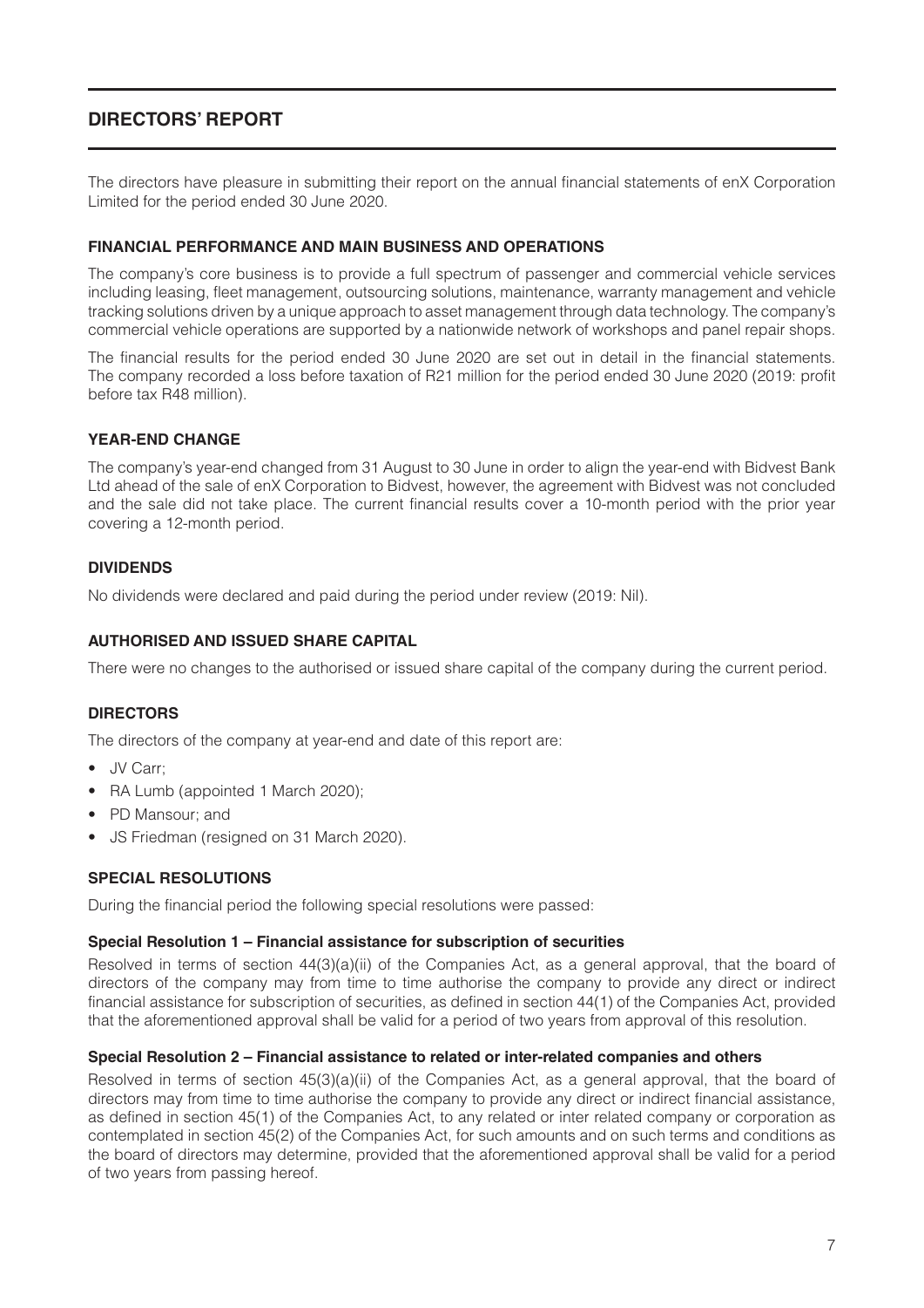# DIRECTORS' REPORT

The directors have pleasure in submitting their report on the annual financial statements of enX Corporation Limited for the period ended 30 June 2020.

## FINANCIAL PERFORMANCE AND MAIN BUSINESS AND OPERATIONS

The company's core business is to provide a full spectrum of passenger and commercial vehicle services including leasing, fleet management, outsourcing solutions, maintenance, warranty management and vehicle tracking solutions driven by a unique approach to asset management through data technology. The company's commercial vehicle operations are supported by a nationwide network of workshops and panel repair shops.

The financial results for the period ended 30 June 2020 are set out in detail in the financial statements. The company recorded a loss before taxation of R21 million for the period ended 30 June 2020 (2019: profit before tax R48 million).

## YEAR-END CHANGE

The company's year-end changed from 31 August to 30 June in order to align the year-end with Bidvest Bank Ltd ahead of the sale of enX Corporation to Bidvest, however, the agreement with Bidvest was not concluded and the sale did not take place. The current financial results cover a 10-month period with the prior year covering a 12-month period.

## DIVIDENDS

No dividends were declared and paid during the period under review (2019: Nil).

## AUTHORISED AND ISSUED SHARE CAPITAL

There were no changes to the authorised or issued share capital of the company during the current period.

## DIRECTORS

The directors of the company at year-end and date of this report are:

- JV Carr;
- RA Lumb (appointed 1 March 2020);
- PD Mansour; and
- JS Friedman (resigned on 31 March 2020).

## SPECIAL RESOLUTIONS

During the financial period the following special resolutions were passed:

### Special Resolution 1 – Financial assistance for subscription of securities

Resolved in terms of section 44(3)(a)(ii) of the Companies Act, as a general approval, that the board of directors of the company may from time to time authorise the company to provide any direct or indirect financial assistance for subscription of securities, as defined in section 44(1) of the Companies Act, provided that the aforementioned approval shall be valid for a period of two years from approval of this resolution.

### Special Resolution 2 – Financial assistance to related or inter-related companies and others

Resolved in terms of section 45(3)(a)(ii) of the Companies Act, as a general approval, that the board of directors may from time to time authorise the company to provide any direct or indirect financial assistance, as defined in section 45(1) of the Companies Act, to any related or inter related company or corporation as contemplated in section 45(2) of the Companies Act, for such amounts and on such terms and conditions as the board of directors may determine, provided that the aforementioned approval shall be valid for a period of two years from passing hereof.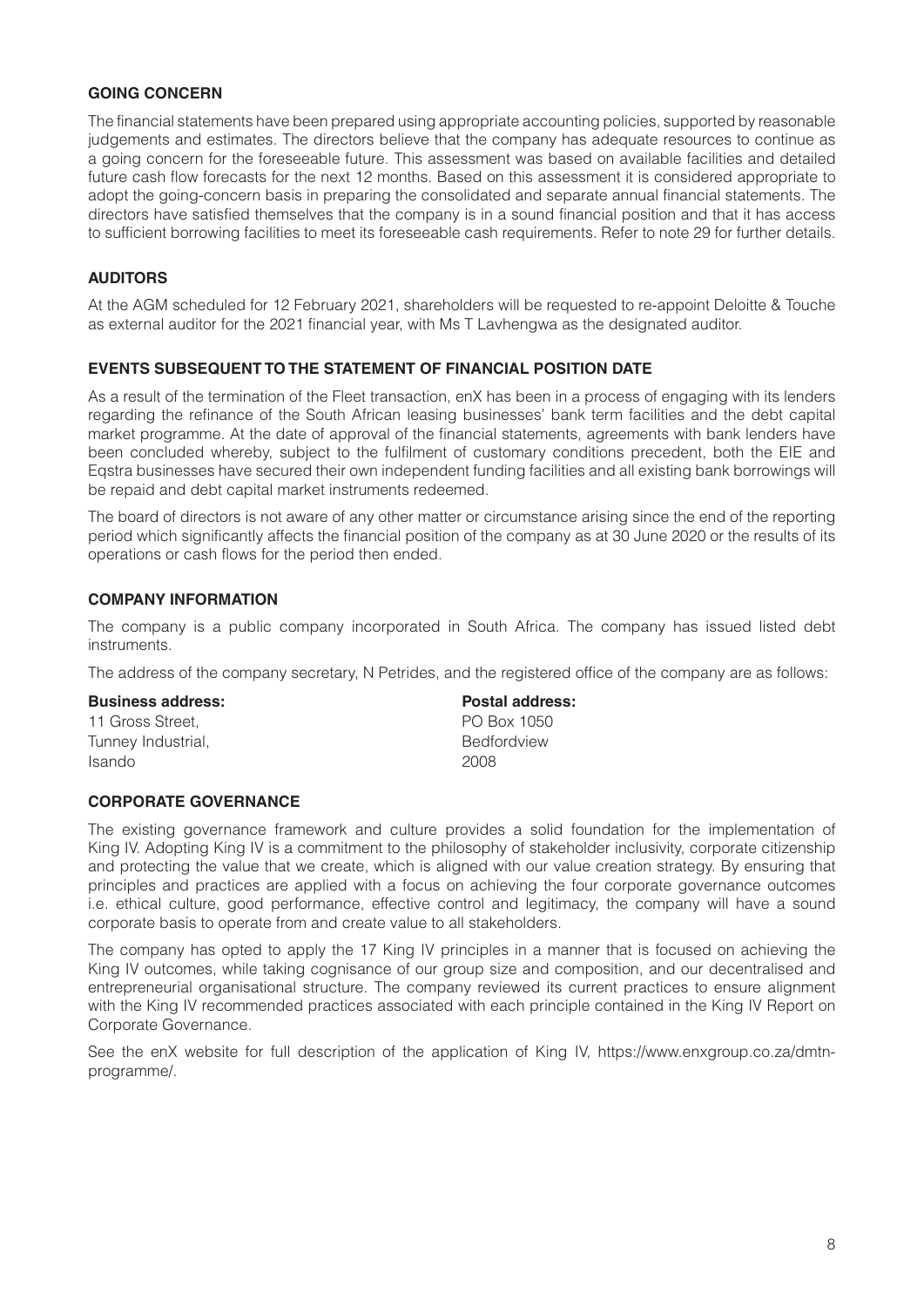## GOING CONCERN

The financial statements have been prepared using appropriate accounting policies, supported by reasonable judgements and estimates. The directors believe that the company has adequate resources to continue as a going concern for the foreseeable future. This assessment was based on available facilities and detailed future cash flow forecasts for the next 12 months. Based on this assessment it is considered appropriate to adopt the going-concern basis in preparing the consolidated and separate annual financial statements. The directors have satisfied themselves that the company is in a sound financial position and that it has access to sufficient borrowing facilities to meet its foreseeable cash requirements. Refer to note 29 for further details.

## AUDITORS

At the AGM scheduled for 12 February 2021, shareholders will be requested to re-appoint Deloitte & Touche as external auditor for the 2021 financial year, with Ms T Lavhengwa as the designated auditor.

## EVENTS SUBSEQUENT TO THE STATEMENT OF FINANCIAL POSITION DATE

As a result of the termination of the Fleet transaction, enX has been in a process of engaging with its lenders regarding the refinance of the South African leasing businesses' bank term facilities and the debt capital market programme. At the date of approval of the financial statements, agreements with bank lenders have been concluded whereby, subject to the fulfilment of customary conditions precedent, both the EIE and Eqstra businesses have secured their own independent funding facilities and all existing bank borrowings will be repaid and debt capital market instruments redeemed.

The board of directors is not aware of any other matter or circumstance arising since the end of the reporting period which significantly affects the financial position of the company as at 30 June 2020 or the results of its operations or cash flows for the period then ended.

## COMPANY INFORMATION

The company is a public company incorporated in South Africa. The company has issued listed debt instruments.

The address of the company secretary, N Petrides, and the registered office of the company are as follows:

| **Business address:** | **Postal address:** |
|---|---|
| 11 Gross Street, | PO Box 1050 |
| Tunney Industrial, | Bedfordview |
| Isando | 2008 |

## CORPORATE GOVERNANCE

The existing governance framework and culture provides a solid foundation for the implementation of King IV. Adopting King IV is a commitment to the philosophy of stakeholder inclusivity, corporate citizenship and protecting the value that we create, which is aligned with our value creation strategy. By ensuring that principles and practices are applied with a focus on achieving the four corporate governance outcomes i.e. ethical culture, good performance, effective control and legitimacy, the company will have a sound corporate basis to operate from and create value to all stakeholders.

The company has opted to apply the 17 King IV principles in a manner that is focused on achieving the King IV outcomes, while taking cognisance of our group size and composition, and our decentralised and entrepreneurial organisational structure. The company reviewed its current practices to ensure alignment with the King IV recommended practices associated with each principle contained in the King IV Report on Corporate Governance.

See the enX website for full description of the application of King IV, https://www.enxgroup.co.za/dmtn-programme/.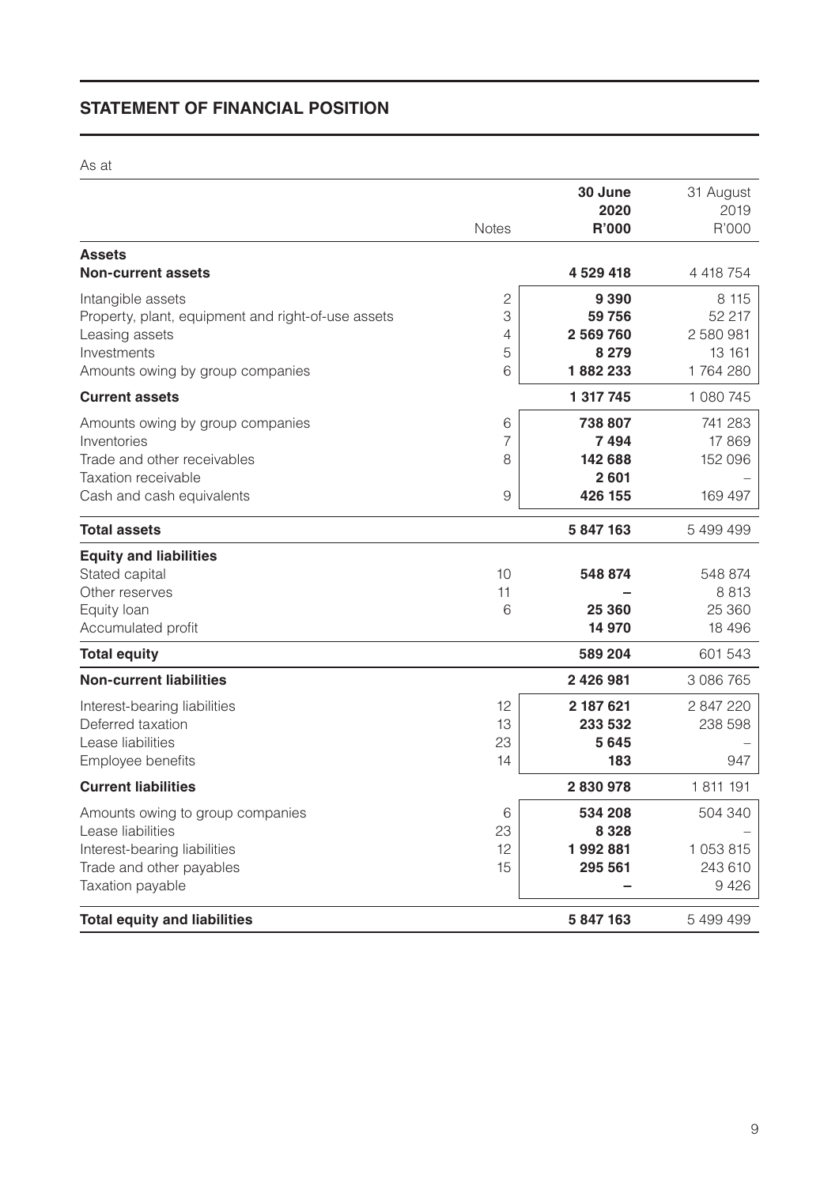## STATEMENT OF FINANCIAL POSITION

As at

| | Notes | 30 June 2020 R'000 | 31 August 2019 R'000 |
|---|---|---|---|
| **Assets** | | | |
| **Non-current assets** | | **4 529 418** | 4 418 754 |
| Intangible assets | 2 | **9 390** | 8 115 |
| Property, plant, equipment and right-of-use assets | 3 | **59 756** | 52 217 |
| Leasing assets | 4 | **2 569 760** | 2 580 981 |
| Investments | 5 | **8 279** | 13 161 |
| Amounts owing by group companies | 6 | **1 882 233** | 1 764 280 |
| **Current assets** | | **1 317 745** | 1 080 745 |
| Amounts owing by group companies | 6 | **738 807** | 741 283 |
| Inventories | 7 | **7 494** | 17 869 |
| Trade and other receivables | 8 | **142 688** | 152 096 |
| Taxation receivable | | **2 601** | – |
| Cash and cash equivalents | 9 | **426 155** | 169 497 |
| **Total assets** | | **5 847 163** | 5 499 499 |
| **Equity and liabilities** | | | |
| Stated capital | 10 | **548 874** | 548 874 |
| Other reserves | 11 | **–** | 8 813 |
| Equity loan | 6 | **25 360** | 25 360 |
| Accumulated profit | | **14 970** | 18 496 |
| **Total equity** | | **589 204** | 601 543 |
| **Non-current liabilities** | | **2 426 981** | 3 086 765 |
| Interest-bearing liabilities | 12 | **2 187 621** | 2 847 220 |
| Deferred taxation | 13 | **233 532** | 238 598 |
| Lease liabilities | 23 | **5 645** | – |
| Employee benefits | 14 | **183** | 947 |
| **Current liabilities** | | **2 830 978** | 1 811 191 |
| Amounts owing to group companies | 6 | **534 208** | 504 340 |
| Lease liabilities | 23 | **8 328** | – |
| Interest-bearing liabilities | 12 | **1 992 881** | 1 053 815 |
| Trade and other payables | 15 | **295 561** | 243 610 |
| Taxation payable | | **–** | 9 426 |
| **Total equity and liabilities** | | **5 847 163** | 5 499 499 |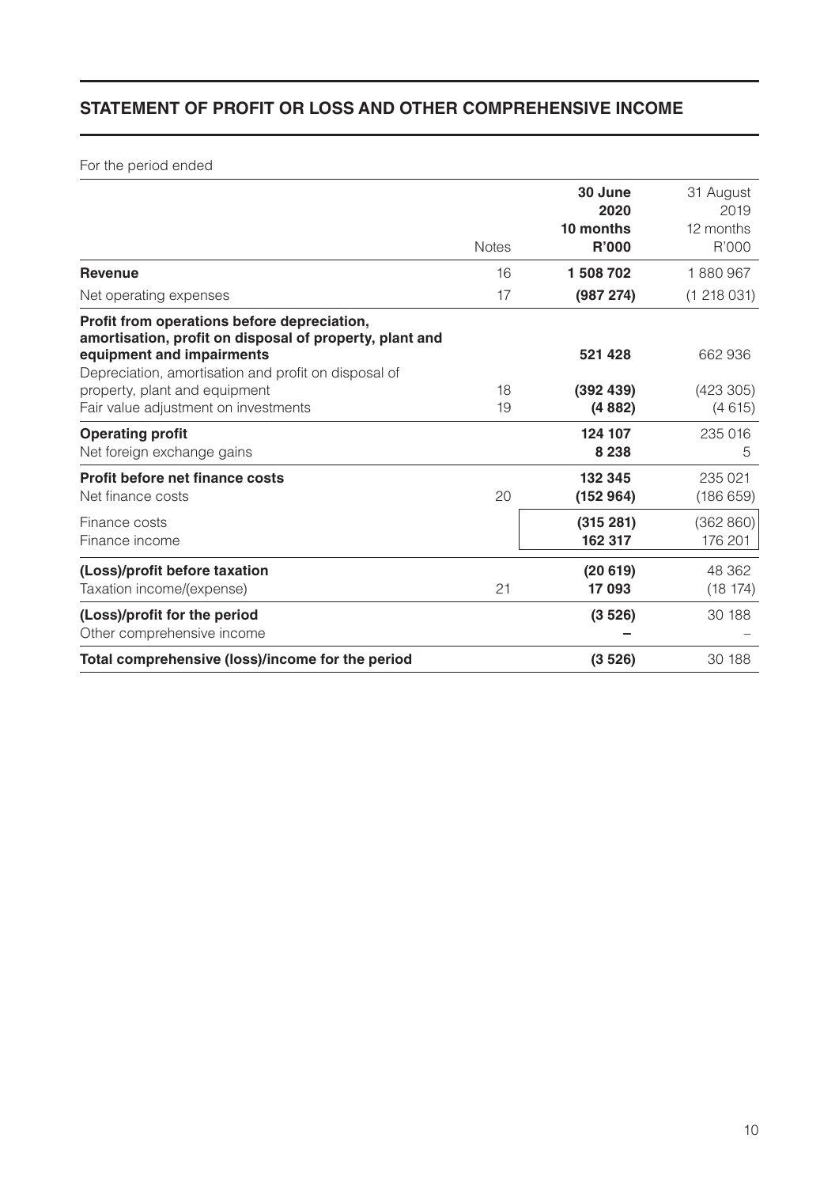## STATEMENT OF PROFIT OR LOSS AND OTHER COMPREHENSIVE INCOME

For the period ended

| | Notes | **30 June 2020 10 months R'000** | 31 August 2019 12 months R'000 |
|---|---|---|---|
| **Revenue** | 16 | **1 508 702** | 1 880 967 |
| Net operating expenses | 17 | **(987 274)** | (1 218 031) |
| **Profit from operations before depreciation, amortisation, profit on disposal of property, plant and equipment and impairments** | | **521 428** | 662 936 |
| Depreciation, amortisation and profit on disposal of property, plant and equipment | 18 | **(392 439)** | (423 305) |
| Fair value adjustment on investments | 19 | **(4 882)** | (4 615) |
| **Operating profit** | | **124 107** | 235 016 |
| Net foreign exchange gains | | **8 238** | 5 |
| **Profit before net finance costs** | | **132 345** | 235 021 |
| Net finance costs | 20 | **(152 964)** | (186 659) |
| Finance costs | | **(315 281)** | (362 860) |
| Finance income | | **162 317** | 176 201 |
| **(Loss)/profit before taxation** | | **(20 619)** | 48 362 |
| Taxation income/(expense) | 21 | **17 093** | (18 174) |
| **(Loss)/profit for the period** | | **(3 526)** | 30 188 |
| Other comprehensive income | | **–** | – |
| **Total comprehensive (loss)/income for the period** | | **(3 526)** | 30 188 |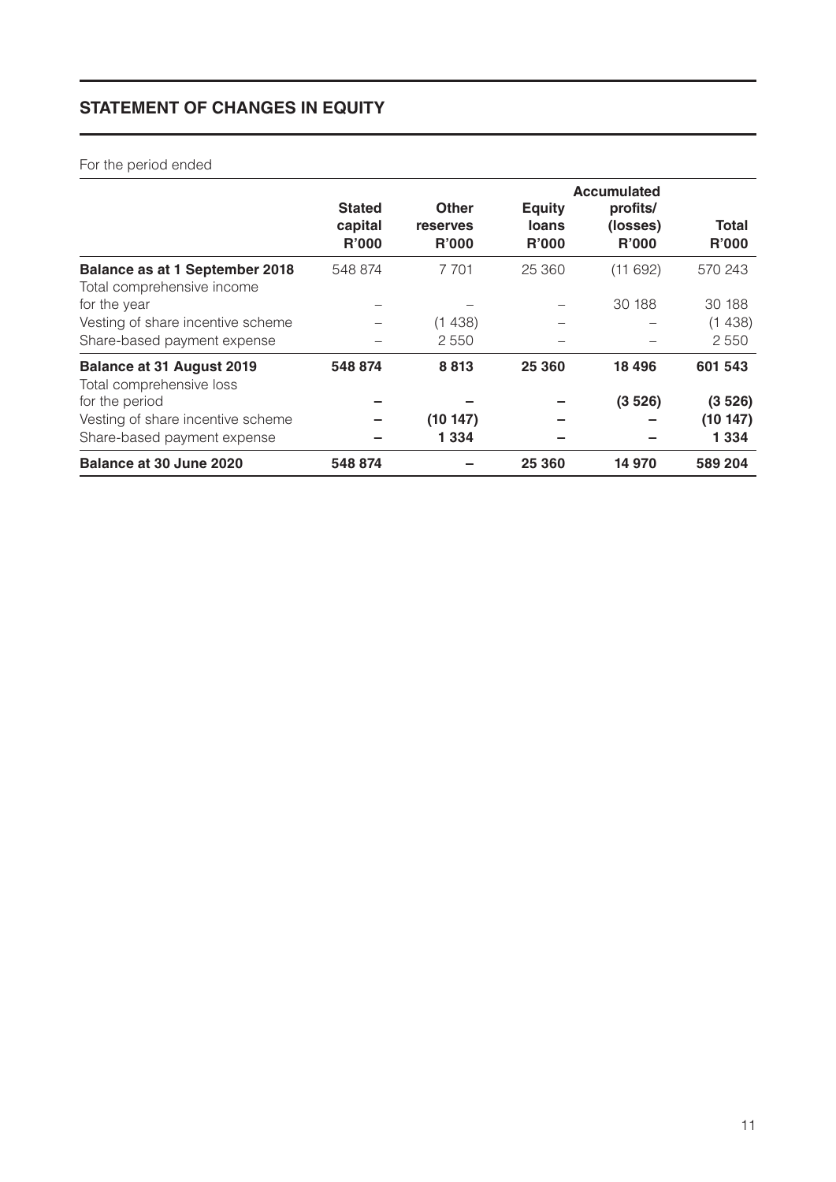## STATEMENT OF CHANGES IN EQUITY

For the period ended

| | Stated capital R'000 | Other reserves R'000 | Equity loans R'000 | Accumulated profits/ (losses) R'000 | Total R'000 |
|---|---|---|---|---|---|
| **Balance as at 1 September 2018** | 548 874 | 7 701 | 25 360 | (11 692) | 570 243 |
| Total comprehensive income for the year | – | – | – | 30 188 | 30 188 |
| Vesting of share incentive scheme | – | (1 438) | – | – | (1 438) |
| Share-based payment expense | – | 2 550 | – | – | 2 550 |
| **Balance at 31 August 2019** | **548 874** | **8 813** | **25 360** | **18 496** | **601 543** |
| Total comprehensive loss for the period | **–** | **–** | **–** | **(3 526)** | **(3 526)** |
| Vesting of share incentive scheme | **–** | **(10 147)** | **–** | **–** | **(10 147)** |
| Share-based payment expense | **–** | **1 334** | **–** | **–** | **1 334** |
| **Balance at 30 June 2020** | **548 874** | **–** | **25 360** | **14 970** | **589 204** |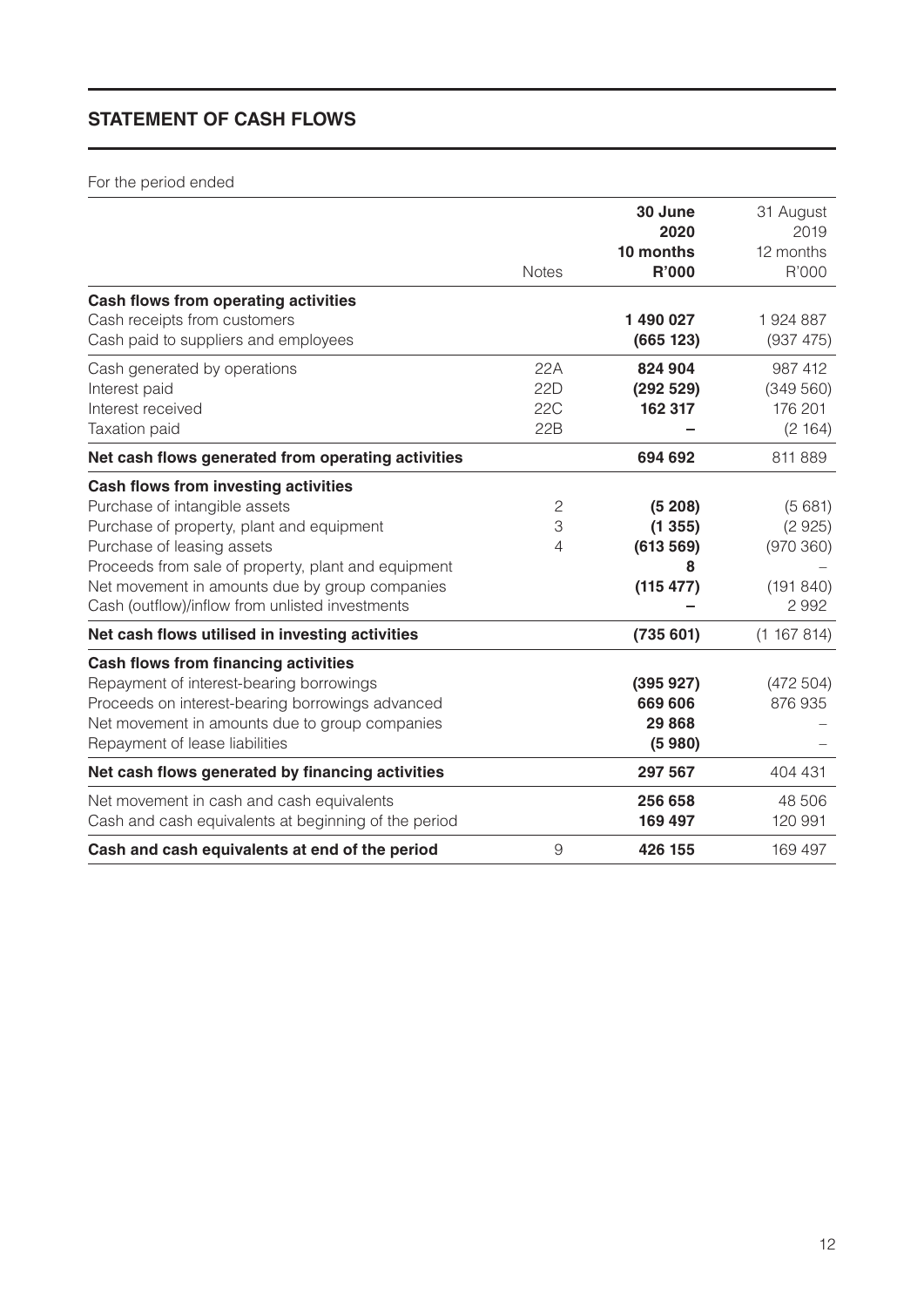## STATEMENT OF CASH FLOWS

For the period ended

| | Notes | 30 June 2020 10 months R'000 | 31 August 2019 12 months R'000 |
|---|---|---|---|
| **Cash flows from operating activities** | | | |
| Cash receipts from customers | | **1 490 027** | 1 924 887 |
| Cash paid to suppliers and employees | | **(665 123)** | (937 475) |
| Cash generated by operations | 22A | **824 904** | 987 412 |
| Interest paid | 22D | **(292 529)** | (349 560) |
| Interest received | 22C | **162 317** | 176 201 |
| Taxation paid | 22B | **–** | (2 164) |
| **Net cash flows generated from operating activities** | | **694 692** | 811 889 |
| **Cash flows from investing activities** | | | |
| Purchase of intangible assets | 2 | **(5 208)** | (5 681) |
| Purchase of property, plant and equipment | 3 | **(1 355)** | (2 925) |
| Purchase of leasing assets | 4 | **(613 569)** | (970 360) |
| Proceeds from sale of property, plant and equipment | | **8** | – |
| Net movement in amounts due by group companies | | **(115 477)** | (191 840) |
| Cash (outflow)/inflow from unlisted investments | | **–** | 2 992 |
| **Net cash flows utilised in investing activities** | | **(735 601)** | (1 167 814) |
| **Cash flows from financing activities** | | | |
| Repayment of interest-bearing borrowings | | **(395 927)** | (472 504) |
| Proceeds on interest-bearing borrowings advanced | | **669 606** | 876 935 |
| Net movement in amounts due to group companies | | **29 868** | – |
| Repayment of lease liabilities | | **(5 980)** | – |
| **Net cash flows generated by financing activities** | | **297 567** | 404 431 |
| Net movement in cash and cash equivalents | | **256 658** | 48 506 |
| Cash and cash equivalents at beginning of the period | | **169 497** | 120 991 |
| **Cash and cash equivalents at end of the period** | 9 | **426 155** | 169 497 |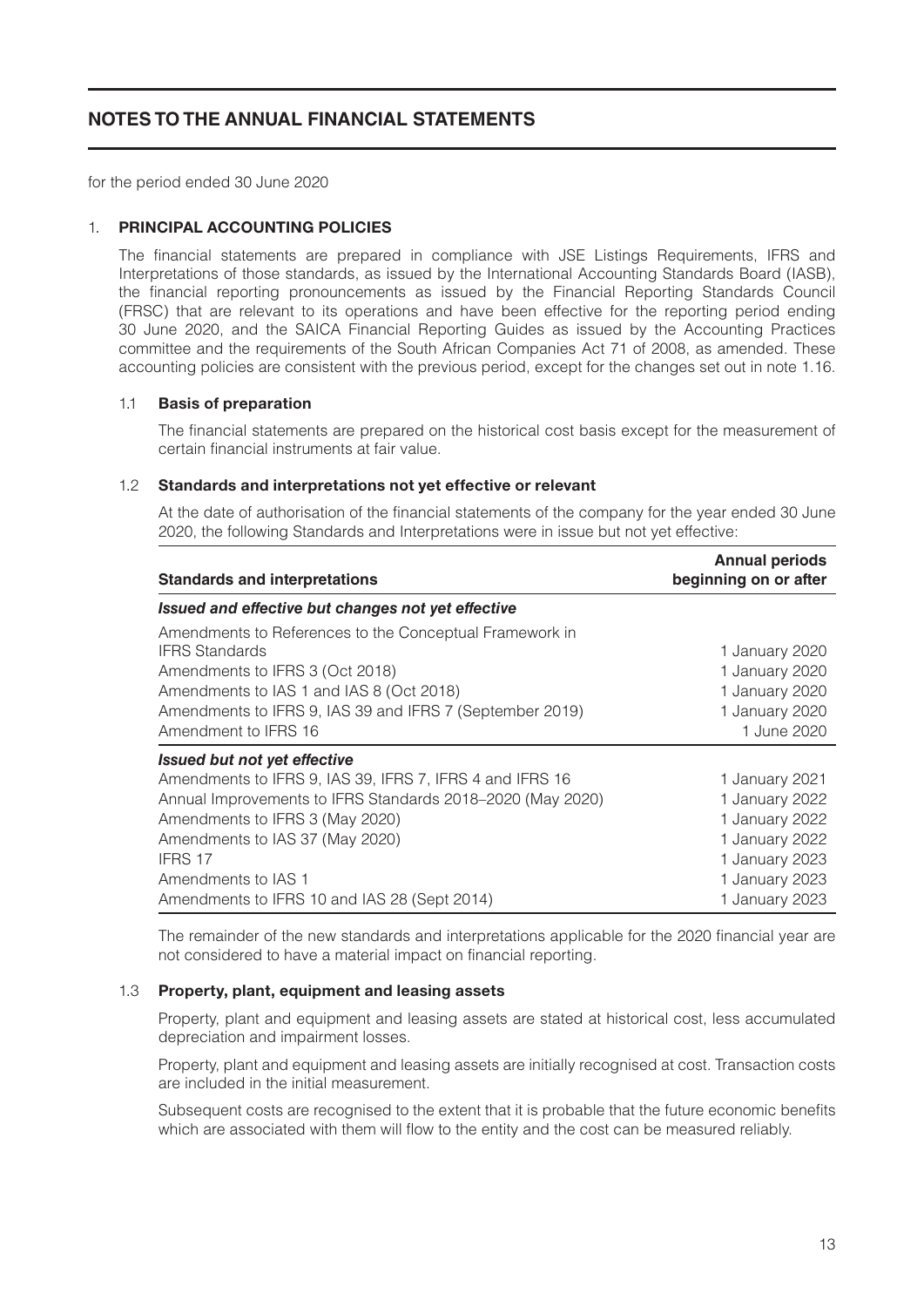# NOTES TO THE ANNUAL FINANCIAL STATEMENTS

for the period ended 30 June 2020

## 1. PRINCIPAL ACCOUNTING POLICIES

The financial statements are prepared in compliance with JSE Listings Requirements, IFRS and Interpretations of those standards, as issued by the International Accounting Standards Board (IASB), the financial reporting pronouncements as issued by the Financial Reporting Standards Council (FRSC) that are relevant to its operations and have been effective for the reporting period ending 30 June 2020, and the SAICA Financial Reporting Guides as issued by the Accounting Practices committee and the requirements of the South African Companies Act 71 of 2008, as amended. These accounting policies are consistent with the previous period, except for the changes set out in note 1.16.

### 1.1 Basis of preparation

The financial statements are prepared on the historical cost basis except for the measurement of certain financial instruments at fair value.

### 1.2 Standards and interpretations not yet effective or relevant

At the date of authorisation of the financial statements of the company for the year ended 30 June 2020, the following Standards and Interpretations were in issue but not yet effective:

| Standards and interpretations | Annual periods beginning on or after |
|---|---|
| ***Issued and effective but changes not yet effective*** | |
| Amendments to References to the Conceptual Framework in IFRS Standards | 1 January 2020 |
| Amendments to IFRS 3 (Oct 2018) | 1 January 2020 |
| Amendments to IAS 1 and IAS 8 (Oct 2018) | 1 January 2020 |
| Amendments to IFRS 9, IAS 39 and IFRS 7 (September 2019) | 1 January 2020 |
| Amendment to IFRS 16 | 1 June 2020 |
| ***Issued but not yet effective*** | |
| Amendments to IFRS 9, IAS 39, IFRS 7, IFRS 4 and IFRS 16 | 1 January 2021 |
| Annual Improvements to IFRS Standards 2018–2020 (May 2020) | 1 January 2022 |
| Amendments to IFRS 3 (May 2020) | 1 January 2022 |
| Amendments to IAS 37 (May 2020) | 1 January 2022 |
| IFRS 17 | 1 January 2023 |
| Amendments to IAS 1 | 1 January 2023 |
| Amendments to IFRS 10 and IAS 28 (Sept 2014) | 1 January 2023 |

The remainder of the new standards and interpretations applicable for the 2020 financial year are not considered to have a material impact on financial reporting.

### 1.3 Property, plant, equipment and leasing assets

Property, plant and equipment and leasing assets are stated at historical cost, less accumulated depreciation and impairment losses.

Property, plant and equipment and leasing assets are initially recognised at cost. Transaction costs are included in the initial measurement.

Subsequent costs are recognised to the extent that it is probable that the future economic benefits which are associated with them will flow to the entity and the cost can be measured reliably.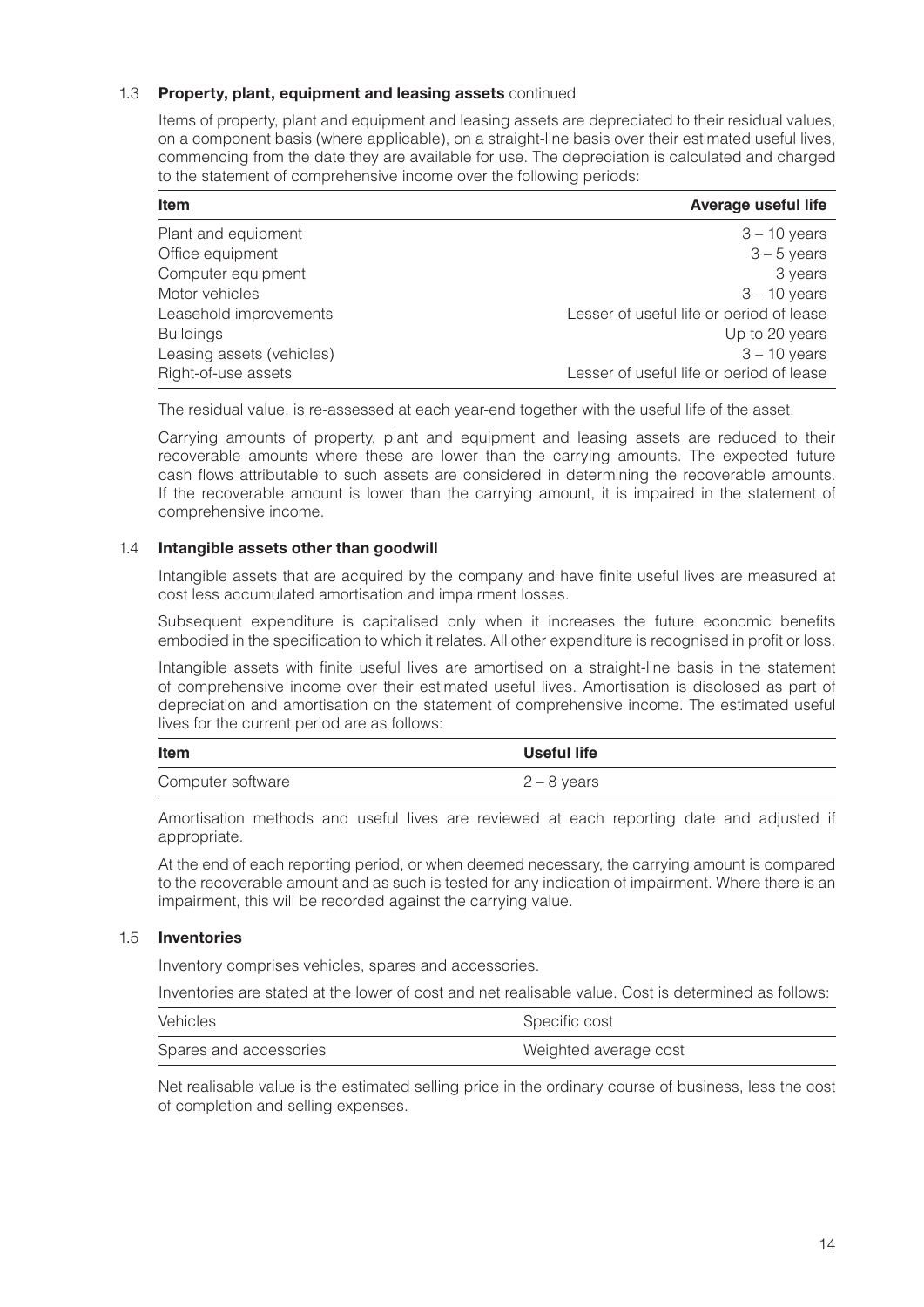### 1.3 Property, plant, equipment and leasing assets continued

Items of property, plant and equipment and leasing assets are depreciated to their residual values, on a component basis (where applicable), on a straight-line basis over their estimated useful lives, commencing from the date they are available for use. The depreciation is calculated and charged to the statement of comprehensive income over the following periods:

| Item | Average useful life |
|---|---|
| Plant and equipment | 3 – 10 years |
| Office equipment | 3 – 5 years |
| Computer equipment | 3 years |
| Motor vehicles | 3 – 10 years |
| Leasehold improvements | Lesser of useful life or period of lease |
| Buildings | Up to 20 years |
| Leasing assets (vehicles) | 3 – 10 years |
| Right-of-use assets | Lesser of useful life or period of lease |

The residual value, is re-assessed at each year-end together with the useful life of the asset.

Carrying amounts of property, plant and equipment and leasing assets are reduced to their recoverable amounts where these are lower than the carrying amounts. The expected future cash flows attributable to such assets are considered in determining the recoverable amounts. If the recoverable amount is lower than the carrying amount, it is impaired in the statement of comprehensive income.

### 1.4 Intangible assets other than goodwill

Intangible assets that are acquired by the company and have finite useful lives are measured at cost less accumulated amortisation and impairment losses.

Subsequent expenditure is capitalised only when it increases the future economic benefits embodied in the specification to which it relates. All other expenditure is recognised in profit or loss.

Intangible assets with finite useful lives are amortised on a straight-line basis in the statement of comprehensive income over their estimated useful lives. Amortisation is disclosed as part of depreciation and amortisation on the statement of comprehensive income. The estimated useful lives for the current period are as follows:

| Item | Useful life |
|---|---|
| Computer software | 2 – 8 years |

Amortisation methods and useful lives are reviewed at each reporting date and adjusted if appropriate.

At the end of each reporting period, or when deemed necessary, the carrying amount is compared to the recoverable amount and as such is tested for any indication of impairment. Where there is an impairment, this will be recorded against the carrying value.

### 1.5 Inventories

Inventory comprises vehicles, spares and accessories.

Inventories are stated at the lower of cost and net realisable value. Cost is determined as follows:

| | |
|---|---|
| Vehicles | Specific cost |
| Spares and accessories | Weighted average cost |

Net realisable value is the estimated selling price in the ordinary course of business, less the cost of completion and selling expenses.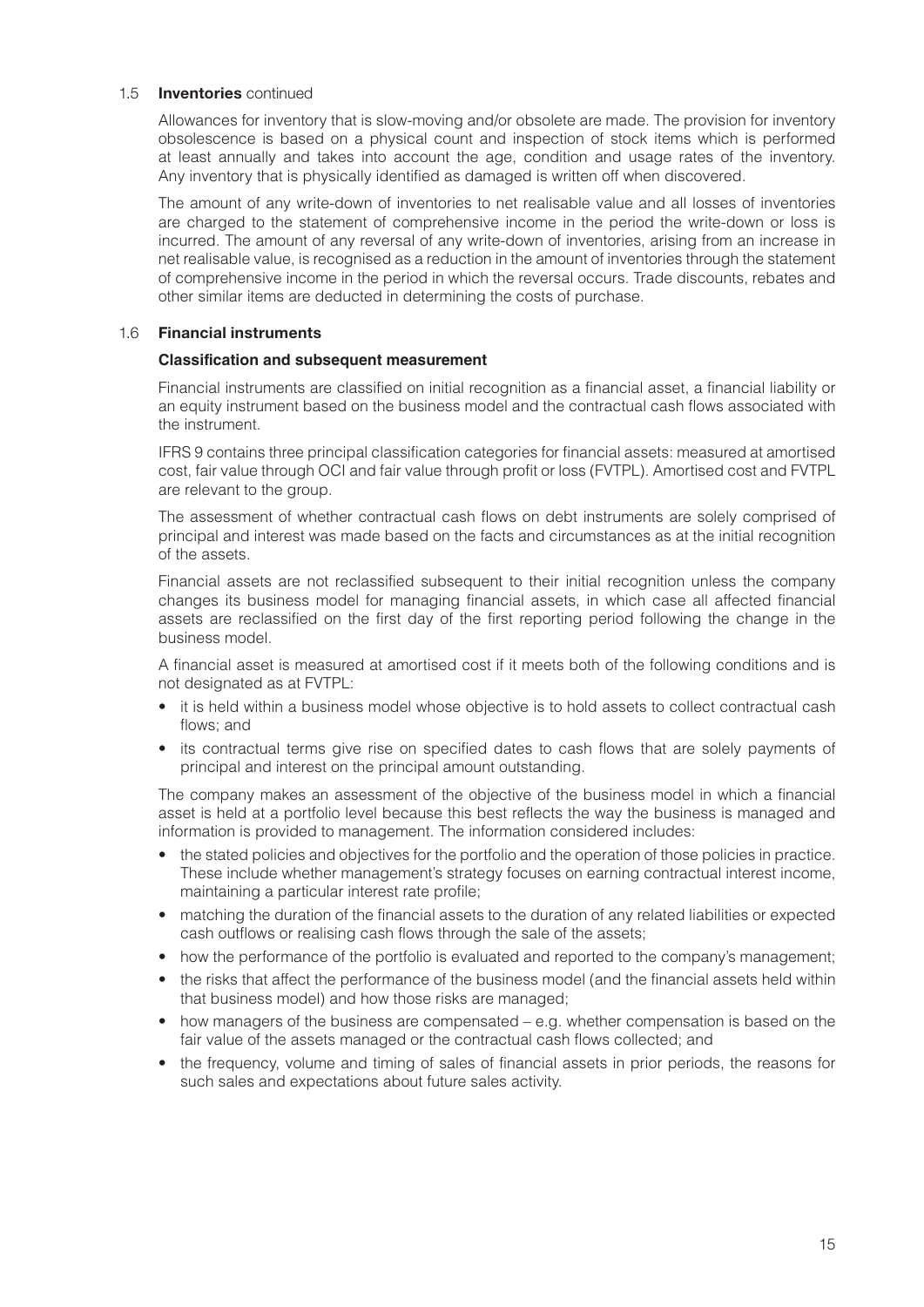### 1.5 Inventories continued

Allowances for inventory that is slow-moving and/or obsolete are made. The provision for inventory obsolescence is based on a physical count and inspection of stock items which is performed at least annually and takes into account the age, condition and usage rates of the inventory. Any inventory that is physically identified as damaged is written off when discovered.

The amount of any write-down of inventories to net realisable value and all losses of inventories are charged to the statement of comprehensive income in the period the write-down or loss is incurred. The amount of any reversal of any write-down of inventories, arising from an increase in net realisable value, is recognised as a reduction in the amount of inventories through the statement of comprehensive income in the period in which the reversal occurs. Trade discounts, rebates and other similar items are deducted in determining the costs of purchase.

### 1.6 Financial instruments

#### Classification and subsequent measurement

Financial instruments are classified on initial recognition as a financial asset, a financial liability or an equity instrument based on the business model and the contractual cash flows associated with the instrument.

IFRS 9 contains three principal classification categories for financial assets: measured at amortised cost, fair value through OCI and fair value through profit or loss (FVTPL). Amortised cost and FVTPL are relevant to the group.

The assessment of whether contractual cash flows on debt instruments are solely comprised of principal and interest was made based on the facts and circumstances as at the initial recognition of the assets.

Financial assets are not reclassified subsequent to their initial recognition unless the company changes its business model for managing financial assets, in which case all affected financial assets are reclassified on the first day of the first reporting period following the change in the business model.

A financial asset is measured at amortised cost if it meets both of the following conditions and is not designated as at FVTPL:

- it is held within a business model whose objective is to hold assets to collect contractual cash flows; and
- its contractual terms give rise on specified dates to cash flows that are solely payments of principal and interest on the principal amount outstanding.

The company makes an assessment of the objective of the business model in which a financial asset is held at a portfolio level because this best reflects the way the business is managed and information is provided to management. The information considered includes:

- the stated policies and objectives for the portfolio and the operation of those policies in practice. These include whether management's strategy focuses on earning contractual interest income, maintaining a particular interest rate profile;
- matching the duration of the financial assets to the duration of any related liabilities or expected cash outflows or realising cash flows through the sale of the assets;
- how the performance of the portfolio is evaluated and reported to the company's management;
- the risks that affect the performance of the business model (and the financial assets held within that business model) and how those risks are managed;
- how managers of the business are compensated – e.g. whether compensation is based on the fair value of the assets managed or the contractual cash flows collected; and
- the frequency, volume and timing of sales of financial assets in prior periods, the reasons for such sales and expectations about future sales activity.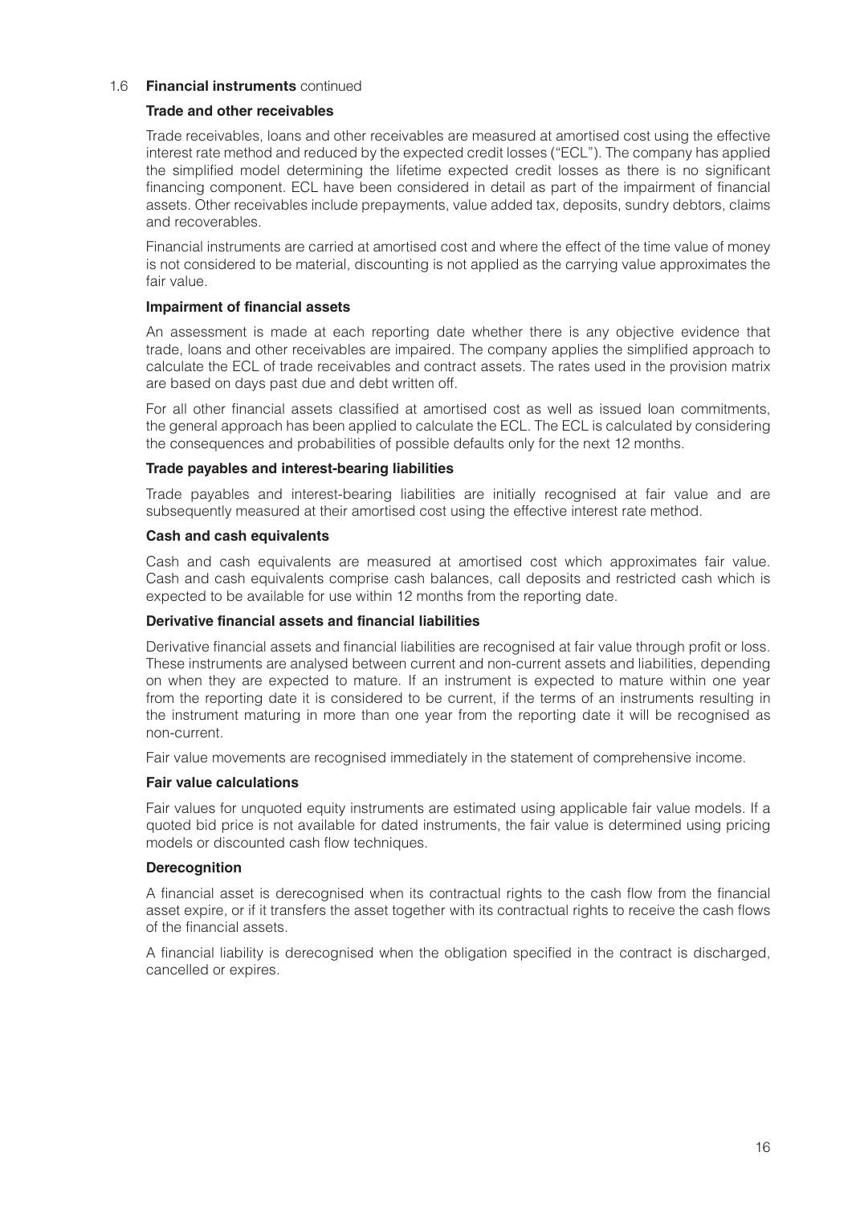## 1.6 Financial instruments continued

### Trade and other receivables

Trade receivables, loans and other receivables are measured at amortised cost using the effective interest rate method and reduced by the expected credit losses ("ECL"). The company has applied the simplified model determining the lifetime expected credit losses as there is no significant financing component. ECL have been considered in detail as part of the impairment of financial assets. Other receivables include prepayments, value added tax, deposits, sundry debtors, claims and recoverables.

Financial instruments are carried at amortised cost and where the effect of the time value of money is not considered to be material, discounting is not applied as the carrying value approximates the fair value.

### Impairment of financial assets

An assessment is made at each reporting date whether there is any objective evidence that trade, loans and other receivables are impaired. The company applies the simplified approach to calculate the ECL of trade receivables and contract assets. The rates used in the provision matrix are based on days past due and debt written off.

For all other financial assets classified at amortised cost as well as issued loan commitments, the general approach has been applied to calculate the ECL. The ECL is calculated by considering the consequences and probabilities of possible defaults only for the next 12 months.

### Trade payables and interest-bearing liabilities

Trade payables and interest-bearing liabilities are initially recognised at fair value and are subsequently measured at their amortised cost using the effective interest rate method.

### Cash and cash equivalents

Cash and cash equivalents are measured at amortised cost which approximates fair value. Cash and cash equivalents comprise cash balances, call deposits and restricted cash which is expected to be available for use within 12 months from the reporting date.

### Derivative financial assets and financial liabilities

Derivative financial assets and financial liabilities are recognised at fair value through profit or loss. These instruments are analysed between current and non-current assets and liabilities, depending on when they are expected to mature. If an instrument is expected to mature within one year from the reporting date it is considered to be current, if the terms of an instruments resulting in the instrument maturing in more than one year from the reporting date it will be recognised as non-current.

Fair value movements are recognised immediately in the statement of comprehensive income.

### Fair value calculations

Fair values for unquoted equity instruments are estimated using applicable fair value models. If a quoted bid price is not available for dated instruments, the fair value is determined using pricing models or discounted cash flow techniques.

### Derecognition

A financial asset is derecognised when its contractual rights to the cash flow from the financial asset expire, or if it transfers the asset together with its contractual rights to receive the cash flows of the financial assets.

A financial liability is derecognised when the obligation specified in the contract is discharged, cancelled or expires.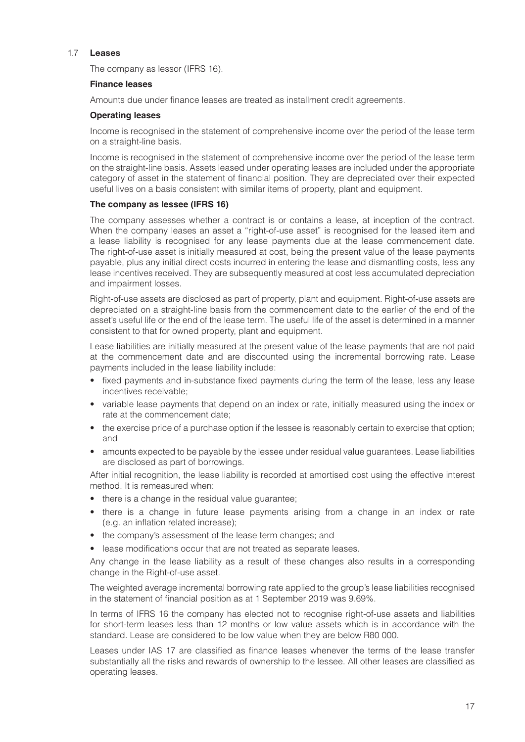## 1.7 **Leases**

The company as lessor (IFRS 16).

**Finance leases**

Amounts due under finance leases are treated as installment credit agreements.

**Operating leases**

Income is recognised in the statement of comprehensive income over the period of the lease term on a straight-line basis.

Income is recognised in the statement of comprehensive income over the period of the lease term on the straight-line basis. Assets leased under operating leases are included under the appropriate category of asset in the statement of financial position. They are depreciated over their expected useful lives on a basis consistent with similar items of property, plant and equipment.

**The company as lessee (IFRS 16)**

The company assesses whether a contract is or contains a lease, at inception of the contract. When the company leases an asset a "right-of-use asset" is recognised for the leased item and a lease liability is recognised for any lease payments due at the lease commencement date. The right-of-use asset is initially measured at cost, being the present value of the lease payments payable, plus any initial direct costs incurred in entering the lease and dismantling costs, less any lease incentives received. They are subsequently measured at cost less accumulated depreciation and impairment losses.

Right-of-use assets are disclosed as part of property, plant and equipment. Right-of-use assets are depreciated on a straight-line basis from the commencement date to the earlier of the end of the asset's useful life or the end of the lease term. The useful life of the asset is determined in a manner consistent to that for owned property, plant and equipment.

Lease liabilities are initially measured at the present value of the lease payments that are not paid at the commencement date and are discounted using the incremental borrowing rate. Lease payments included in the lease liability include:

- fixed payments and in-substance fixed payments during the term of the lease, less any lease incentives receivable;
- variable lease payments that depend on an index or rate, initially measured using the index or rate at the commencement date;
- the exercise price of a purchase option if the lessee is reasonably certain to exercise that option; and
- amounts expected to be payable by the lessee under residual value guarantees. Lease liabilities are disclosed as part of borrowings.

After initial recognition, the lease liability is recorded at amortised cost using the effective interest method. It is remeasured when:

- there is a change in the residual value guarantee;
- there is a change in future lease payments arising from a change in an index or rate (e.g. an inflation related increase);
- the company's assessment of the lease term changes; and
- lease modifications occur that are not treated as separate leases.

Any change in the lease liability as a result of these changes also results in a corresponding change in the Right-of-use asset.

The weighted average incremental borrowing rate applied to the group's lease liabilities recognised in the statement of financial position as at 1 September 2019 was 9.69%.

In terms of IFRS 16 the company has elected not to recognise right-of-use assets and liabilities for short-term leases less than 12 months or low value assets which is in accordance with the standard. Lease are considered to be low value when they are below R80 000.

Leases under IAS 17 are classified as finance leases whenever the terms of the lease transfer substantially all the risks and rewards of ownership to the lessee. All other leases are classified as operating leases.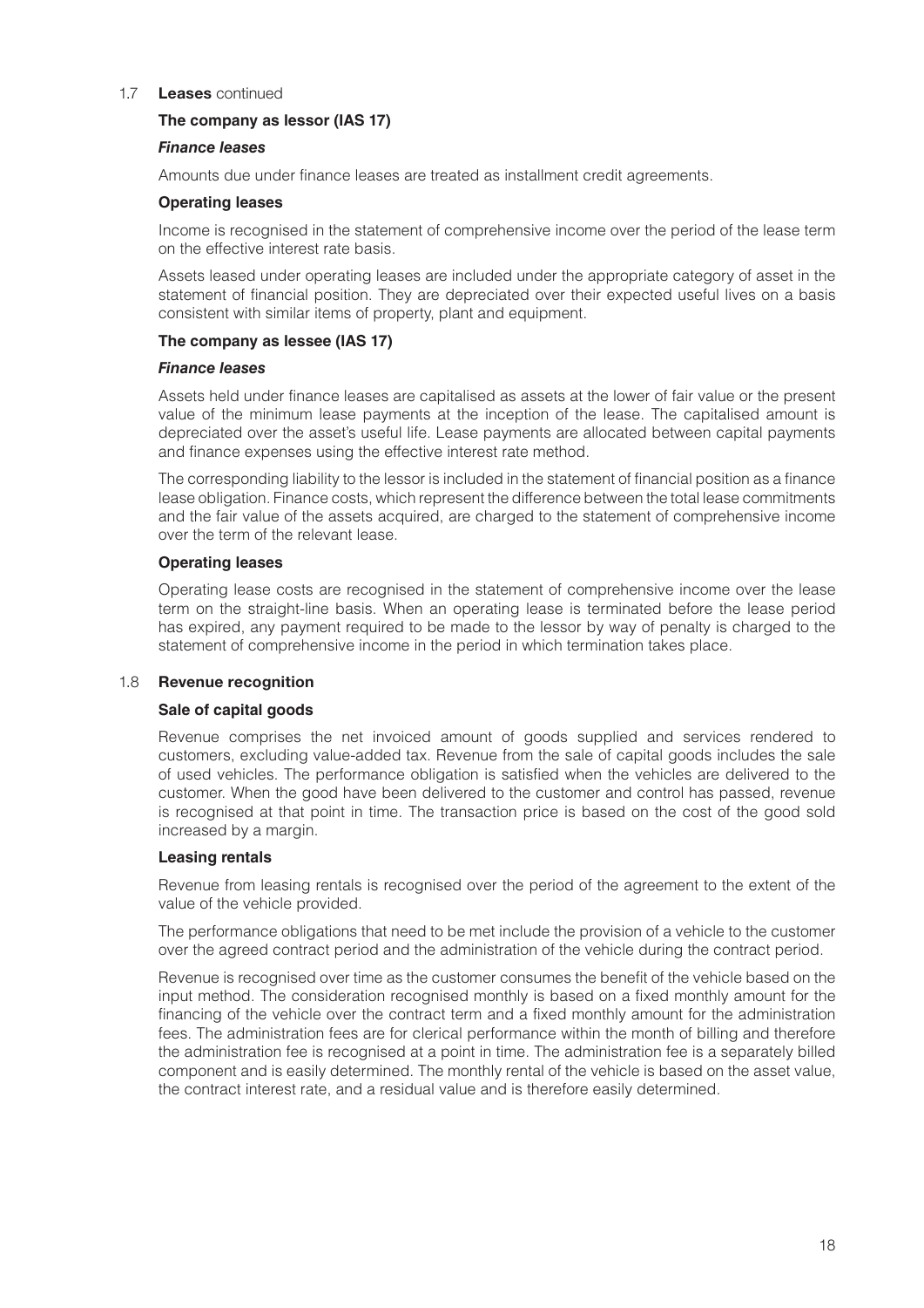## 1.7 **Leases** continued

### The company as lessor (IAS 17)

***Finance leases***

Amounts due under finance leases are treated as installment credit agreements.

**Operating leases**

Income is recognised in the statement of comprehensive income over the period of the lease term on the effective interest rate basis.

Assets leased under operating leases are included under the appropriate category of asset in the statement of financial position. They are depreciated over their expected useful lives on a basis consistent with similar items of property, plant and equipment.

### The company as lessee (IAS 17)

***Finance leases***

Assets held under finance leases are capitalised as assets at the lower of fair value or the present value of the minimum lease payments at the inception of the lease. The capitalised amount is depreciated over the asset's useful life. Lease payments are allocated between capital payments and finance expenses using the effective interest rate method.

The corresponding liability to the lessor is included in the statement of financial position as a finance lease obligation. Finance costs, which represent the difference between the total lease commitments and the fair value of the assets acquired, are charged to the statement of comprehensive income over the term of the relevant lease.

**Operating leases**

Operating lease costs are recognised in the statement of comprehensive income over the lease term on the straight-line basis. When an operating lease is terminated before the lease period has expired, any payment required to be made to the lessor by way of penalty is charged to the statement of comprehensive income in the period in which termination takes place.

## 1.8 **Revenue recognition**

**Sale of capital goods**

Revenue comprises the net invoiced amount of goods supplied and services rendered to customers, excluding value-added tax. Revenue from the sale of capital goods includes the sale of used vehicles. The performance obligation is satisfied when the vehicles are delivered to the customer. When the good have been delivered to the customer and control has passed, revenue is recognised at that point in time. The transaction price is based on the cost of the good sold increased by a margin.

**Leasing rentals**

Revenue from leasing rentals is recognised over the period of the agreement to the extent of the value of the vehicle provided.

The performance obligations that need to be met include the provision of a vehicle to the customer over the agreed contract period and the administration of the vehicle during the contract period.

Revenue is recognised over time as the customer consumes the benefit of the vehicle based on the input method. The consideration recognised monthly is based on a fixed monthly amount for the financing of the vehicle over the contract term and a fixed monthly amount for the administration fees. The administration fees are for clerical performance within the month of billing and therefore the administration fee is recognised at a point in time. The administration fee is a separately billed component and is easily determined. The monthly rental of the vehicle is based on the asset value, the contract interest rate, and a residual value and is therefore easily determined.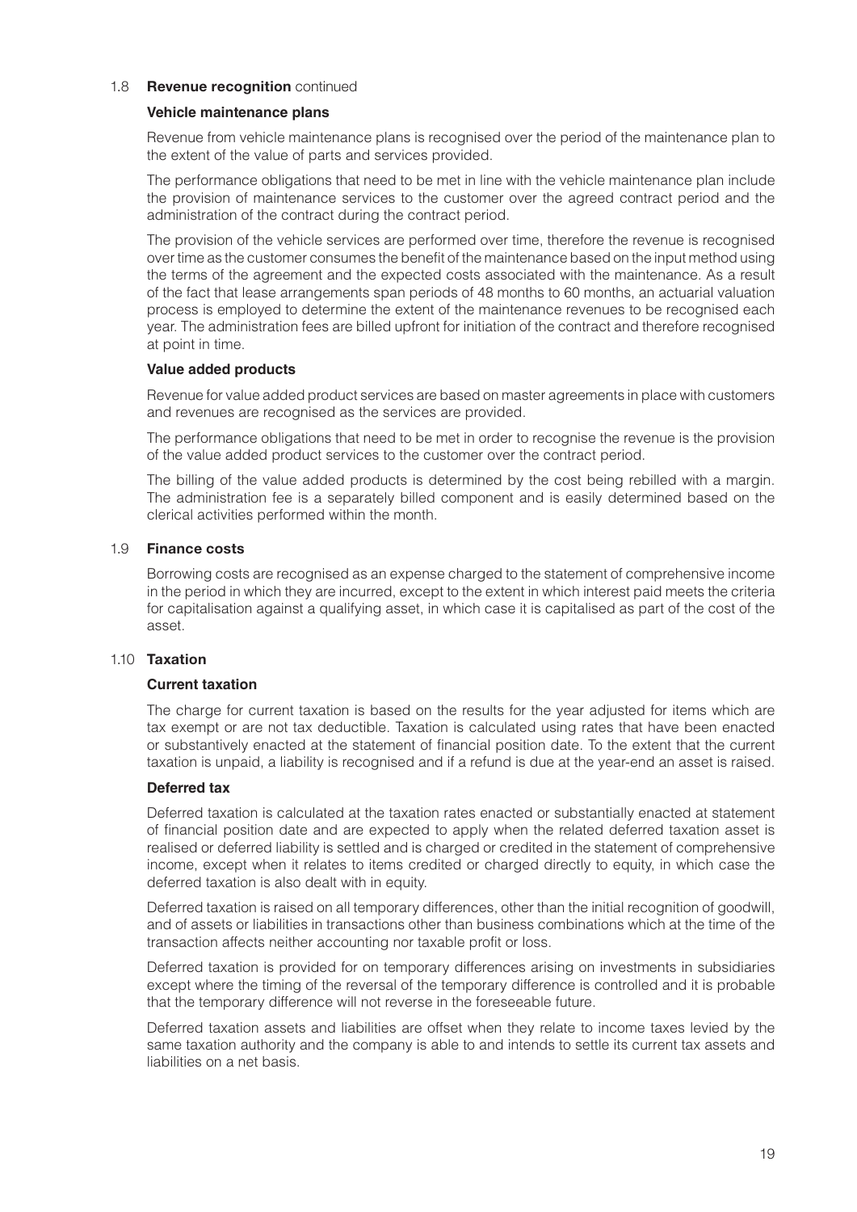### 1.8 Revenue recognition continued

**Vehicle maintenance plans**

Revenue from vehicle maintenance plans is recognised over the period of the maintenance plan to the extent of the value of parts and services provided.

The performance obligations that need to be met in line with the vehicle maintenance plan include the provision of maintenance services to the customer over the agreed contract period and the administration of the contract during the contract period.

The provision of the vehicle services are performed over time, therefore the revenue is recognised over time as the customer consumes the benefit of the maintenance based on the input method using the terms of the agreement and the expected costs associated with the maintenance. As a result of the fact that lease arrangements span periods of 48 months to 60 months, an actuarial valuation process is employed to determine the extent of the maintenance revenues to be recognised each year. The administration fees are billed upfront for initiation of the contract and therefore recognised at point in time.

**Value added products**

Revenue for value added product services are based on master agreements in place with customers and revenues are recognised as the services are provided.

The performance obligations that need to be met in order to recognise the revenue is the provision of the value added product services to the customer over the contract period.

The billing of the value added products is determined by the cost being rebilled with a margin. The administration fee is a separately billed component and is easily determined based on the clerical activities performed within the month.

### 1.9 Finance costs

Borrowing costs are recognised as an expense charged to the statement of comprehensive income in the period in which they are incurred, except to the extent in which interest paid meets the criteria for capitalisation against a qualifying asset, in which case it is capitalised as part of the cost of the asset.

### 1.10 Taxation

**Current taxation**

The charge for current taxation is based on the results for the year adjusted for items which are tax exempt or are not tax deductible. Taxation is calculated using rates that have been enacted or substantively enacted at the statement of financial position date. To the extent that the current taxation is unpaid, a liability is recognised and if a refund is due at the year-end an asset is raised.

**Deferred tax**

Deferred taxation is calculated at the taxation rates enacted or substantially enacted at statement of financial position date and are expected to apply when the related deferred taxation asset is realised or deferred liability is settled and is charged or credited in the statement of comprehensive income, except when it relates to items credited or charged directly to equity, in which case the deferred taxation is also dealt with in equity.

Deferred taxation is raised on all temporary differences, other than the initial recognition of goodwill, and of assets or liabilities in transactions other than business combinations which at the time of the transaction affects neither accounting nor taxable profit or loss.

Deferred taxation is provided for on temporary differences arising on investments in subsidiaries except where the timing of the reversal of the temporary difference is controlled and it is probable that the temporary difference will not reverse in the foreseeable future.

Deferred taxation assets and liabilities are offset when they relate to income taxes levied by the same taxation authority and the company is able to and intends to settle its current tax assets and liabilities on a net basis.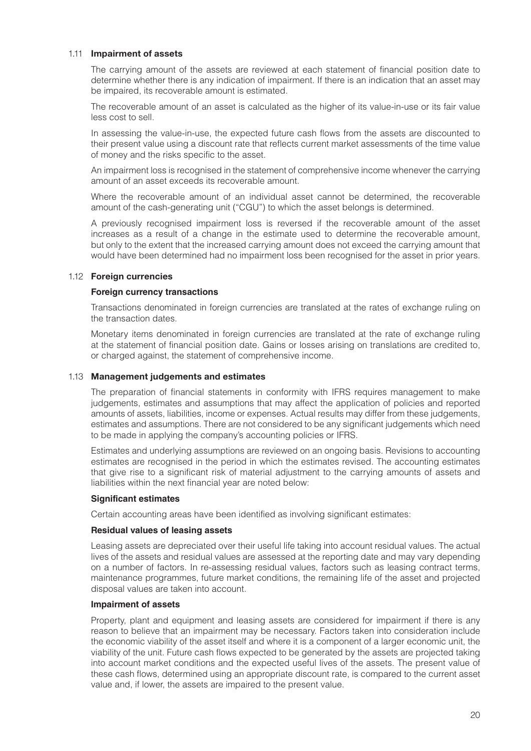### 1.11 Impairment of assets

The carrying amount of the assets are reviewed at each statement of financial position date to determine whether there is any indication of impairment. If there is an indication that an asset may be impaired, its recoverable amount is estimated.

The recoverable amount of an asset is calculated as the higher of its value-in-use or its fair value less cost to sell.

In assessing the value-in-use, the expected future cash flows from the assets are discounted to their present value using a discount rate that reflects current market assessments of the time value of money and the risks specific to the asset.

An impairment loss is recognised in the statement of comprehensive income whenever the carrying amount of an asset exceeds its recoverable amount.

Where the recoverable amount of an individual asset cannot be determined, the recoverable amount of the cash-generating unit ("CGU") to which the asset belongs is determined.

A previously recognised impairment loss is reversed if the recoverable amount of the asset increases as a result of a change in the estimate used to determine the recoverable amount, but only to the extent that the increased carrying amount does not exceed the carrying amount that would have been determined had no impairment loss been recognised for the asset in prior years.

### 1.12 Foreign currencies

**Foreign currency transactions**

Transactions denominated in foreign currencies are translated at the rates of exchange ruling on the transaction dates.

Monetary items denominated in foreign currencies are translated at the rate of exchange ruling at the statement of financial position date. Gains or losses arising on translations are credited to, or charged against, the statement of comprehensive income.

### 1.13 Management judgements and estimates

The preparation of financial statements in conformity with IFRS requires management to make judgements, estimates and assumptions that may affect the application of policies and reported amounts of assets, liabilities, income or expenses. Actual results may differ from these judgements, estimates and assumptions. There are not considered to be any significant judgements which need to be made in applying the company's accounting policies or IFRS.

Estimates and underlying assumptions are reviewed on an ongoing basis. Revisions to accounting estimates are recognised in the period in which the estimates revised. The accounting estimates that give rise to a significant risk of material adjustment to the carrying amounts of assets and liabilities within the next financial year are noted below:

**Significant estimates**

Certain accounting areas have been identified as involving significant estimates:

**Residual values of leasing assets**

Leasing assets are depreciated over their useful life taking into account residual values. The actual lives of the assets and residual values are assessed at the reporting date and may vary depending on a number of factors. In re-assessing residual values, factors such as leasing contract terms, maintenance programmes, future market conditions, the remaining life of the asset and projected disposal values are taken into account.

**Impairment of assets**

Property, plant and equipment and leasing assets are considered for impairment if there is any reason to believe that an impairment may be necessary. Factors taken into consideration include the economic viability of the asset itself and where it is a component of a larger economic unit, the viability of the unit. Future cash flows expected to be generated by the assets are projected taking into account market conditions and the expected useful lives of the assets. The present value of these cash flows, determined using an appropriate discount rate, is compared to the current asset value and, if lower, the assets are impaired to the present value.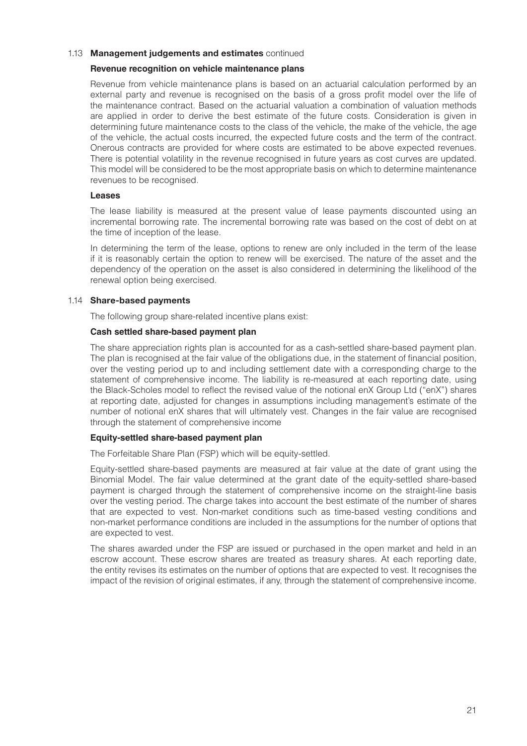### 1.13 **Management judgements and estimates** continued

**Revenue recognition on vehicle maintenance plans**

Revenue from vehicle maintenance plans is based on an actuarial calculation performed by an external party and revenue is recognised on the basis of a gross profit model over the life of the maintenance contract. Based on the actuarial valuation a combination of valuation methods are applied in order to derive the best estimate of the future costs. Consideration is given in determining future maintenance costs to the class of the vehicle, the make of the vehicle, the age of the vehicle, the actual costs incurred, the expected future costs and the term of the contract. Onerous contracts are provided for where costs are estimated to be above expected revenues. There is potential volatility in the revenue recognised in future years as cost curves are updated. This model will be considered to be the most appropriate basis on which to determine maintenance revenues to be recognised.

**Leases**

The lease liability is measured at the present value of lease payments discounted using an incremental borrowing rate. The incremental borrowing rate was based on the cost of debt on at the time of inception of the lease.

In determining the term of the lease, options to renew are only included in the term of the lease if it is reasonably certain the option to renew will be exercised. The nature of the asset and the dependency of the operation on the asset is also considered in determining the likelihood of the renewal option being exercised.

### 1.14 **Share-based payments**

The following group share-related incentive plans exist:

**Cash settled share-based payment plan**

The share appreciation rights plan is accounted for as a cash-settled share-based payment plan. The plan is recognised at the fair value of the obligations due, in the statement of financial position, over the vesting period up to and including settlement date with a corresponding charge to the statement of comprehensive income. The liability is re-measured at each reporting date, using the Black-Scholes model to reflect the revised value of the notional enX Group Ltd ("enX") shares at reporting date, adjusted for changes in assumptions including management's estimate of the number of notional enX shares that will ultimately vest. Changes in the fair value are recognised through the statement of comprehensive income

**Equity-settled share-based payment plan**

The Forfeitable Share Plan (FSP) which will be equity-settled.

Equity-settled share-based payments are measured at fair value at the date of grant using the Binomial Model. The fair value determined at the grant date of the equity-settled share-based payment is charged through the statement of comprehensive income on the straight-line basis over the vesting period. The charge takes into account the best estimate of the number of shares that are expected to vest. Non-market conditions such as time-based vesting conditions and non-market performance conditions are included in the assumptions for the number of options that are expected to vest.

The shares awarded under the FSP are issued or purchased in the open market and held in an escrow account. These escrow shares are treated as treasury shares. At each reporting date, the entity revises its estimates on the number of options that are expected to vest. It recognises the impact of the revision of original estimates, if any, through the statement of comprehensive income.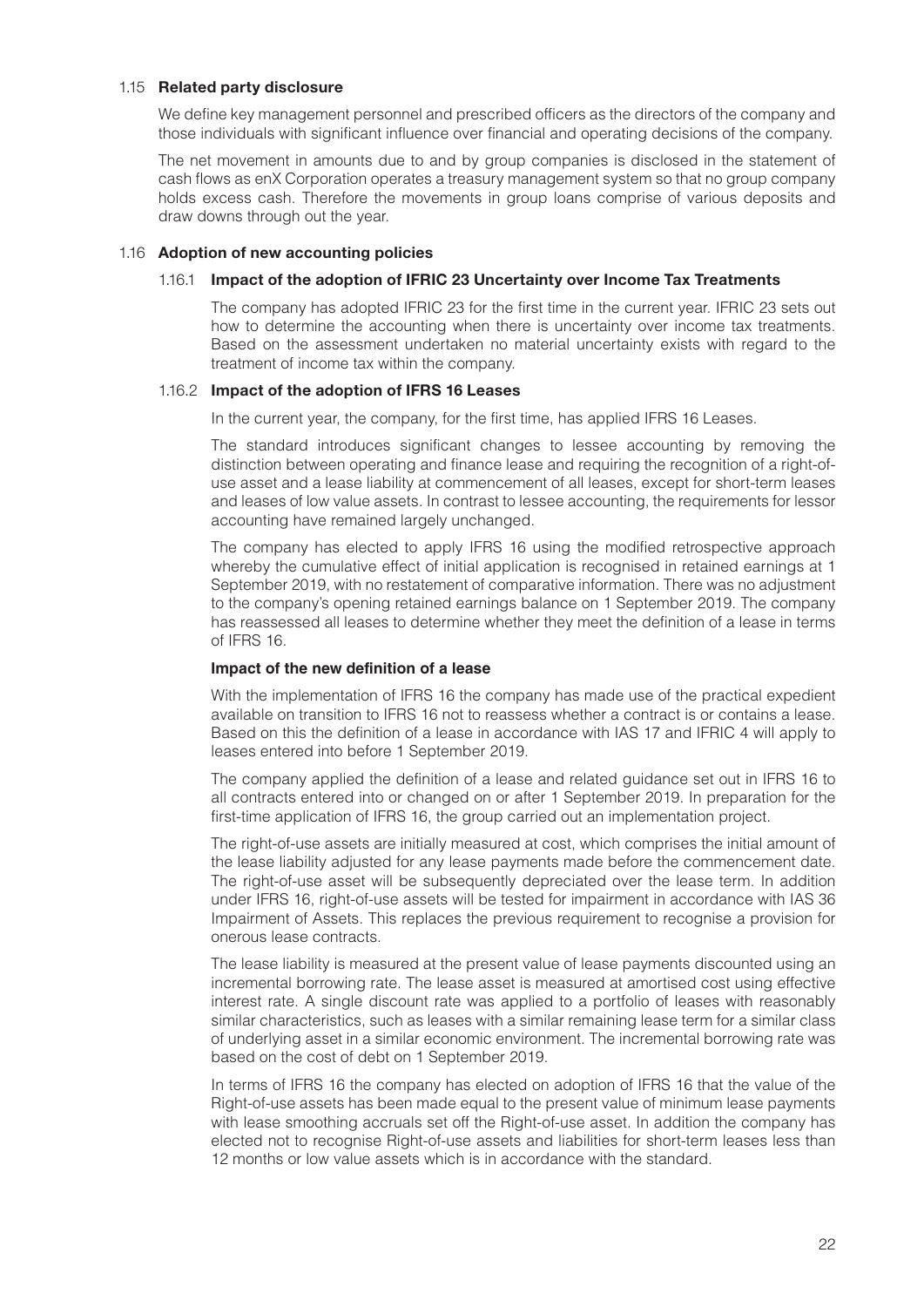### 1.15 Related party disclosure

We define key management personnel and prescribed officers as the directors of the company and those individuals with significant influence over financial and operating decisions of the company.

The net movement in amounts due to and by group companies is disclosed in the statement of cash flows as enX Corporation operates a treasury management system so that no group company holds excess cash. Therefore the movements in group loans comprise of various deposits and draw downs through out the year.

### 1.16 Adoption of new accounting policies

#### 1.16.1 Impact of the adoption of IFRIC 23 Uncertainty over Income Tax Treatments

The company has adopted IFRIC 23 for the first time in the current year. IFRIC 23 sets out how to determine the accounting when there is uncertainty over income tax treatments. Based on the assessment undertaken no material uncertainty exists with regard to the treatment of income tax within the company.

#### 1.16.2 Impact of the adoption of IFRS 16 Leases

In the current year, the company, for the first time, has applied IFRS 16 Leases.

The standard introduces significant changes to lessee accounting by removing the distinction between operating and finance lease and requiring the recognition of a right-of-use asset and a lease liability at commencement of all leases, except for short-term leases and leases of low value assets. In contrast to lessee accounting, the requirements for lessor accounting have remained largely unchanged.

The company has elected to apply IFRS 16 using the modified retrospective approach whereby the cumulative effect of initial application is recognised in retained earnings at 1 September 2019, with no restatement of comparative information. There was no adjustment to the company's opening retained earnings balance on 1 September 2019. The company has reassessed all leases to determine whether they meet the definition of a lease in terms of IFRS 16.

**Impact of the new definition of a lease**

With the implementation of IFRS 16 the company has made use of the practical expedient available on transition to IFRS 16 not to reassess whether a contract is or contains a lease. Based on this the definition of a lease in accordance with IAS 17 and IFRIC 4 will apply to leases entered into before 1 September 2019.

The company applied the definition of a lease and related guidance set out in IFRS 16 to all contracts entered into or changed on or after 1 September 2019. In preparation for the first-time application of IFRS 16, the group carried out an implementation project.

The right-of-use assets are initially measured at cost, which comprises the initial amount of the lease liability adjusted for any lease payments made before the commencement date. The right-of-use asset will be subsequently depreciated over the lease term. In addition under IFRS 16, right-of-use assets will be tested for impairment in accordance with IAS 36 Impairment of Assets. This replaces the previous requirement to recognise a provision for onerous lease contracts.

The lease liability is measured at the present value of lease payments discounted using an incremental borrowing rate. The lease asset is measured at amortised cost using effective interest rate. A single discount rate was applied to a portfolio of leases with reasonably similar characteristics, such as leases with a similar remaining lease term for a similar class of underlying asset in a similar economic environment. The incremental borrowing rate was based on the cost of debt on 1 September 2019.

In terms of IFRS 16 the company has elected on adoption of IFRS 16 that the value of the Right-of-use assets has been made equal to the present value of minimum lease payments with lease smoothing accruals set off the Right-of-use asset. In addition the company has elected not to recognise Right-of-use assets and liabilities for short-term leases less than 12 months or low value assets which is in accordance with the standard.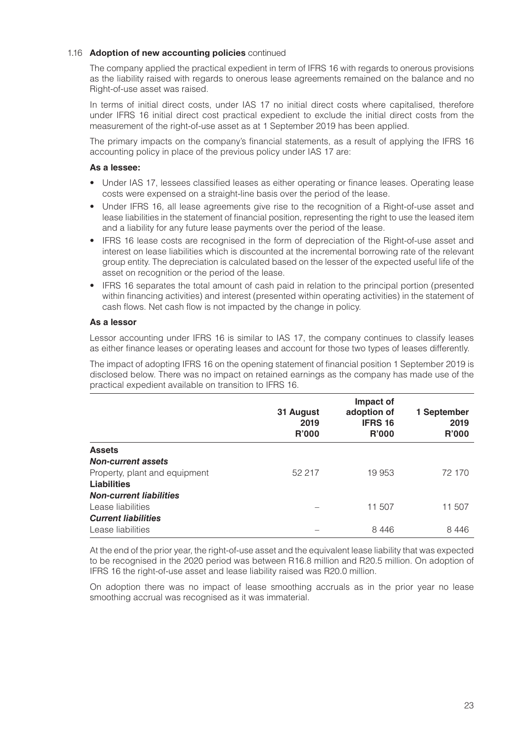1.16 **Adoption of new accounting policies** continued

The company applied the practical expedient in term of IFRS 16 with regards to onerous provisions as the liability raised with regards to onerous lease agreements remained on the balance and no Right-of-use asset was raised.

In terms of initial direct costs, under IAS 17 no initial direct costs where capitalised, therefore under IFRS 16 initial direct cost practical expedient to exclude the initial direct costs from the measurement of the right-of-use asset as at 1 September 2019 has been applied.

The primary impacts on the company's financial statements, as a result of applying the IFRS 16 accounting policy in place of the previous policy under IAS 17 are:

**As a lessee:**

- Under IAS 17, lessees classified leases as either operating or finance leases. Operating lease costs were expensed on a straight-line basis over the period of the lease.
- Under IFRS 16, all lease agreements give rise to the recognition of a Right-of-use asset and lease liabilities in the statement of financial position, representing the right to use the leased item and a liability for any future lease payments over the period of the lease.
- IFRS 16 lease costs are recognised in the form of depreciation of the Right-of-use asset and interest on lease liabilities which is discounted at the incremental borrowing rate of the relevant group entity. The depreciation is calculated based on the lesser of the expected useful life of the asset on recognition or the period of the lease.
- IFRS 16 separates the total amount of cash paid in relation to the principal portion (presented within financing activities) and interest (presented within operating activities) in the statement of cash flows. Net cash flow is not impacted by the change in policy.

**As a lessor**

Lessor accounting under IFRS 16 is similar to IAS 17, the company continues to classify leases as either finance leases or operating leases and account for those two types of leases differently.

The impact of adopting IFRS 16 on the opening statement of financial position 1 September 2019 is disclosed below. There was no impact on retained earnings as the company has made use of the practical expedient available on transition to IFRS 16.

| | 31 August 2019 R'000 | Impact of adoption of IFRS 16 R'000 | 1 September 2019 R'000 |
|---|---|---|---|
| **Assets** | | | |
| ***Non-current assets*** | | | |
| Property, plant and equipment | 52 217 | 19 953 | 72 170 |
| **Liabilities** | | | |
| ***Non-current liabilities*** | | | |
| Lease liabilities | – | 11 507 | 11 507 |
| ***Current liabilities*** | | | |
| Lease liabilities | – | 8 446 | 8 446 |

At the end of the prior year, the right-of-use asset and the equivalent lease liability that was expected to be recognised in the 2020 period was between R16.8 million and R20.5 million. On adoption of IFRS 16 the right-of-use asset and lease liability raised was R20.0 million.

On adoption there was no impact of lease smoothing accruals as in the prior year no lease smoothing accrual was recognised as it was immaterial.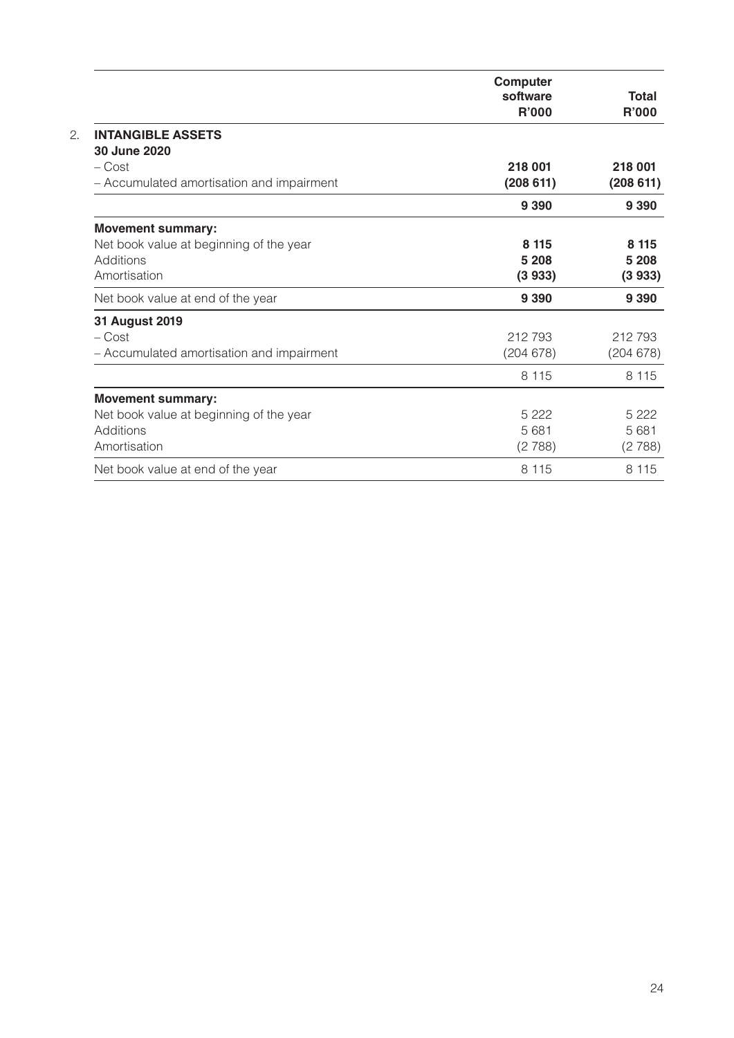## 2. INTANGIBLE ASSETS

| | Computer software R'000 | Total R'000 |
|---|---|---|
| **30 June 2020** | | |
| – Cost | **218 001** | **218 001** |
| – Accumulated amortisation and impairment | **(208 611)** | **(208 611)** |
| | **9 390** | **9 390** |
| **Movement summary:** | | |
| Net book value at beginning of the year | **8 115** | **8 115** |
| Additions | **5 208** | **5 208** |
| Amortisation | **(3 933)** | **(3 933)** |
| Net book value at end of the year | **9 390** | **9 390** |
| **31 August 2019** | | |
| – Cost | 212 793 | 212 793 |
| – Accumulated amortisation and impairment | (204 678) | (204 678) |
| | 8 115 | 8 115 |
| **Movement summary:** | | |
| Net book value at beginning of the year | 5 222 | 5 222 |
| Additions | 5 681 | 5 681 |
| Amortisation | (2 788) | (2 788) |
| Net book value at end of the year | 8 115 | 8 115 |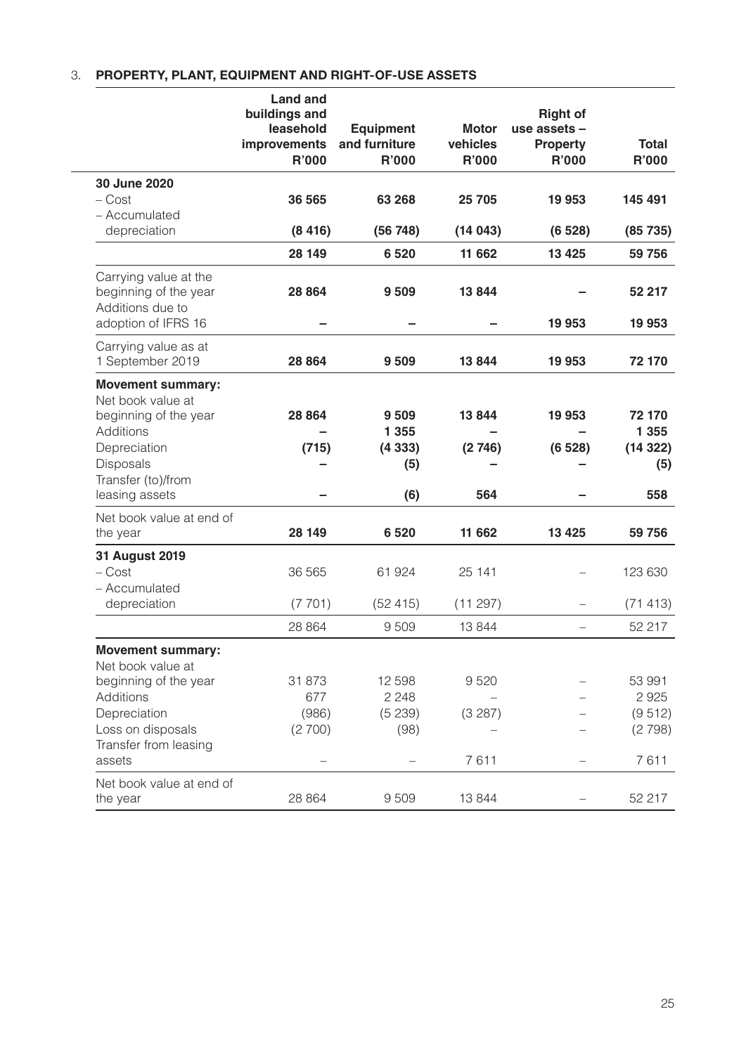## 3. PROPERTY, PLANT, EQUIPMENT AND RIGHT-OF-USE ASSETS

| | Land and buildings and leasehold improvements R'000 | Equipment and furniture R'000 | Motor vehicles R'000 | Right of use assets – Property R'000 | Total R'000 |
|---|---|---|---|---|---|
| **30 June 2020** | | | | | |
| – Cost | **36 565** | **63 268** | **25 705** | **19 953** | **145 491** |
| – Accumulated depreciation | **(8 416)** | **(56 748)** | **(14 043)** | **(6 528)** | **(85 735)** |
| | **28 149** | **6 520** | **11 662** | **13 425** | **59 756** |
| Carrying value at the beginning of the year | **28 864** | **9 509** | **13 844** | **–** | **52 217** |
| Additions due to adoption of IFRS 16 | **–** | **–** | **–** | **19 953** | **19 953** |
| Carrying value as at 1 September 2019 | **28 864** | **9 509** | **13 844** | **19 953** | **72 170** |
| **Movement summary:** | | | | | |
| Net book value at beginning of the year | **28 864** | **9 509** | **13 844** | **19 953** | **72 170** |
| Additions | **–** | **1 355** | **–** | **–** | **1 355** |
| Depreciation | **(715)** | **(4 333)** | **(2 746)** | **(6 528)** | **(14 322)** |
| Disposals | **–** | **(5)** | **–** | **–** | **(5)** |
| Transfer (to)/from leasing assets | **–** | **(6)** | **564** | **–** | **558** |
| Net book value at end of the year | **28 149** | **6 520** | **11 662** | **13 425** | **59 756** |
| **31 August 2019** | | | | | |
| – Cost | 36 565 | 61 924 | 25 141 | – | 123 630 |
| – Accumulated depreciation | (7 701) | (52 415) | (11 297) | – | (71 413) |
| | 28 864 | 9 509 | 13 844 | – | 52 217 |
| **Movement summary:** | | | | | |
| Net book value at beginning of the year | 31 873 | 12 598 | 9 520 | – | 53 991 |
| Additions | 677 | 2 248 | – | – | 2 925 |
| Depreciation | (986) | (5 239) | (3 287) | – | (9 512) |
| Loss on disposals | (2 700) | (98) | – | – | (2 798) |
| Transfer from leasing assets | – | – | 7 611 | – | 7 611 |
| Net book value at end of the year | 28 864 | 9 509 | 13 844 | – | 52 217 |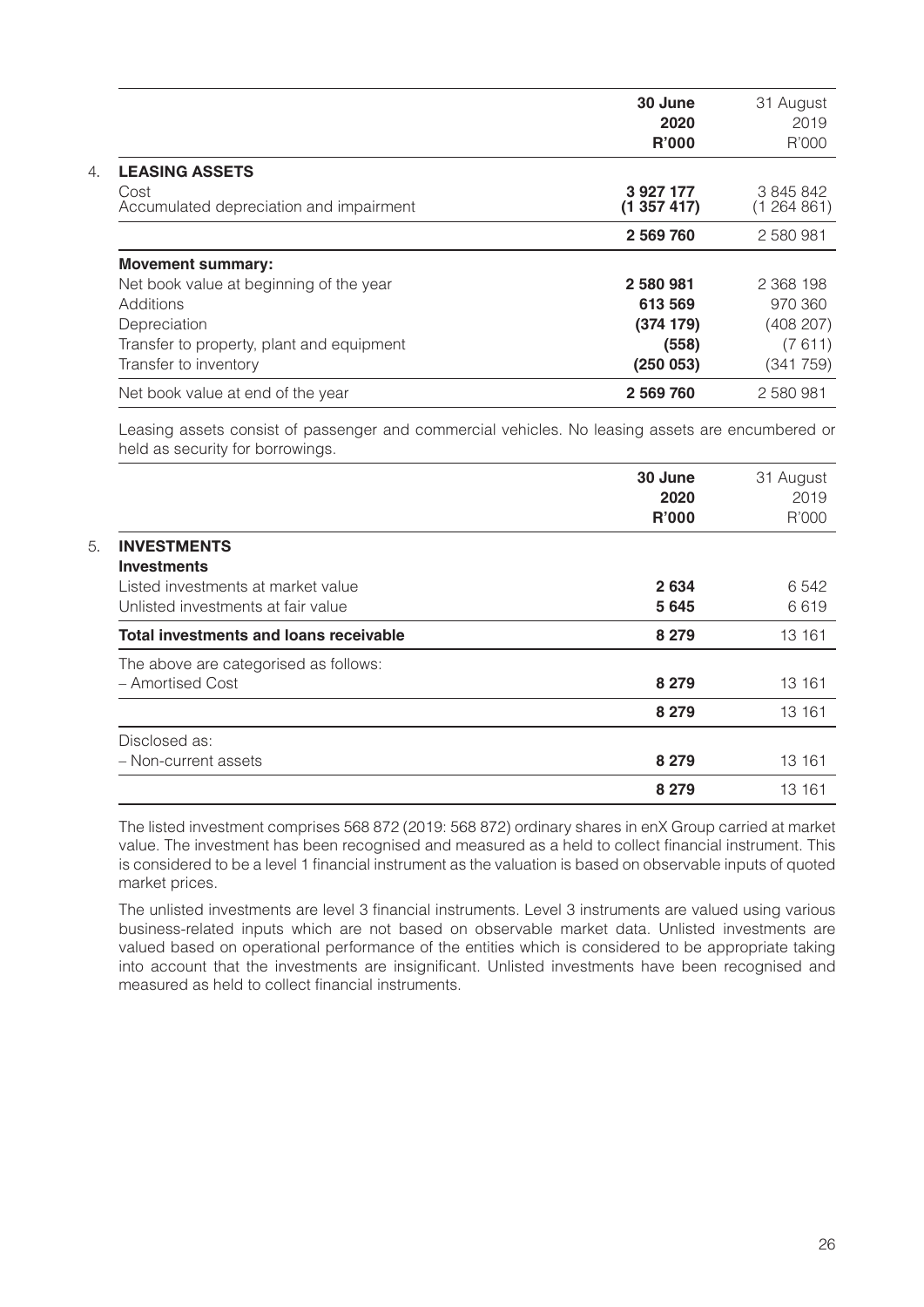|  | **30 June 2020 R'000** | 31 August 2019 R'000 |
|---|---|---|
| **4. LEASING ASSETS** |  |  |
| Cost | **3 927 177** | 3 845 842 |
| Accumulated depreciation and impairment | **(1 357 417)** | (1 264 861) |
|  | **2 569 760** | 2 580 981 |
| **Movement summary:** |  |  |
| Net book value at beginning of the year | **2 580 981** | 2 368 198 |
| Additions | **613 569** | 970 360 |
| Depreciation | **(374 179)** | (408 207) |
| Transfer to property, plant and equipment | **(558)** | (7 611) |
| Transfer to inventory | **(250 053)** | (341 759) |
| Net book value at end of the year | **2 569 760** | 2 580 981 |

Leasing assets consist of passenger and commercial vehicles. No leasing assets are encumbered or held as security for borrowings.

|  | **30 June 2020 R'000** | 31 August 2019 R'000 |
|---|---|---|
| **5. INVESTMENTS** |  |  |
| **Investments** |  |  |
| Listed investments at market value | **2 634** | 6 542 |
| Unlisted investments at fair value | **5 645** | 6 619 |
| **Total investments and loans receivable** | **8 279** | 13 161 |
| The above are categorised as follows: |  |  |
| – Amortised Cost | **8 279** | 13 161 |
|  | **8 279** | 13 161 |
| Disclosed as: |  |  |
| – Non-current assets | **8 279** | 13 161 |
|  | **8 279** | 13 161 |

The listed investment comprises 568 872 (2019: 568 872) ordinary shares in enX Group carried at market value. The investment has been recognised and measured as a held to collect financial instrument. This is considered to be a level 1 financial instrument as the valuation is based on observable inputs of quoted market prices.

The unlisted investments are level 3 financial instruments. Level 3 instruments are valued using various business-related inputs which are not based on observable market data. Unlisted investments are valued based on operational performance of the entities which is considered to be appropriate taking into account that the investments are insignificant. Unlisted investments have been recognised and measured as held to collect financial instruments.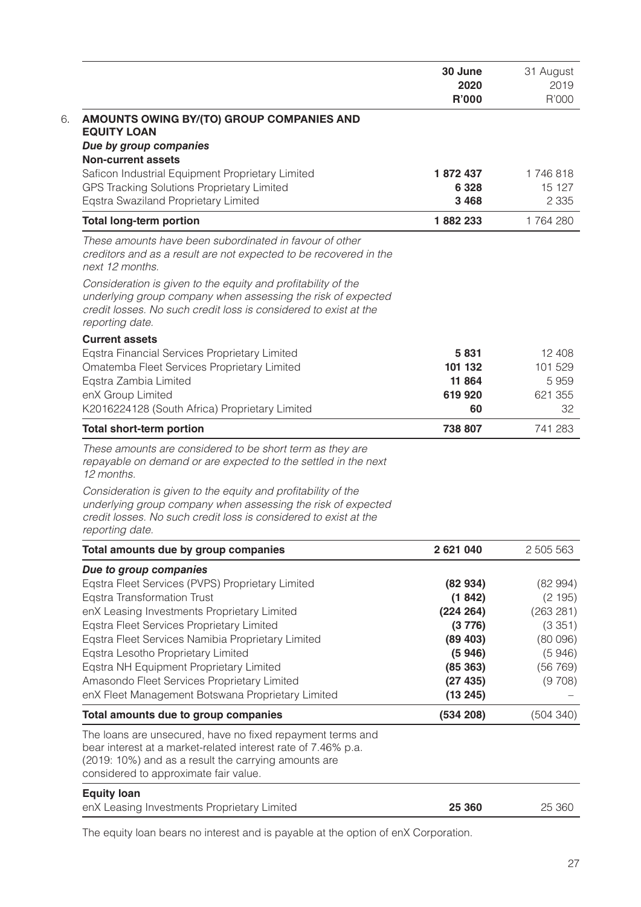|  | **30 June 2020 R'000** | 31 August 2019 R'000 |
|---|---|---|
| **6. AMOUNTS OWING BY/(TO) GROUP COMPANIES AND EQUITY LOAN** | | |
| ***Due by group companies*** | | |
| **Non-current assets** | | |
| Saficon Industrial Equipment Proprietary Limited | **1 872 437** | 1 746 818 |
| GPS Tracking Solutions Proprietary Limited | **6 328** | 15 127 |
| Eqstra Swaziland Proprietary Limited | **3 468** | 2 335 |
| **Total long-term portion** | **1 882 233** | 1 764 280 |
| *These amounts have been subordinated in favour of other creditors and as a result are not expected to be recovered in the next 12 months.* | | |
| *Consideration is given to the equity and profitability of the underlying group company when assessing the risk of expected credit losses. No such credit loss is considered to exist at the reporting date.* | | |
| **Current assets** | | |
| Eqstra Financial Services Proprietary Limited | **5 831** | 12 408 |
| Omatemba Fleet Services Proprietary Limited | **101 132** | 101 529 |
| Eqstra Zambia Limited | **11 864** | 5 959 |
| enX Group Limited | **619 920** | 621 355 |
| K2016224128 (South Africa) Proprietary Limited | **60** | 32 |
| **Total short-term portion** | **738 807** | 741 283 |
| *These amounts are considered to be short term as they are repayable on demand or are expected to the settled in the next 12 months.* | | |
| *Consideration is given to the equity and profitability of the underlying group company when assessing the risk of expected credit losses. No such credit loss is considered to exist at the reporting date.* | | |
| **Total amounts due by group companies** | **2 621 040** | 2 505 563 |
| ***Due to group companies*** | | |
| Eqstra Fleet Services (PVPS) Proprietary Limited | **(82 934)** | (82 994) |
| Eqstra Transformation Trust | **(1 842)** | (2 195) |
| enX Leasing Investments Proprietary Limited | **(224 264)** | (263 281) |
| Eqstra Fleet Services Proprietary Limited | **(3 776)** | (3 351) |
| Eqstra Fleet Services Namibia Proprietary Limited | **(89 403)** | (80 096) |
| Eqstra Lesotho Proprietary Limited | **(5 946)** | (5 946) |
| Eqstra NH Equipment Proprietary Limited | **(85 363)** | (56 769) |
| Amasondo Fleet Services Proprietary Limited | **(27 435)** | (9 708) |
| enX Fleet Management Botswana Proprietary Limited | **(13 245)** | – |
| **Total amounts due to group companies** | **(534 208)** | (504 340) |
| The loans are unsecured, have no fixed repayment terms and bear interest at a market-related interest rate of 7.46% p.a. (2019: 10%) and as a result the carrying amounts are considered to approximate fair value. | | |
| **Equity loan** | | |
| enX Leasing Investments Proprietary Limited | **25 360** | 25 360 |

The equity loan bears no interest and is payable at the option of enX Corporation.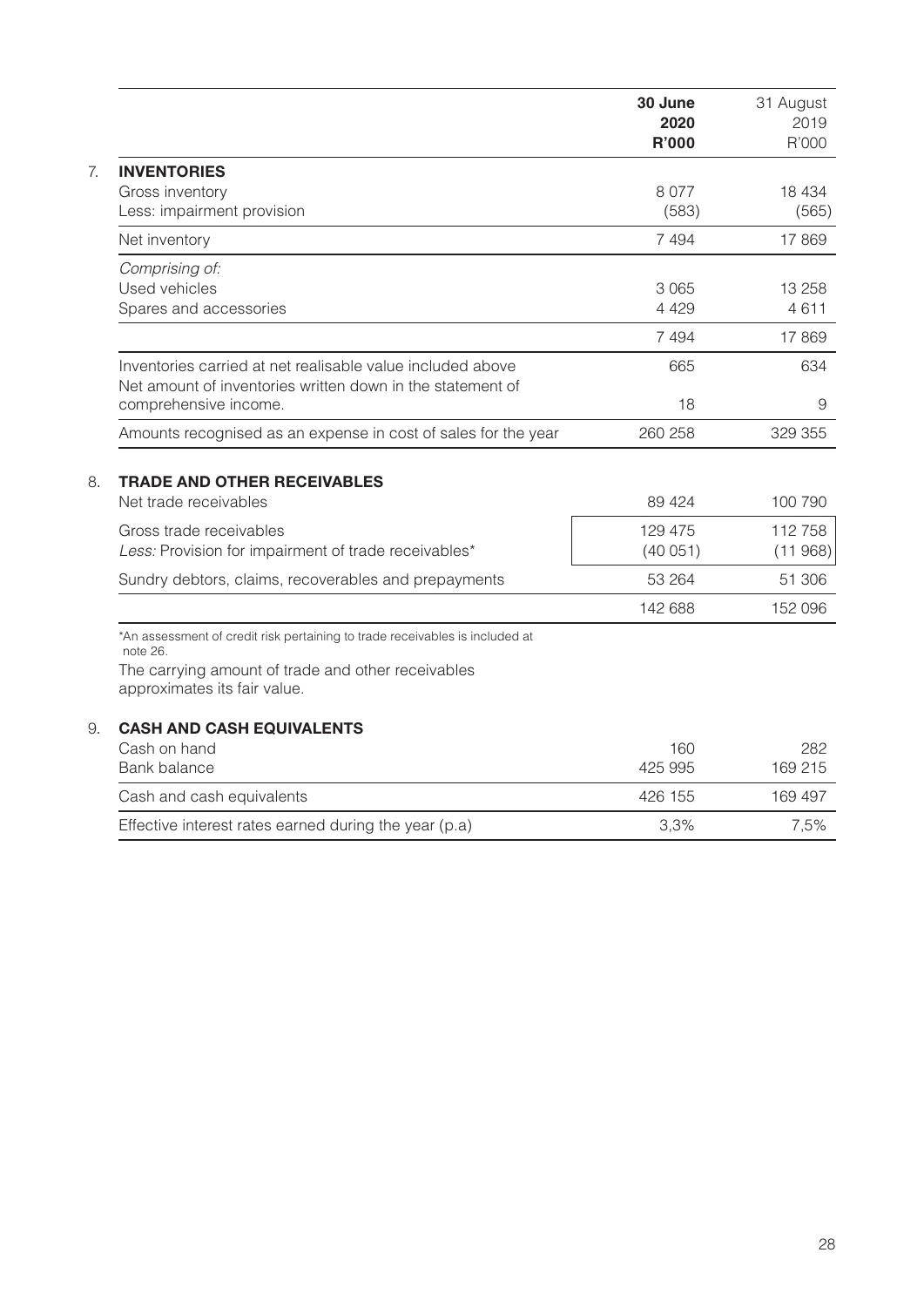| | 30 June 2020 R'000 | 31 August 2019 R'000 |
|---|---|---|
| **7. INVENTORIES** | | |
| Gross inventory | 8 077 | 18 434 |
| Less: impairment provision | (583) | (565) |
| Net inventory | 7 494 | 17 869 |
| *Comprising of:* | | |
| Used vehicles | 3 065 | 13 258 |
| Spares and accessories | 4 429 | 4 611 |
| | 7 494 | 17 869 |
| Inventories carried at net realisable value included above | 665 | 634 |
| Net amount of inventories written down in the statement of comprehensive income. | 18 | 9 |
| Amounts recognised as an expense in cost of sales for the year | 260 258 | 329 355 |
| **8. TRADE AND OTHER RECEIVABLES** | | |
| Net trade receivables | 89 424 | 100 790 |
| Gross trade receivables | 129 475 | 112 758 |
| *Less:* Provision for impairment of trade receivables* | (40 051) | (11 968) |
| Sundry debtors, claims, recoverables and prepayments | 53 264 | 51 306 |
| | 142 688 | 152 096 |

*An assessment of credit risk pertaining to trade receivables is included at note 26.

The carrying amount of trade and other receivables approximates its fair value.

| | 30 June 2020 R'000 | 31 August 2019 R'000 |
|---|---|---|
| **9. CASH AND CASH EQUIVALENTS** | | |
| Cash on hand | 160 | 282 |
| Bank balance | 425 995 | 169 215 |
| Cash and cash equivalents | 426 155 | 169 497 |
| Effective interest rates earned during the year (p.a) | 3,3% | 7,5% |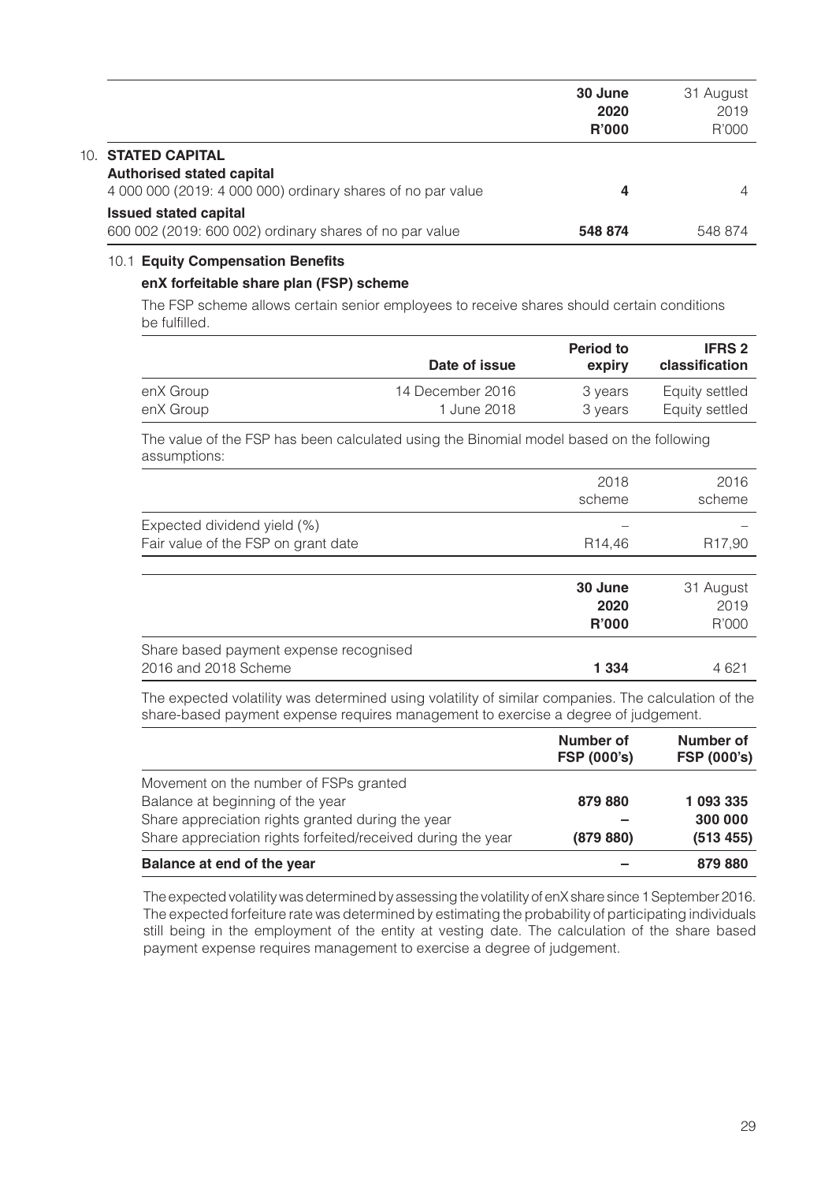| | 30 June 2020 R'000 | 31 August 2019 R'000 |
|---|---|---|
| **10. STATED CAPITAL** | | |
| **Authorised stated capital** | | |
| 4 000 000 (2019: 4 000 000) ordinary shares of no par value | **4** | 4 |
| **Issued stated capital** | | |
| 600 002 (2019: 600 002) ordinary shares of no par value | **548 874** | 548 874 |

### 10.1 Equity Compensation Benefits

**enX forfeitable share plan (FSP) scheme**

The FSP scheme allows certain senior employees to receive shares should certain conditions be fulfilled.

| | Date of issue | Period to expiry | IFRS 2 classification |
|---|---|---|---|
| enX Group | 14 December 2016 | 3 years | Equity settled |
| enX Group | 1 June 2018 | 3 years | Equity settled |

The value of the FSP has been calculated using the Binomial model based on the following assumptions:

| | 2018 scheme | 2016 scheme |
|---|---|---|
| Expected dividend yield (%) | – | – |
| Fair value of the FSP on grant date | R14,46 | R17,90 |

| | 30 June 2020 R'000 | 31 August 2019 R'000 |
|---|---|---|
| Share based payment expense recognised | | |
| 2016 and 2018 Scheme | **1 334** | 4 621 |

The expected volatility was determined using volatility of similar companies. The calculation of the share-based payment expense requires management to exercise a degree of judgement.

| | Number of FSP (000's) | Number of FSP (000's) |
|---|---|---|
| Movement on the number of FSPs granted | | |
| Balance at beginning of the year | **879 880** | **1 093 335** |
| Share appreciation rights granted during the year | **–** | **300 000** |
| Share appreciation rights forfeited/received during the year | **(879 880)** | **(513 455)** |
| **Balance at end of the year** | **–** | **879 880** |

The expected volatility was determined by assessing the volatility of enX share since 1 September 2016. The expected forfeiture rate was determined by estimating the probability of participating individuals still being in the employment of the entity at vesting date. The calculation of the share based payment expense requires management to exercise a degree of judgement.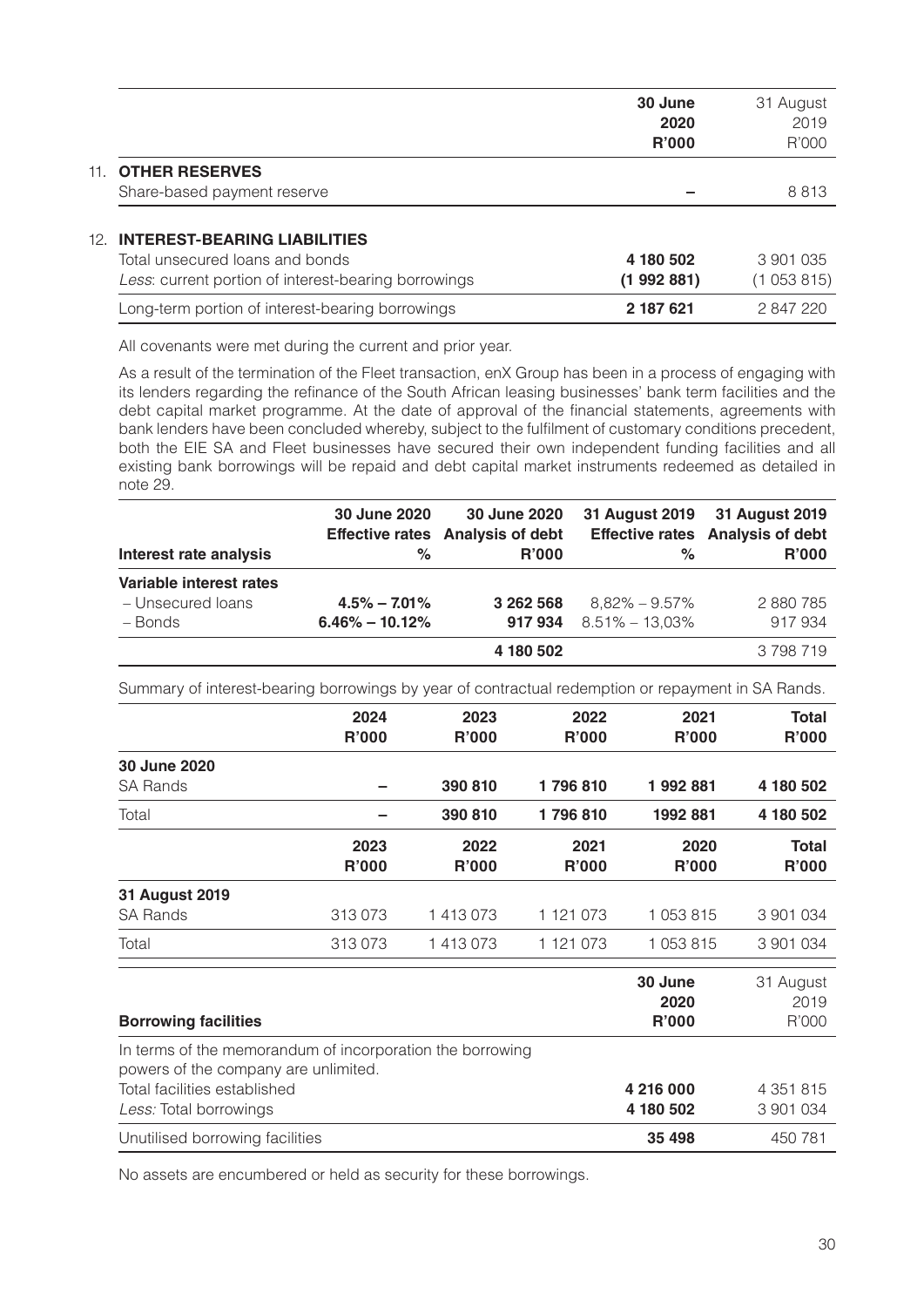| | 30 June 2020 R'000 | 31 August 2019 R'000 |
|---|---|---|
| **11. OTHER RESERVES** | | |
| Share-based payment reserve | – | 8 813 |

## 12. INTEREST-BEARING LIABILITIES

| | 30 June 2020 R'000 | 31 August 2019 R'000 |
|---|---|---|
| Total unsecured loans and bonds | **4 180 502** | 3 901 035 |
| *Less*: current portion of interest-bearing borrowings | **(1 992 881)** | (1 053 815) |
| Long-term portion of interest-bearing borrowings | **2 187 621** | 2 847 220 |

All covenants were met during the current and prior year.

As a result of the termination of the Fleet transaction, enX Group has been in a process of engaging with its lenders regarding the refinance of the South African leasing businesses' bank term facilities and the debt capital market programme. At the date of approval of the financial statements, agreements with bank lenders have been concluded whereby, subject to the fulfilment of customary conditions precedent, both the EIE SA and Fleet businesses have secured their own independent funding facilities and all existing bank borrowings will be repaid and debt capital market instruments redeemed as detailed in note 29.

| Interest rate analysis | 30 June 2020 Effective rates % | 30 June 2020 Analysis of debt R'000 | 31 August 2019 Effective rates % | 31 August 2019 Analysis of debt R'000 |
|---|---|---|---|---|
| **Variable interest rates** | | | | |
| – Unsecured loans | **4.5% – 7.01%** | **3 262 568** | 8,82% – 9.57% | 2 880 785 |
| – Bonds | **6.46% – 10.12%** | **917 934** | 8.51% – 13,03% | 917 934 |
| | | **4 180 502** | | 3 798 719 |

Summary of interest-bearing borrowings by year of contractual redemption or repayment in SA Rands.

| | 2024 R'000 | 2023 R'000 | 2022 R'000 | 2021 R'000 | Total R'000 |
|---|---|---|---|---|---|
| **30 June 2020** | | | | | |
| SA Rands | **–** | **390 810** | **1 796 810** | **1 992 881** | **4 180 502** |
| Total | **–** | **390 810** | **1 796 810** | **1992 881** | **4 180 502** |

| | 2023 R'000 | 2022 R'000 | 2021 R'000 | 2020 R'000 | Total R'000 |
|---|---|---|---|---|---|
| **31 August 2019** | | | | | |
| SA Rands | 313 073 | 1 413 073 | 1 121 073 | 1 053 815 | 3 901 034 |
| Total | 313 073 | 1 413 073 | 1 121 073 | 1 053 815 | 3 901 034 |

| Borrowing facilities | 30 June 2020 R'000 | 31 August 2019 R'000 |
|---|---|---|
| In terms of the memorandum of incorporation the borrowing powers of the company are unlimited. | | |
| Total facilities established | **4 216 000** | 4 351 815 |
| *Less:* Total borrowings | **4 180 502** | 3 901 034 |
| Unutilised borrowing facilities | **35 498** | 450 781 |

No assets are encumbered or held as security for these borrowings.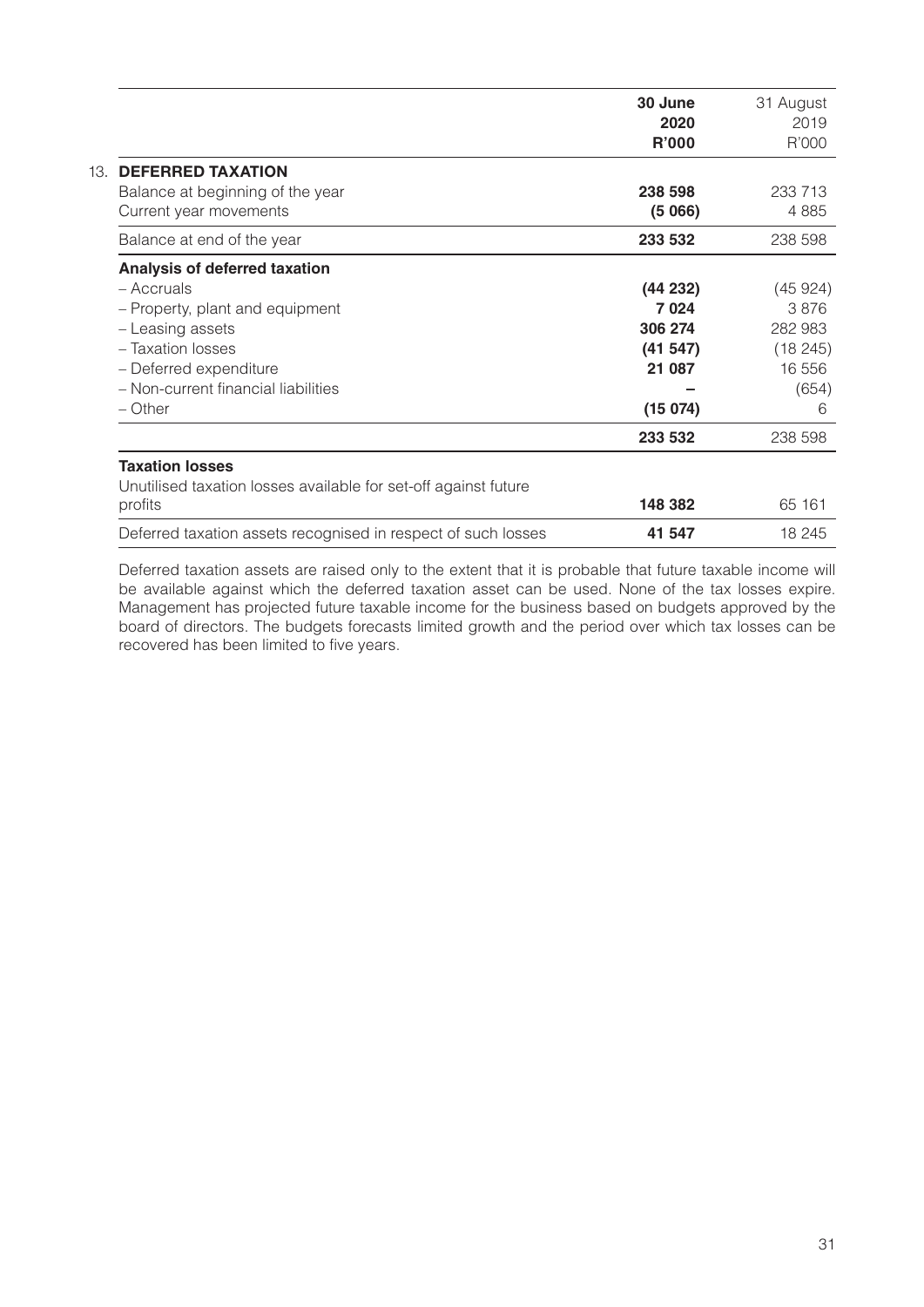| | 30 June 2020 R'000 | 31 August 2019 R'000 |
|---|---|---|
| **13. DEFERRED TAXATION** | | |
| Balance at beginning of the year | **238 598** | 233 713 |
| Current year movements | **(5 066)** | 4 885 |
| Balance at end of the year | **233 532** | 238 598 |
| **Analysis of deferred taxation** | | |
| – Accruals | **(44 232)** | (45 924) |
| – Property, plant and equipment | **7 024** | 3 876 |
| – Leasing assets | **306 274** | 282 983 |
| – Taxation losses | **(41 547)** | (18 245) |
| – Deferred expenditure | **21 087** | 16 556 |
| – Non-current financial liabilities | **–** | (654) |
| – Other | **(15 074)** | 6 |
| | **233 532** | 238 598 |
| **Taxation losses** | | |
| Unutilised taxation losses available for set-off against future profits | **148 382** | 65 161 |
| Deferred taxation assets recognised in respect of such losses | **41 547** | 18 245 |

Deferred taxation assets are raised only to the extent that it is probable that future taxable income will be available against which the deferred taxation asset can be used. None of the tax losses expire. Management has projected future taxable income for the business based on budgets approved by the board of directors. The budgets forecasts limited growth and the period over which tax losses can be recovered has been limited to five years.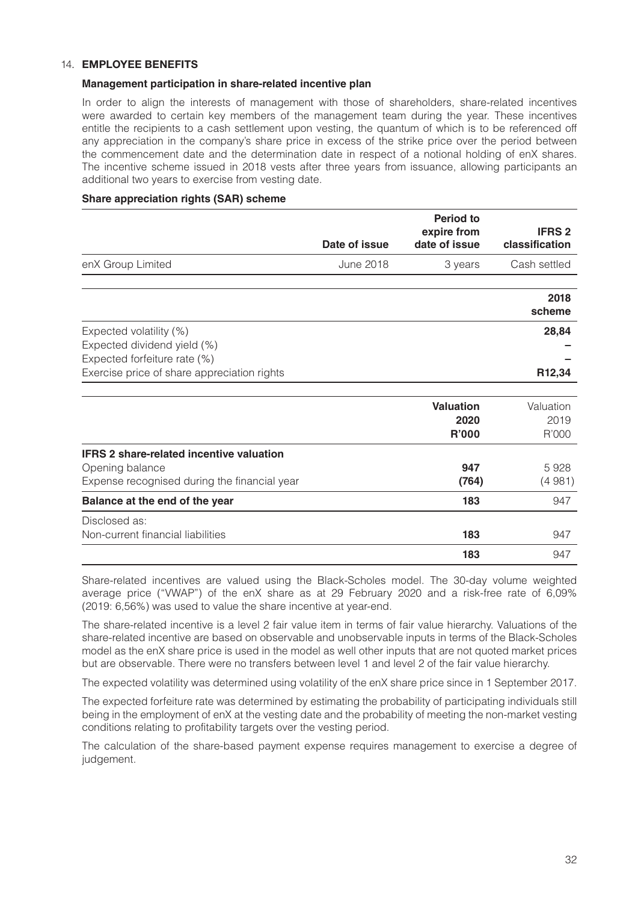## 14. EMPLOYEE BENEFITS

### Management participation in share-related incentive plan

In order to align the interests of management with those of shareholders, share-related incentives were awarded to certain key members of the management team during the year. These incentives entitle the recipients to a cash settlement upon vesting, the quantum of which is to be referenced off any appreciation in the company's share price in excess of the strike price over the period between the commencement date and the determination date in respect of a notional holding of enX shares. The incentive scheme issued in 2018 vests after three years from issuance, allowing participants an additional two years to exercise from vesting date.

### Share appreciation rights (SAR) scheme

| | Date of issue | Period to expire from date of issue | IFRS 2 classification |
|---|---|---|---|
| enX Group Limited | June 2018 | 3 years | Cash settled |

| | 2018 scheme |
|---|---|
| Expected volatility (%) | **28,84** |
| Expected dividend yield (%) | **–** |
| Expected forfeiture rate (%) | **–** |
| Exercise price of share appreciation rights | **R12,34** |

| | Valuation 2020 R'000 | Valuation 2019 R'000 |
|---|---|---|
| **IFRS 2 share-related incentive valuation** | | |
| Opening balance | **947** | 5 928 |
| Expense recognised during the financial year | **(764)** | (4 981) |
| **Balance at the end of the year** | **183** | 947 |
| Disclosed as: | | |
| Non-current financial liabilities | **183** | 947 |
| | **183** | 947 |

Share-related incentives are valued using the Black-Scholes model. The 30-day volume weighted average price ("VWAP") of the enX share as at 29 February 2020 and a risk-free rate of 6,09% (2019: 6,56%) was used to value the share incentive at year-end.

The share-related incentive is a level 2 fair value item in terms of fair value hierarchy. Valuations of the share-related incentive are based on observable and unobservable inputs in terms of the Black-Scholes model as the enX share price is used in the model as well other inputs that are not quoted market prices but are observable. There were no transfers between level 1 and level 2 of the fair value hierarchy.

The expected volatility was determined using volatility of the enX share price since in 1 September 2017.

The expected forfeiture rate was determined by estimating the probability of participating individuals still being in the employment of enX at the vesting date and the probability of meeting the non-market vesting conditions relating to profitability targets over the vesting period.

The calculation of the share-based payment expense requires management to exercise a degree of judgement.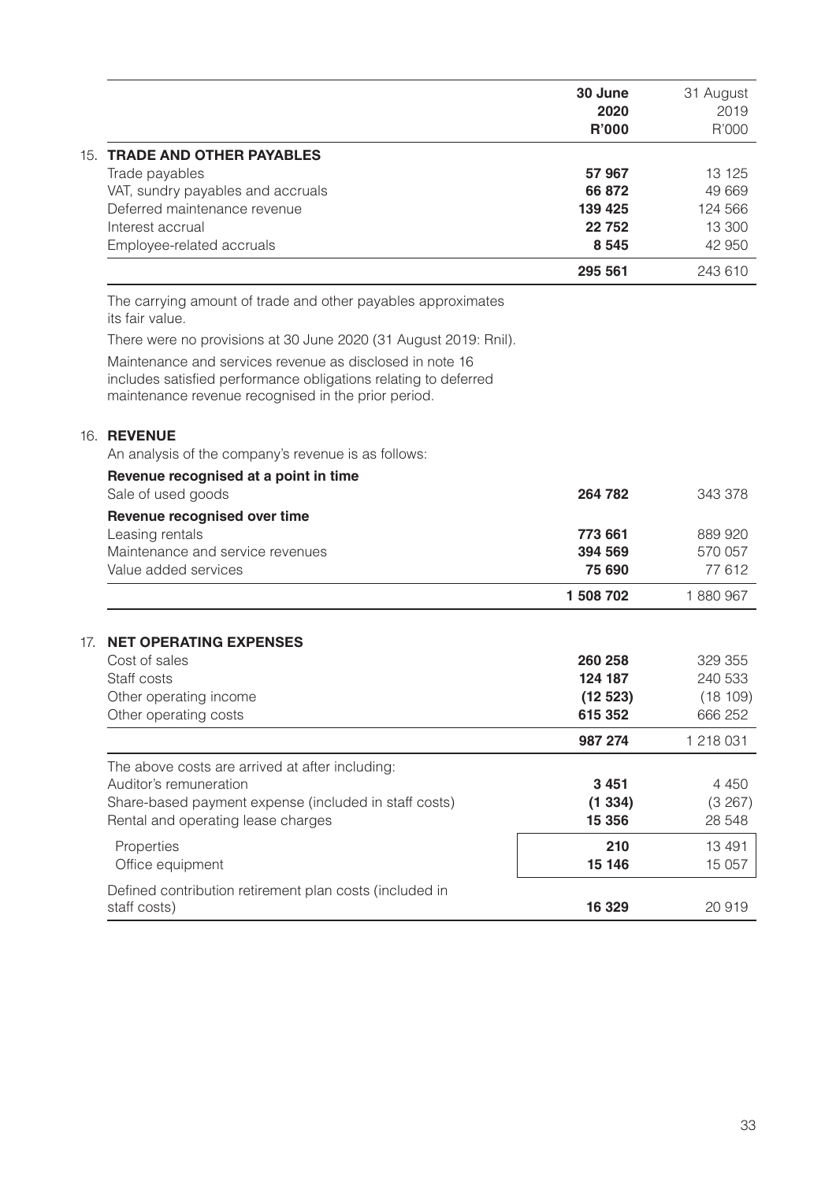| | 30 June 2020 R'000 | 31 August 2019 R'000 |
|---|---|---|
| **15. TRADE AND OTHER PAYABLES** | | |
| Trade payables | **57 967** | 13 125 |
| VAT, sundry payables and accruals | **66 872** | 49 669 |
| Deferred maintenance revenue | **139 425** | 124 566 |
| Interest accrual | **22 752** | 13 300 |
| Employee-related accruals | **8 545** | 42 950 |
| | **295 561** | 243 610 |

The carrying amount of trade and other payables approximates its fair value.

There were no provisions at 30 June 2020 (31 August 2019: Rnil).

Maintenance and services revenue as disclosed in note 16 includes satisfied performance obligations relating to deferred maintenance revenue recognised in the prior period.

**16. REVENUE**

An analysis of the company's revenue is as follows:

| | 30 June 2020 R'000 | 31 August 2019 R'000 |
|---|---|---|
| **Revenue recognised at a point in time** | | |
| Sale of used goods | **264 782** | 343 378 |
| **Revenue recognised over time** | | |
| Leasing rentals | **773 661** | 889 920 |
| Maintenance and service revenues | **394 569** | 570 057 |
| Value added services | **75 690** | 77 612 |
| | **1 508 702** | 1 880 967 |

**17. NET OPERATING EXPENSES**

| | 30 June 2020 R'000 | 31 August 2019 R'000 |
|---|---|---|
| Cost of sales | **260 258** | 329 355 |
| Staff costs | **124 187** | 240 533 |
| Other operating income | **(12 523)** | (18 109) |
| Other operating costs | **615 352** | 666 252 |
| | **987 274** | 1 218 031 |
| The above costs are arrived at after including: | | |
| Auditor's remuneration | **3 451** | 4 450 |
| Share-based payment expense (included in staff costs) | **(1 334)** | (3 267) |
| Rental and operating lease charges | **15 356** | 28 548 |
| Properties | **210** | 13 491 |
| Office equipment | **15 146** | 15 057 |
| Defined contribution retirement plan costs (included in staff costs) | **16 329** | 20 919 |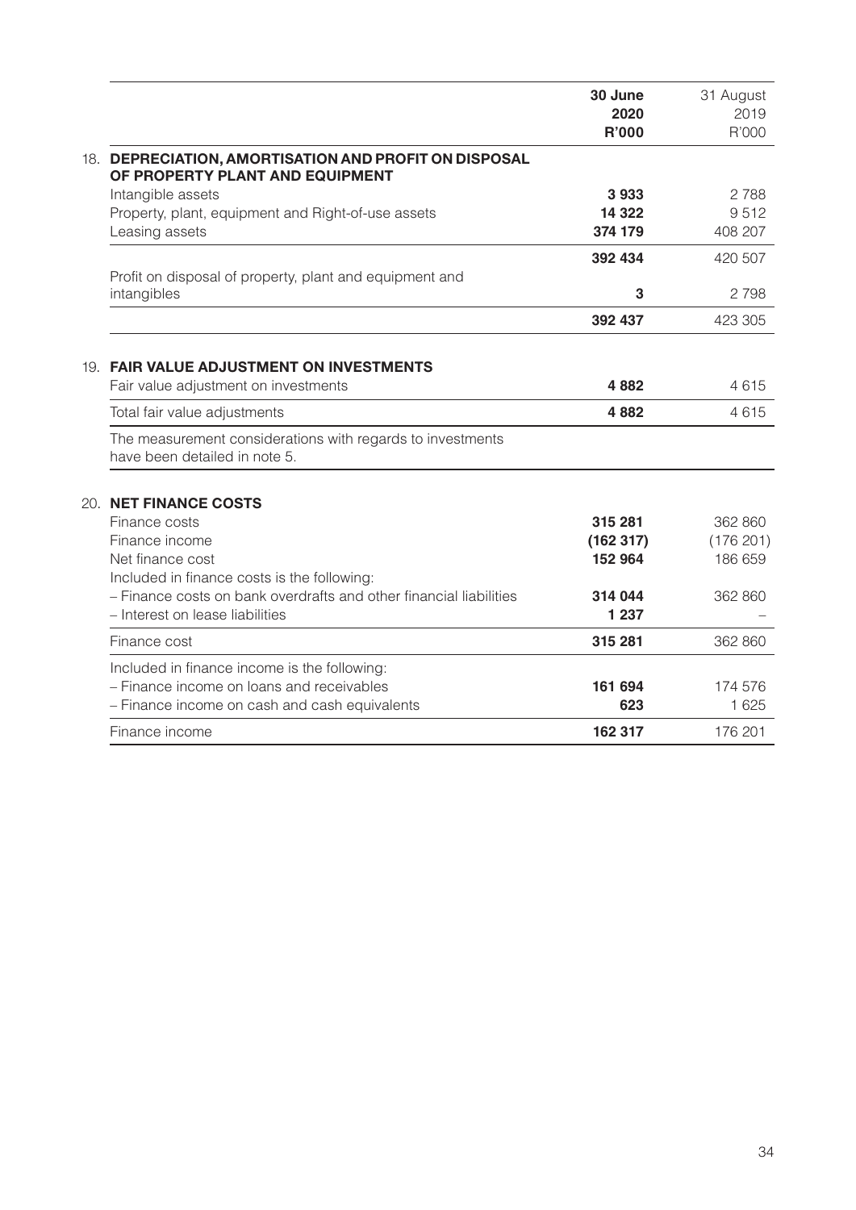| | 30 June 2020 R'000 | 31 August 2019 R'000 |
|---|---|---|
| **18. DEPRECIATION, AMORTISATION AND PROFIT ON DISPOSAL OF PROPERTY PLANT AND EQUIPMENT** | | |
| Intangible assets | **3 933** | 2 788 |
| Property, plant, equipment and Right-of-use assets | **14 322** | 9 512 |
| Leasing assets | **374 179** | 408 207 |
| | **392 434** | 420 507 |
| Profit on disposal of property, plant and equipment and intangibles | **3** | 2 798 |
| | **392 437** | 423 305 |
| **19. FAIR VALUE ADJUSTMENT ON INVESTMENTS** | | |
| Fair value adjustment on investments | **4 882** | 4 615 |
| Total fair value adjustments | **4 882** | 4 615 |
| The measurement considerations with regards to investments have been detailed in note 5. | | |
| **20. NET FINANCE COSTS** | | |
| Finance costs | **315 281** | 362 860 |
| Finance income | **(162 317)** | (176 201) |
| Net finance cost | **152 964** | 186 659 |
| Included in finance costs is the following: | | |
| – Finance costs on bank overdrafts and other financial liabilities | **314 044** | 362 860 |
| – Interest on lease liabilities | **1 237** | – |
| Finance cost | **315 281** | 362 860 |
| Included in finance income is the following: | | |
| – Finance income on loans and receivables | **161 694** | 174 576 |
| – Finance income on cash and cash equivalents | **623** | 1 625 |
| Finance income | **162 317** | 176 201 |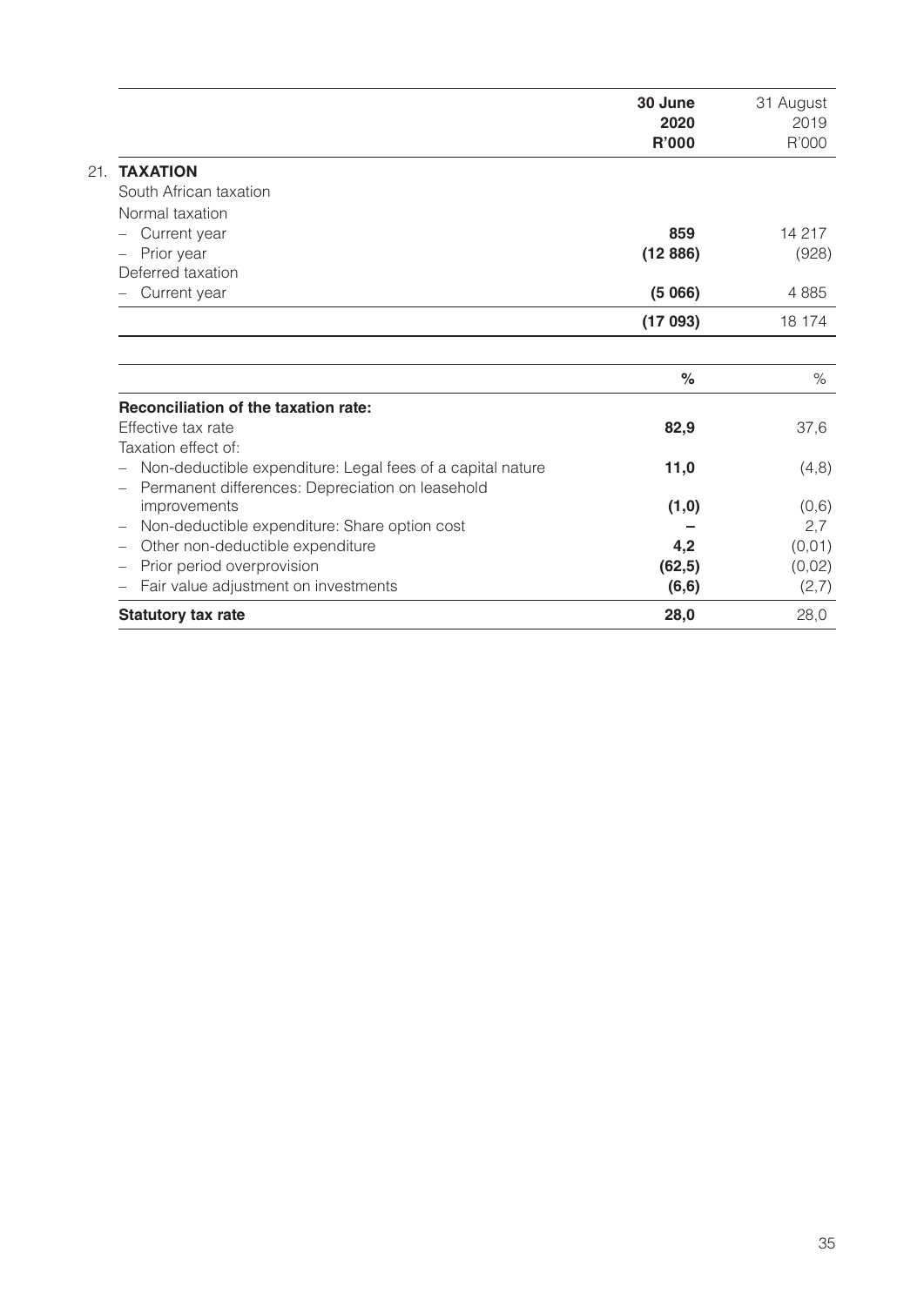| | 30 June 2020 R'000 | 31 August 2019 R'000 |
|---|---|---|
| **21. TAXATION** | | |
| South African taxation | | |
| Normal taxation | | |
| – Current year | **859** | 14 217 |
| – Prior year | **(12 886)** | (928) |
| Deferred taxation | | |
| – Current year | **(5 066)** | 4 885 |
| | **(17 093)** | 18 174 |

| | % | % |
|---|---|---|
| **Reconciliation of the taxation rate:** | | |
| Effective tax rate | **82,9** | 37,6 |
| Taxation effect of: | | |
| – Non-deductible expenditure: Legal fees of a capital nature | **11,0** | (4,8) |
| – Permanent differences: Depreciation on leasehold improvements | **(1,0)** | (0,6) |
| – Non-deductible expenditure: Share option cost | **–** | 2,7 |
| – Other non-deductible expenditure | **4,2** | (0,01) |
| – Prior period overprovision | **(62,5)** | (0,02) |
| – Fair value adjustment on investments | **(6,6)** | (2,7) |
| **Statutory tax rate** | **28,0** | 28,0 |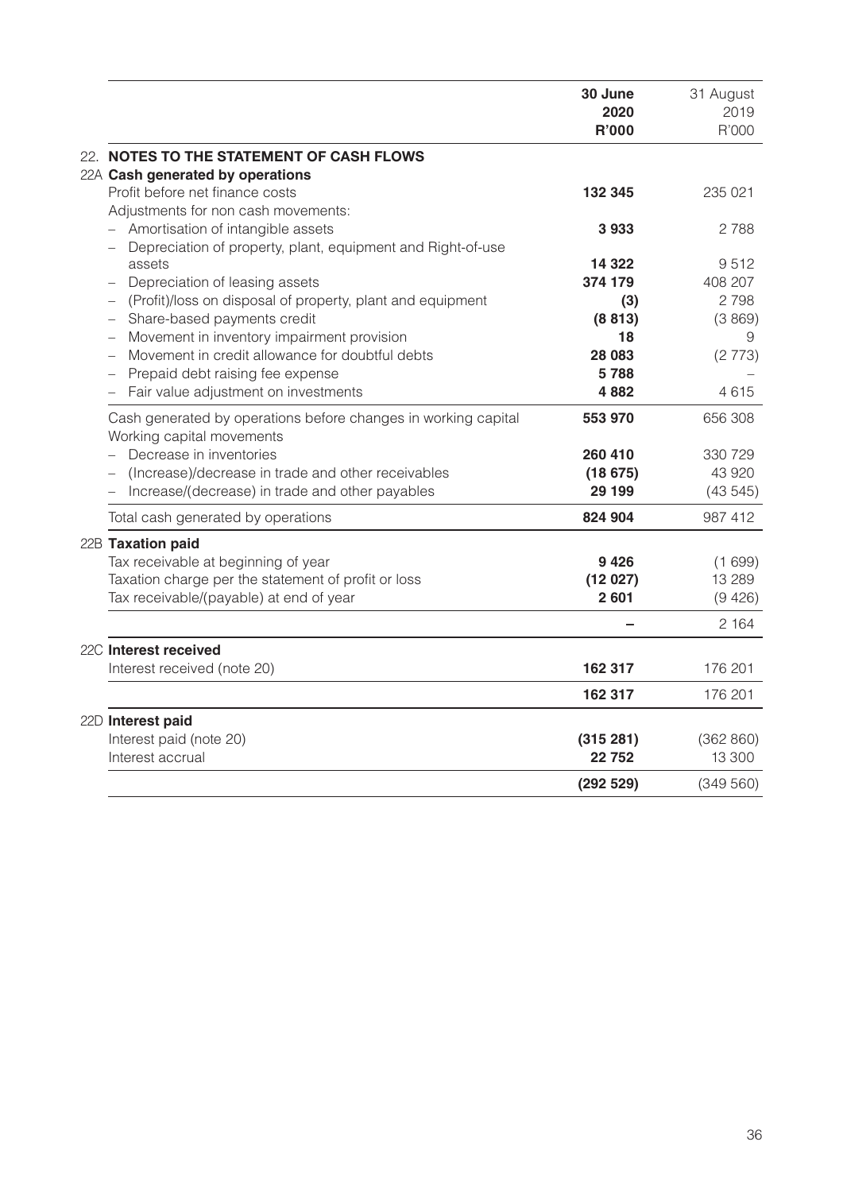|  | 30 June 2020 R'000 | 31 August 2019 R'000 |
|---|---|---|
| **22. NOTES TO THE STATEMENT OF CASH FLOWS** | | |
| **22A Cash generated by operations** | | |
| Profit before net finance costs | **132 345** | 235 021 |
| Adjustments for non cash movements: | | |
| – Amortisation of intangible assets | **3 933** | 2 788 |
| – Depreciation of property, plant, equipment and Right-of-use assets | **14 322** | 9 512 |
| – Depreciation of leasing assets | **374 179** | 408 207 |
| – (Profit)/loss on disposal of property, plant and equipment | **(3)** | 2 798 |
| – Share-based payments credit | **(8 813)** | (3 869) |
| – Movement in inventory impairment provision | **18** | 9 |
| – Movement in credit allowance for doubtful debts | **28 083** | (2 773) |
| – Prepaid debt raising fee expense | **5 788** | – |
| – Fair value adjustment on investments | **4 882** | 4 615 |
| Cash generated by operations before changes in working capital | **553 970** | 656 308 |
| Working capital movements | | |
| – Decrease in inventories | **260 410** | 330 729 |
| – (Increase)/decrease in trade and other receivables | **(18 675)** | 43 920 |
| – Increase/(decrease) in trade and other payables | **29 199** | (43 545) |
| Total cash generated by operations | **824 904** | 987 412 |
| **22B Taxation paid** | | |
| Tax receivable at beginning of year | **9 426** | (1 699) |
| Taxation charge per the statement of profit or loss | **(12 027)** | 13 289 |
| Tax receivable/(payable) at end of year | **2 601** | (9 426) |
|  | **–** | 2 164 |
| **22C Interest received** | | |
| Interest received (note 20) | **162 317** | 176 201 |
|  | **162 317** | 176 201 |
| **22D Interest paid** | | |
| Interest paid (note 20) | **(315 281)** | (362 860) |
| Interest accrual | **22 752** | 13 300 |
|  | **(292 529)** | (349 560) |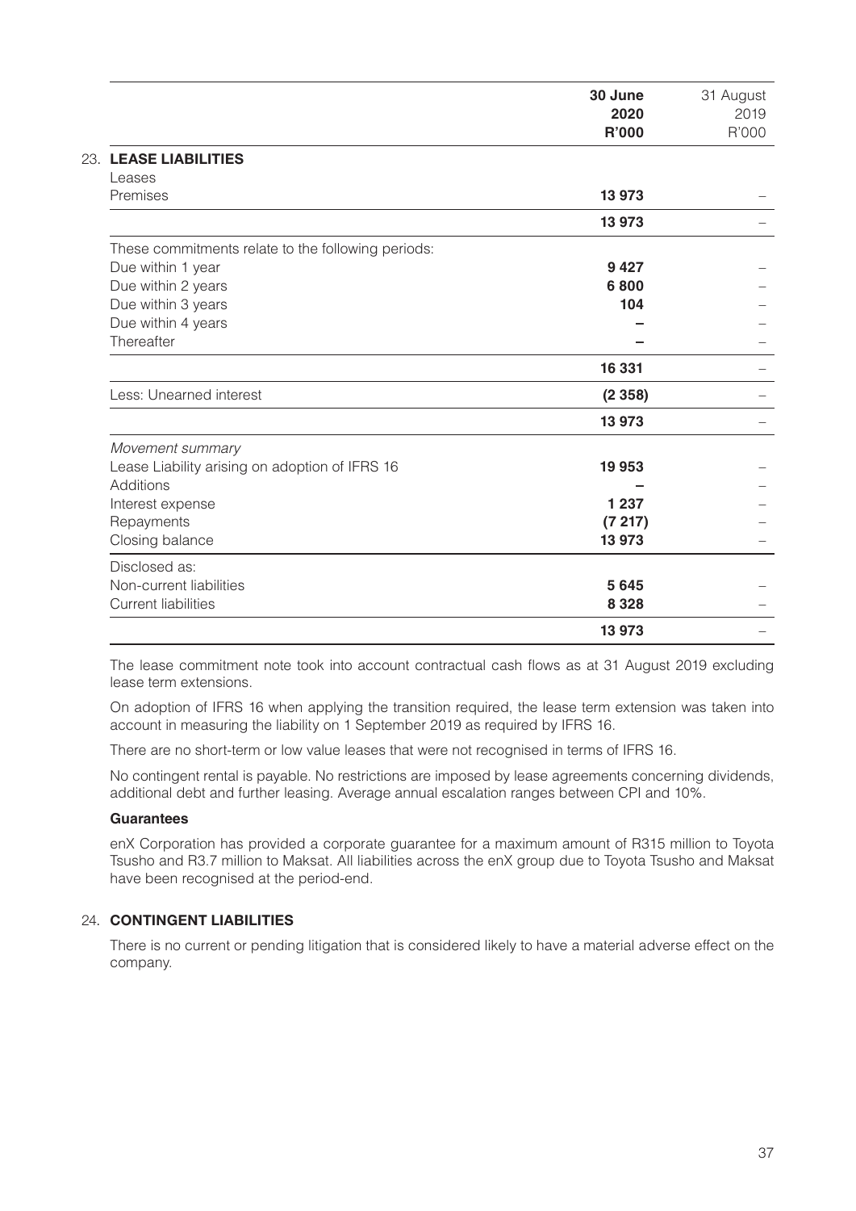|  | **30 June 2020 R'000** | 31 August 2019 R'000 |
|---|---|---|
| **23. LEASE LIABILITIES** |  |  |
| Leases |  |  |
| Premises | **13 973** | – |
|  | **13 973** | – |
| These commitments relate to the following periods: |  |  |
| Due within 1 year | **9 427** | – |
| Due within 2 years | **6 800** | – |
| Due within 3 years | **104** | – |
| Due within 4 years | **–** | – |
| Thereafter | **–** | – |
|  | **16 331** | – |
| Less: Unearned interest | **(2 358)** | – |
|  | **13 973** | – |
| *Movement summary* |  |  |
| Lease Liability arising on adoption of IFRS 16 | **19 953** | – |
| Additions | **–** | – |
| Interest expense | **1 237** | – |
| Repayments | **(7 217)** | – |
| Closing balance | **13 973** | – |
| Disclosed as: |  |  |
| Non-current liabilities | **5 645** | – |
| Current liabilities | **8 328** | – |
|  | **13 973** | – |

The lease commitment note took into account contractual cash flows as at 31 August 2019 excluding lease term extensions.

On adoption of IFRS 16 when applying the transition required, the lease term extension was taken into account in measuring the liability on 1 September 2019 as required by IFRS 16.

There are no short-term or low value leases that were not recognised in terms of IFRS 16.

No contingent rental is payable. No restrictions are imposed by lease agreements concerning dividends, additional debt and further leasing. Average annual escalation ranges between CPI and 10%.

**Guarantees**

enX Corporation has provided a corporate guarantee for a maximum amount of R315 million to Toyota Tsusho and R3.7 million to Maksat. All liabilities across the enX group due to Toyota Tsusho and Maksat have been recognised at the period-end.

## 24. CONTINGENT LIABILITIES

There is no current or pending litigation that is considered likely to have a material adverse effect on the company.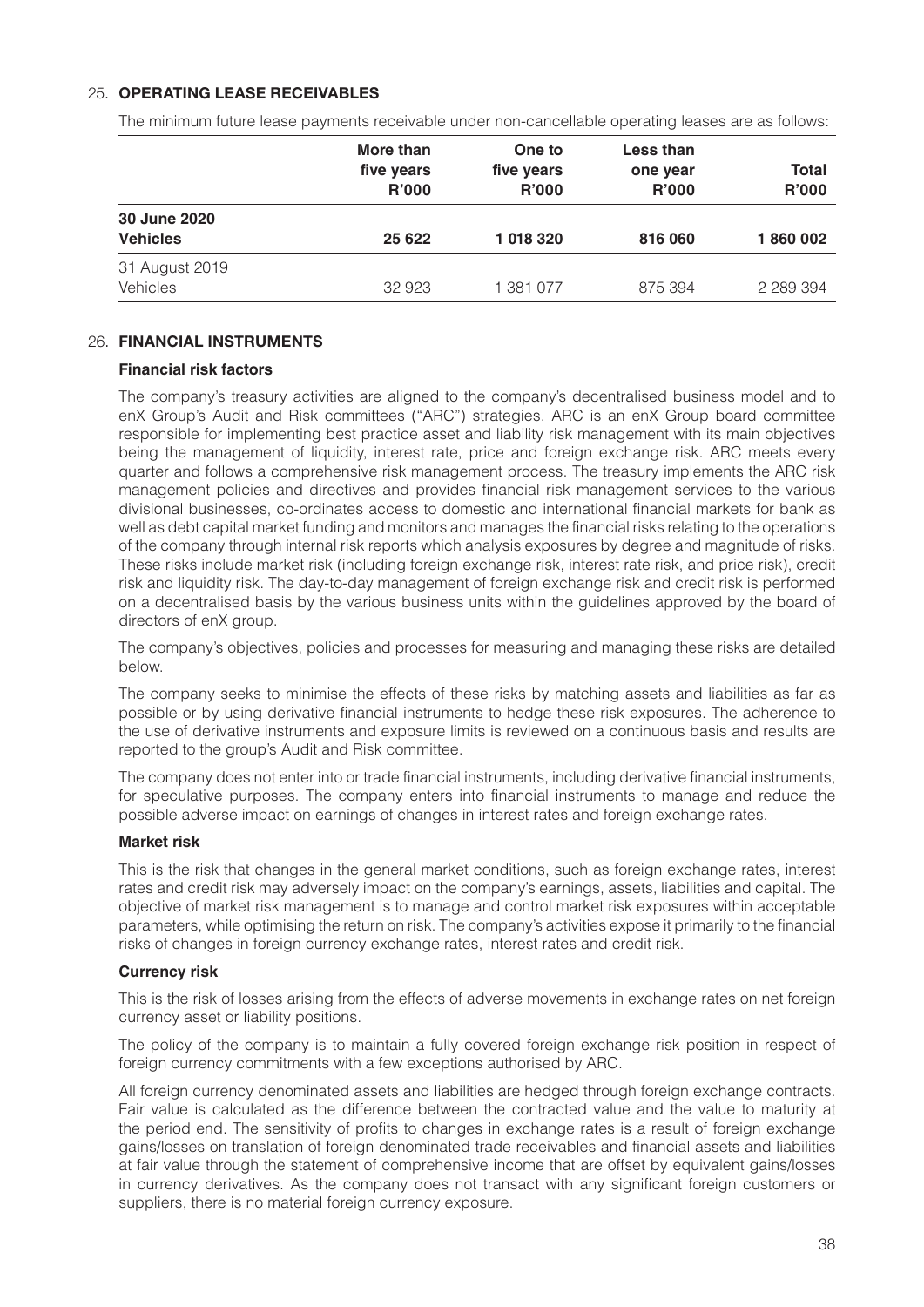## 25. OPERATING LEASE RECEIVABLES

The minimum future lease payments receivable under non-cancellable operating leases are as follows:

| | More than five years R'000 | One to five years R'000 | Less than one year R'000 | Total R'000 |
|---|---|---|---|---|
| **30 June 2020** | | | | |
| **Vehicles** | **25 622** | **1 018 320** | **816 060** | **1 860 002** |
| 31 August 2019 | | | | |
| Vehicles | 32 923 | 1 381 077 | 875 394 | 2 289 394 |

## 26. FINANCIAL INSTRUMENTS

### Financial risk factors

The company's treasury activities are aligned to the company's decentralised business model and to enX Group's Audit and Risk committees ("ARC") strategies. ARC is an enX Group board committee responsible for implementing best practice asset and liability risk management with its main objectives being the management of liquidity, interest rate, price and foreign exchange risk. ARC meets every quarter and follows a comprehensive risk management process. The treasury implements the ARC risk management policies and directives and provides financial risk management services to the various divisional businesses, co-ordinates access to domestic and international financial markets for bank as well as debt capital market funding and monitors and manages the financial risks relating to the operations of the company through internal risk reports which analysis exposures by degree and magnitude of risks. These risks include market risk (including foreign exchange risk, interest rate risk, and price risk), credit risk and liquidity risk. The day-to-day management of foreign exchange risk and credit risk is performed on a decentralised basis by the various business units within the guidelines approved by the board of directors of enX group.

The company's objectives, policies and processes for measuring and managing these risks are detailed below.

The company seeks to minimise the effects of these risks by matching assets and liabilities as far as possible or by using derivative financial instruments to hedge these risk exposures. The adherence to the use of derivative instruments and exposure limits is reviewed on a continuous basis and results are reported to the group's Audit and Risk committee.

The company does not enter into or trade financial instruments, including derivative financial instruments, for speculative purposes. The company enters into financial instruments to manage and reduce the possible adverse impact on earnings of changes in interest rates and foreign exchange rates.

### Market risk

This is the risk that changes in the general market conditions, such as foreign exchange rates, interest rates and credit risk may adversely impact on the company's earnings, assets, liabilities and capital. The objective of market risk management is to manage and control market risk exposures within acceptable parameters, while optimising the return on risk. The company's activities expose it primarily to the financial risks of changes in foreign currency exchange rates, interest rates and credit risk.

### Currency risk

This is the risk of losses arising from the effects of adverse movements in exchange rates on net foreign currency asset or liability positions.

The policy of the company is to maintain a fully covered foreign exchange risk position in respect of foreign currency commitments with a few exceptions authorised by ARC.

All foreign currency denominated assets and liabilities are hedged through foreign exchange contracts. Fair value is calculated as the difference between the contracted value and the value to maturity at the period end. The sensitivity of profits to changes in exchange rates is a result of foreign exchange gains/losses on translation of foreign denominated trade receivables and financial assets and liabilities at fair value through the statement of comprehensive income that are offset by equivalent gains/losses in currency derivatives. As the company does not transact with any significant foreign customers or suppliers, there is no material foreign currency exposure.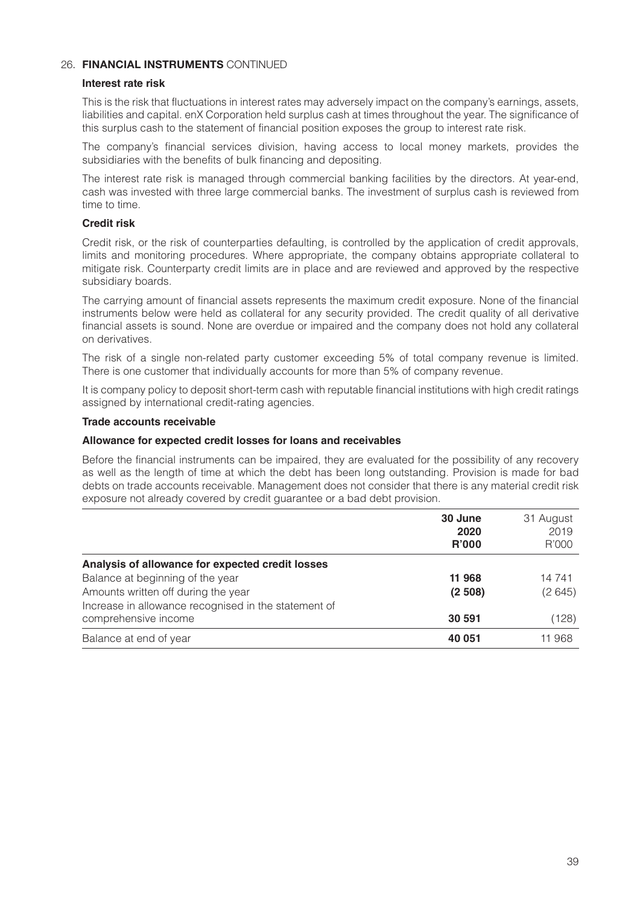## 26. **FINANCIAL INSTRUMENTS** CONTINUED

### Interest rate risk

This is the risk that fluctuations in interest rates may adversely impact on the company's earnings, assets, liabilities and capital. enX Corporation held surplus cash at times throughout the year. The significance of this surplus cash to the statement of financial position exposes the group to interest rate risk.

The company's financial services division, having access to local money markets, provides the subsidiaries with the benefits of bulk financing and depositing.

The interest rate risk is managed through commercial banking facilities by the directors. At year-end, cash was invested with three large commercial banks. The investment of surplus cash is reviewed from time to time.

### Credit risk

Credit risk, or the risk of counterparties defaulting, is controlled by the application of credit approvals, limits and monitoring procedures. Where appropriate, the company obtains appropriate collateral to mitigate risk. Counterparty credit limits are in place and are reviewed and approved by the respective subsidiary boards.

The carrying amount of financial assets represents the maximum credit exposure. None of the financial instruments below were held as collateral for any security provided. The credit quality of all derivative financial assets is sound. None are overdue or impaired and the company does not hold any collateral on derivatives.

The risk of a single non-related party customer exceeding 5% of total company revenue is limited. There is one customer that individually accounts for more than 5% of company revenue.

It is company policy to deposit short-term cash with reputable financial institutions with high credit ratings assigned by international credit-rating agencies.

### Trade accounts receivable

### Allowance for expected credit losses for loans and receivables

Before the financial instruments can be impaired, they are evaluated for the possibility of any recovery as well as the length of time at which the debt has been long outstanding. Provision is made for bad debts on trade accounts receivable. Management does not consider that there is any material credit risk exposure not already covered by credit guarantee or a bad debt provision.

| | **30 June 2020 R'000** | 31 August 2019 R'000 |
|---|---|---|
| **Analysis of allowance for expected credit losses** | | |
| Balance at beginning of the year | **11 968** | 14 741 |
| Amounts written off during the year | **(2 508)** | (2 645) |
| Increase in allowance recognised in the statement of comprehensive income | **30 591** | (128) |
| Balance at end of year | **40 051** | 11 968 |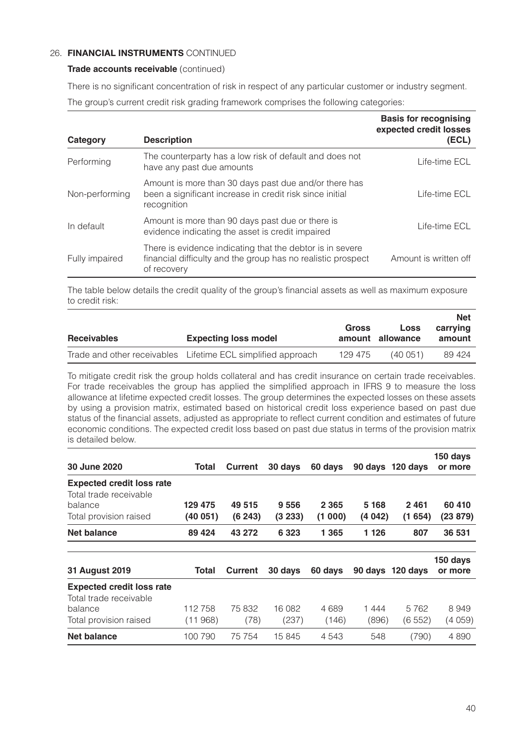26. **FINANCIAL INSTRUMENTS** CONTINUED

**Trade accounts receivable** (continued)

There is no significant concentration of risk in respect of any particular customer or industry segment.

The group's current credit risk grading framework comprises the following categories:

| Category | Description | Basis for recognising expected credit losses (ECL) |
|---|---|---|
| Performing | The counterparty has a low risk of default and does not have any past due amounts | Life-time ECL |
| Non-performing | Amount is more than 30 days past due and/or there has been a significant increase in credit risk since initial recognition | Life-time ECL |
| In default | Amount is more than 90 days past due or there is evidence indicating the asset is credit impaired | Life-time ECL |
| Fully impaired | There is evidence indicating that the debtor is in severe financial difficulty and the group has no realistic prospect of recovery | Amount is written off |

The table below details the credit quality of the group's financial assets as well as maximum exposure to credit risk:

| Receivables | Expecting loss model | Gross amount | Loss allowance | Net carrying amount |
|---|---|---|---|---|
| Trade and other receivables | Lifetime ECL simplified approach | 129 475 | (40 051) | 89 424 |

To mitigate credit risk the group holds collateral and has credit insurance on certain trade receivables. For trade receivables the group has applied the simplified approach in IFRS 9 to measure the loss allowance at lifetime expected credit losses. The group determines the expected losses on these assets by using a provision matrix, estimated based on historical credit loss experience based on past due status of the financial assets, adjusted as appropriate to reflect current condition and estimates of future economic conditions. The expected credit loss based on past due status in terms of the provision matrix is detailed below.

| 30 June 2020 | Total | Current | 30 days | 60 days | 90 days | 120 days | 150 days or more |
|---|---|---|---|---|---|---|---|
| **Expected credit loss rate** | | | | | | | |
| Total trade receivable balance | **129 475** | **49 515** | **9 556** | **2 365** | **5 168** | **2 461** | **60 410** |
| Total provision raised | **(40 051)** | **(6 243)** | **(3 233)** | **(1 000)** | **(4 042)** | **(1 654)** | **(23 879)** |
| **Net balance** | **89 424** | **43 272** | **6 323** | **1 365** | **1 126** | **807** | **36 531** |

| 31 August 2019 | Total | Current | 30 days | 60 days | 90 days | 120 days | 150 days or more |
|---|---|---|---|---|---|---|---|
| **Expected credit loss rate** | | | | | | | |
| Total trade receivable balance | 112 758 | 75 832 | 16 082 | 4 689 | 1 444 | 5 762 | 8 949 |
| Total provision raised | (11 968) | (78) | (237) | (146) | (896) | (6 552) | (4 059) |
| **Net balance** | 100 790 | 75 754 | 15 845 | 4 543 | 548 | (790) | 4 890 |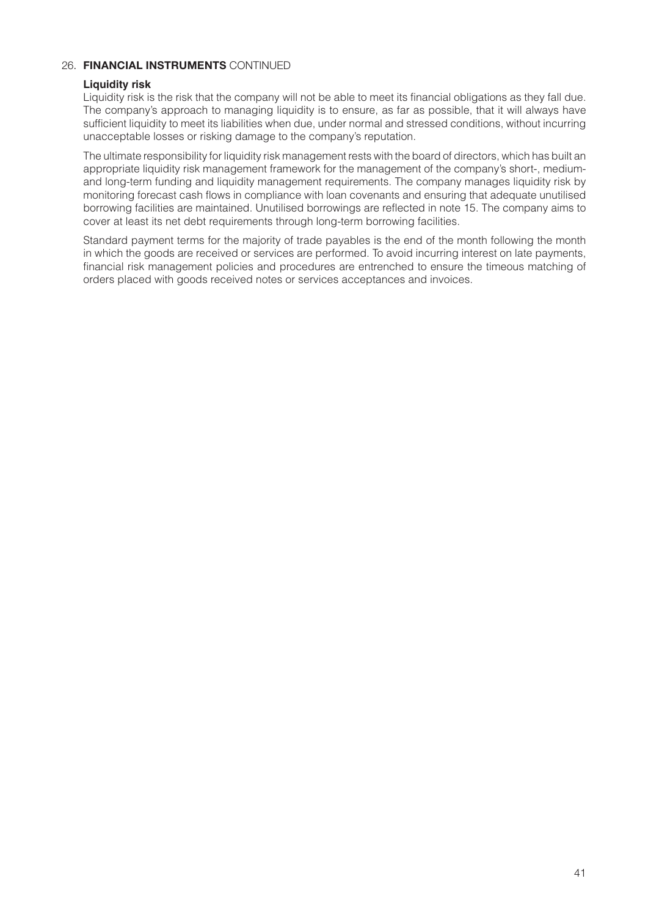## 26. **FINANCIAL INSTRUMENTS** CONTINUED

### Liquidity risk

Liquidity risk is the risk that the company will not be able to meet its financial obligations as they fall due. The company's approach to managing liquidity is to ensure, as far as possible, that it will always have sufficient liquidity to meet its liabilities when due, under normal and stressed conditions, without incurring unacceptable losses or risking damage to the company's reputation.

The ultimate responsibility for liquidity risk management rests with the board of directors, which has built an appropriate liquidity risk management framework for the management of the company's short-, medium- and long-term funding and liquidity management requirements. The company manages liquidity risk by monitoring forecast cash flows in compliance with loan covenants and ensuring that adequate unutilised borrowing facilities are maintained. Unutilised borrowings are reflected in note 15. The company aims to cover at least its net debt requirements through long-term borrowing facilities.

Standard payment terms for the majority of trade payables is the end of the month following the month in which the goods are received or services are performed. To avoid incurring interest on late payments, financial risk management policies and procedures are entrenched to ensure the timeous matching of orders placed with goods received notes or services acceptances and invoices.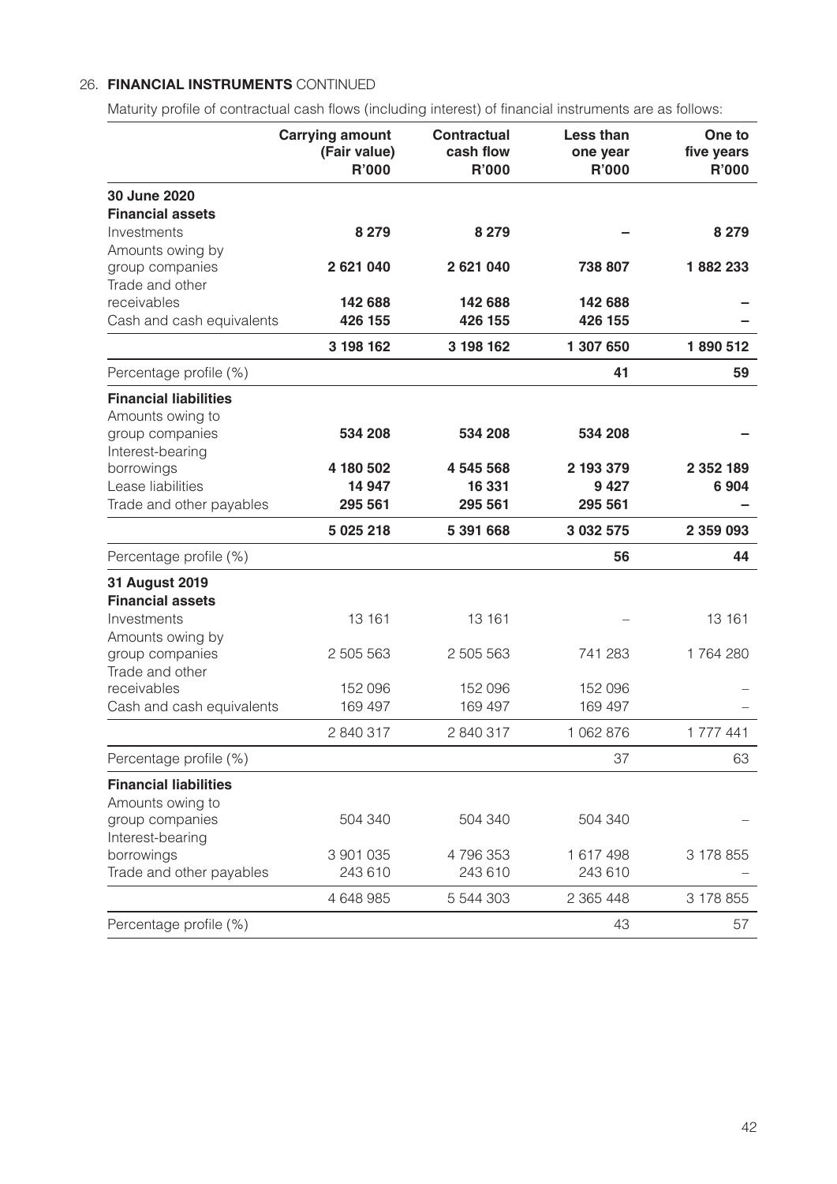26. **FINANCIAL INSTRUMENTS** CONTINUED

Maturity profile of contractual cash flows (including interest) of financial instruments are as follows:

| | Carrying amount (Fair value) R'000 | Contractual cash flow R'000 | Less than one year R'000 | One to five years R'000 |
|---|---|---|---|---|
| **30 June 2020** | | | | |
| **Financial assets** | | | | |
| Investments | **8 279** | **8 279** | **–** | **8 279** |
| Amounts owing by group companies | **2 621 040** | **2 621 040** | **738 807** | **1 882 233** |
| Trade and other receivables | **142 688** | **142 688** | **142 688** | **–** |
| Cash and cash equivalents | **426 155** | **426 155** | **426 155** | **–** |
| | **3 198 162** | **3 198 162** | **1 307 650** | **1 890 512** |
| Percentage profile (%) | | | **41** | **59** |
| **Financial liabilities** | | | | |
| Amounts owing to group companies | **534 208** | **534 208** | **534 208** | **–** |
| Interest-bearing borrowings | **4 180 502** | **4 545 568** | **2 193 379** | **2 352 189** |
| Lease liabilities | **14 947** | **16 331** | **9 427** | **6 904** |
| Trade and other payables | **295 561** | **295 561** | **295 561** | **–** |
| | **5 025 218** | **5 391 668** | **3 032 575** | **2 359 093** |
| Percentage profile (%) | | | **56** | **44** |
| **31 August 2019** | | | | |
| **Financial assets** | | | | |
| Investments | 13 161 | 13 161 | – | 13 161 |
| Amounts owing by group companies | 2 505 563 | 2 505 563 | 741 283 | 1 764 280 |
| Trade and other receivables | 152 096 | 152 096 | 152 096 | – |
| Cash and cash equivalents | 169 497 | 169 497 | 169 497 | – |
| | 2 840 317 | 2 840 317 | 1 062 876 | 1 777 441 |
| Percentage profile (%) | | | 37 | 63 |
| **Financial liabilities** | | | | |
| Amounts owing to group companies | 504 340 | 504 340 | 504 340 | – |
| Interest-bearing borrowings | 3 901 035 | 4 796 353 | 1 617 498 | 3 178 855 |
| Trade and other payables | 243 610 | 243 610 | 243 610 | – |
| | 4 648 985 | 5 544 303 | 2 365 448 | 3 178 855 |
| Percentage profile (%) | | | 43 | 57 |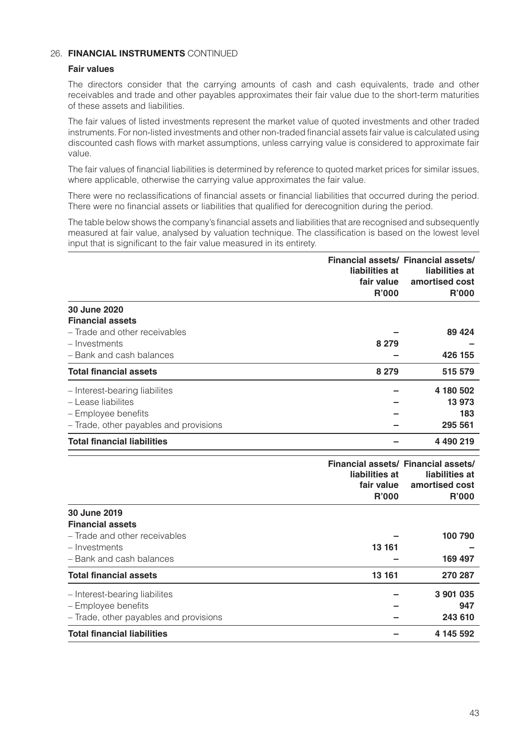## 26. FINANCIAL INSTRUMENTS CONTINUED

### Fair values

The directors consider that the carrying amounts of cash and cash equivalents, trade and other receivables and trade and other payables approximates their fair value due to the short-term maturities of these assets and liabilities.

The fair values of listed investments represent the market value of quoted investments and other traded instruments. For non-listed investments and other non-traded financial assets fair value is calculated using discounted cash flows with market assumptions, unless carrying value is considered to approximate fair value.

The fair values of financial liabilities is determined by reference to quoted market prices for similar issues, where applicable, otherwise the carrying value approximates the fair value.

There were no reclassifications of financial assets or financial liabilities that occurred during the period. There were no financial assets or liabilities that qualified for derecognition during the period.

The table below shows the company's financial assets and liabilities that are recognised and subsequently measured at fair value, analysed by valuation technique. The classification is based on the lowest level input that is significant to the fair value measured in its entirety.

| | Financial assets/ liabilities at fair value R'000 | Financial assets/ liabilities at amortised cost R'000 |
|---|---|---|
| **30 June 2020** | | |
| **Financial assets** | | |
| – Trade and other receivables | – | **89 424** |
| – Investments | **8 279** | – |
| – Bank and cash balances | – | **426 155** |
| **Total financial assets** | **8 279** | **515 579** |
| – Interest-bearing liabilites | – | **4 180 502** |
| – Lease liabilites | – | **13 973** |
| – Employee benefits | – | **183** |
| – Trade, other payables and provisions | – | **295 561** |
| **Total financial liabilities** | – | **4 490 219** |

| | Financial assets/ liabilities at fair value R'000 | Financial assets/ liabilities at amortised cost R'000 |
|---|---|---|
| **30 June 2019** | | |
| **Financial assets** | | |
| – Trade and other receivables | – | **100 790** |
| – Investments | **13 161** | – |
| – Bank and cash balances | – | **169 497** |
| **Total financial assets** | **13 161** | **270 287** |
| – Interest-bearing liabilites | – | **3 901 035** |
| – Employee benefits | – | **947** |
| – Trade, other payables and provisions | – | **243 610** |
| **Total financial liabilities** | – | **4 145 592** |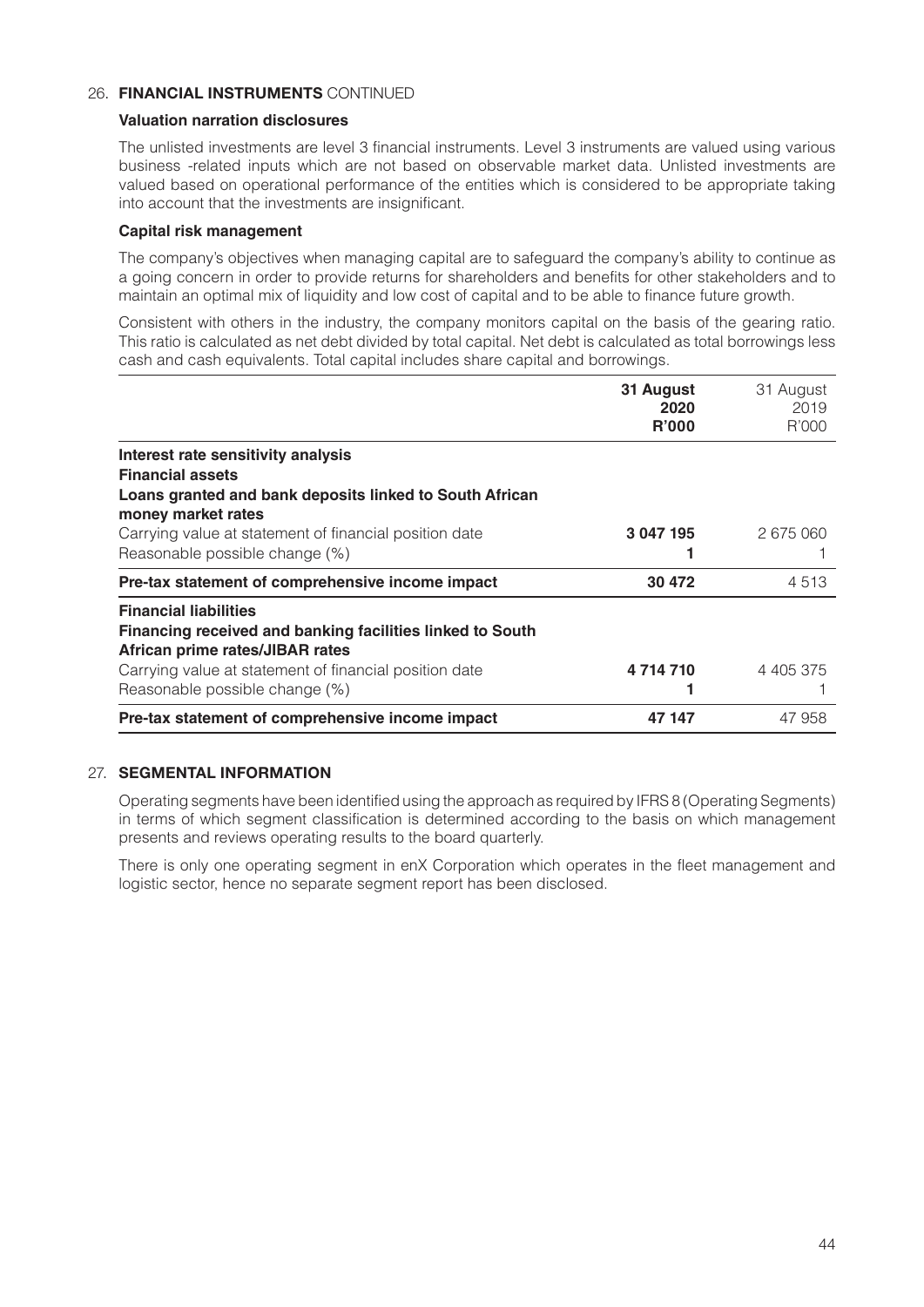## 26. FINANCIAL INSTRUMENTS CONTINUED

### Valuation narration disclosures

The unlisted investments are level 3 financial instruments. Level 3 instruments are valued using various business -related inputs which are not based on observable market data. Unlisted investments are valued based on operational performance of the entities which is considered to be appropriate taking into account that the investments are insignificant.

### Capital risk management

The company's objectives when managing capital are to safeguard the company's ability to continue as a going concern in order to provide returns for shareholders and benefits for other stakeholders and to maintain an optimal mix of liquidity and low cost of capital and to be able to finance future growth.

Consistent with others in the industry, the company monitors capital on the basis of the gearing ratio. This ratio is calculated as net debt divided by total capital. Net debt is calculated as total borrowings less cash and cash equivalents. Total capital includes share capital and borrowings.

| | **31 August 2020 R'000** | 31 August 2019 R'000 |
|---|---|---|
| **Interest rate sensitivity analysis** | | |
| **Financial assets** | | |
| **Loans granted and bank deposits linked to South African money market rates** | | |
| Carrying value at statement of financial position date | **3 047 195** | 2 675 060 |
| Reasonable possible change (%) | **1** | 1 |
| **Pre-tax statement of comprehensive income impact** | **30 472** | 4 513 |
| **Financial liabilities** | | |
| **Financing received and banking facilities linked to South African prime rates/JIBAR rates** | | |
| Carrying value at statement of financial position date | **4 714 710** | 4 405 375 |
| Reasonable possible change (%) | **1** | 1 |
| **Pre-tax statement of comprehensive income impact** | **47 147** | 47 958 |

## 27. SEGMENTAL INFORMATION

Operating segments have been identified using the approach as required by IFRS 8 (Operating Segments) in terms of which segment classification is determined according to the basis on which management presents and reviews operating results to the board quarterly.

There is only one operating segment in enX Corporation which operates in the fleet management and logistic sector, hence no separate segment report has been disclosed.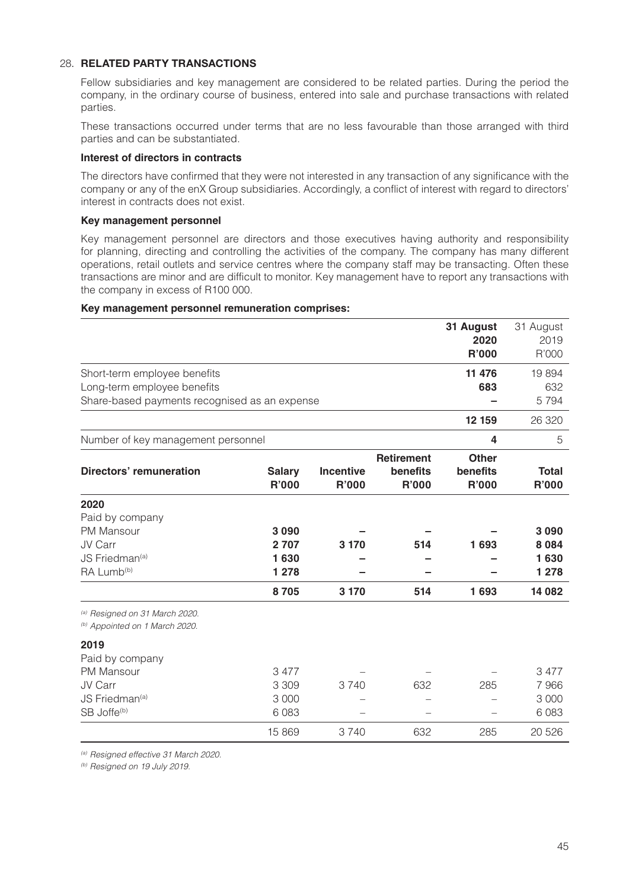## 28. RELATED PARTY TRANSACTIONS

Fellow subsidiaries and key management are considered to be related parties. During the period the company, in the ordinary course of business, entered into sale and purchase transactions with related parties.

These transactions occurred under terms that are no less favourable than those arranged with third parties and can be substantiated.

### Interest of directors in contracts

The directors have confirmed that they were not interested in any transaction of any significance with the company or any of the enX Group subsidiaries. Accordingly, a conflict of interest with regard to directors' interest in contracts does not exist.

### Key management personnel

Key management personnel are directors and those executives having authority and responsibility for planning, directing and controlling the activities of the company. The company has many different operations, retail outlets and service centres where the company staff may be transacting. Often these transactions are minor and are difficult to monitor. Key management have to report any transactions with the company in excess of R100 000.

**Key management personnel remuneration comprises:**

| | **31 August 2020 R'000** | 31 August 2019 R'000 |
|---|---|---|
| Short-term employee benefits | **11 476** | 19 894 |
| Long-term employee benefits | **683** | 632 |
| Share-based payments recognised as an expense | **–** | 5 794 |
| | **12 159** | 26 320 |
| Number of key management personnel | **4** | 5 |

| **Directors' remuneration** | **Salary R'000** | **Incentive R'000** | **Retirement benefits R'000** | **Other benefits R'000** | **Total R'000** |
|---|---|---|---|---|---|
| **2020** | | | | | |
| Paid by company | | | | | |
| PM Mansour | **3 090** | **–** | **–** | **–** | **3 090** |
| JV Carr | **2 707** | **3 170** | **514** | **1 693** | **8 084** |
| JS Friedman[(a)] | **1 630** | **–** | **–** | **–** | **1 630** |
| RA Lumb[(b)] | **1 278** | **–** | **–** | **–** | **1 278** |
| | **8 705** | **3 170** | **514** | **1 693** | **14 082** |

*[(a)] Resigned on 31 March 2020.*
*[(b)] Appointed on 1 March 2020.*

| | Salary R'000 | Incentive R'000 | Retirement benefits R'000 | Other benefits R'000 | Total R'000 |
|---|---|---|---|---|---|
| **2019** | | | | | |
| Paid by company | | | | | |
| PM Mansour | 3 477 | – | – | – | 3 477 |
| JV Carr | 3 309 | 3 740 | 632 | 285 | 7 966 |
| JS Friedman[(a)] | 3 000 | – | – | – | 3 000 |
| SB Joffe[(b)] | 6 083 | – | – | – | 6 083 |
| | 15 869 | 3 740 | 632 | 285 | 20 526 |

*[(a)] Resigned effective 31 March 2020.*
*[(b)] Resigned on 19 July 2019.*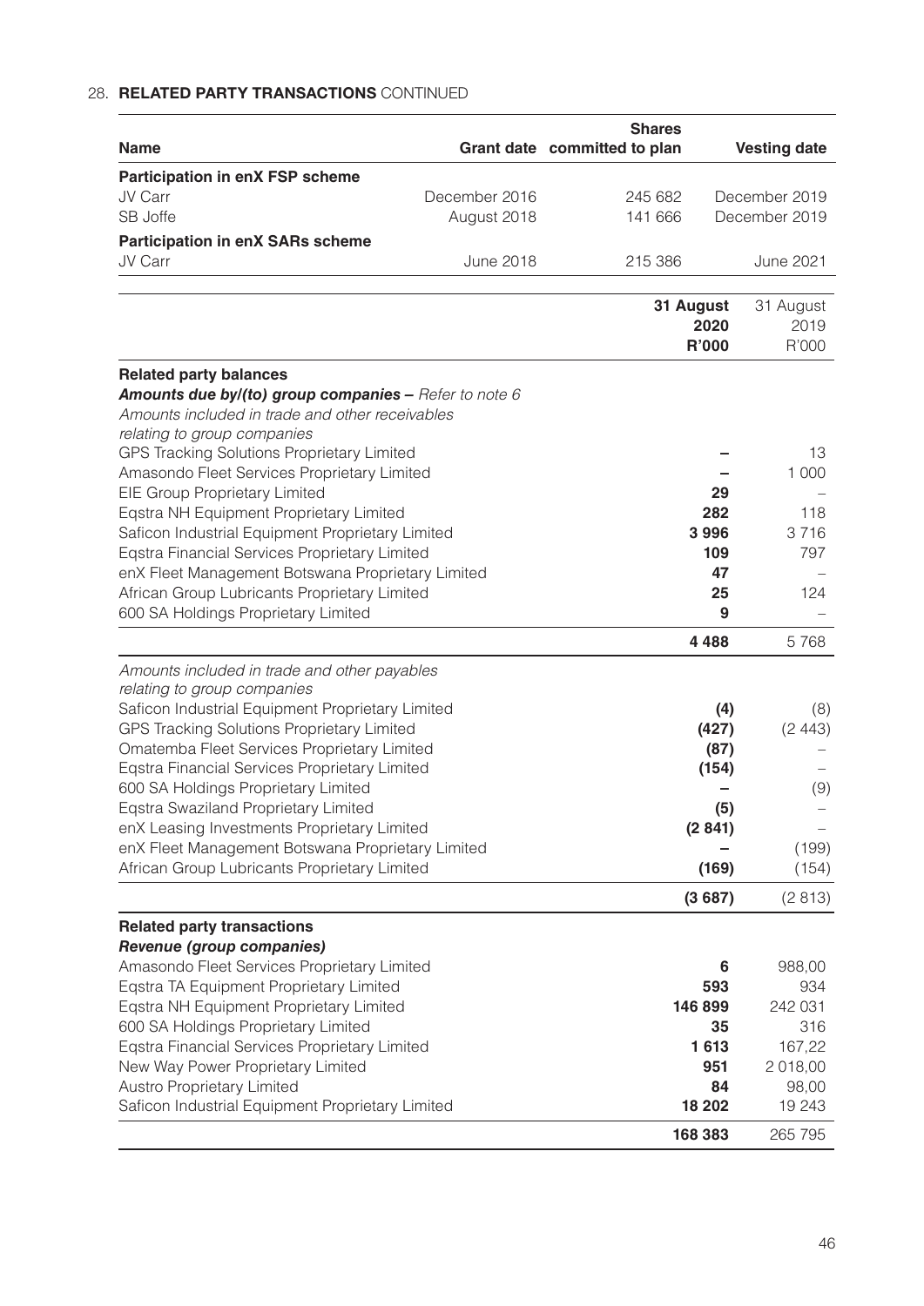## 28. RELATED PARTY TRANSACTIONS CONTINUED

| Name | Grant date | Shares committed to plan | Vesting date |
|---|---|---|---|
| **Participation in enX FSP scheme** | | | |
| JV Carr | December 2016 | 245 682 | December 2019 |
| SB Joffe | August 2018 | 141 666 | December 2019 |
| **Participation in enX SARs scheme** | | | |
| JV Carr | June 2018 | 215 386 | June 2021 |

| | 31 August 2020 R'000 | 31 August 2019 R'000 |
|---|---|---|
| **Related party balances** | | |
| ***Amounts due by/(to) group companies** – Refer to note 6* | | |
| *Amounts included in trade and other receivables relating to group companies* | | |
| GPS Tracking Solutions Proprietary Limited | **–** | 13 |
| Amasondo Fleet Services Proprietary Limited | **–** | 1 000 |
| EIE Group Proprietary Limited | **29** | – |
| Eqstra NH Equipment Proprietary Limited | **282** | 118 |
| Saficon Industrial Equipment Proprietary Limited | **3 996** | 3 716 |
| Eqstra Financial Services Proprietary Limited | **109** | 797 |
| enX Fleet Management Botswana Proprietary Limited | **47** | – |
| African Group Lubricants Proprietary Limited | **25** | 124 |
| 600 SA Holdings Proprietary Limited | **9** | – |
| | **4 488** | 5 768 |
| *Amounts included in trade and other payables relating to group companies* | | |
| Saficon Industrial Equipment Proprietary Limited | **(4)** | (8) |
| GPS Tracking Solutions Proprietary Limited | **(427)** | (2 443) |
| Omatemba Fleet Services Proprietary Limited | **(87)** | – |
| Eqstra Financial Services Proprietary Limited | **(154)** | – |
| 600 SA Holdings Proprietary Limited | **–** | (9) |
| Eqstra Swaziland Proprietary Limited | **(5)** | – |
| enX Leasing Investments Proprietary Limited | **(2 841)** | – |
| enX Fleet Management Botswana Proprietary Limited | **–** | (199) |
| African Group Lubricants Proprietary Limited | **(169)** | (154) |
| | **(3 687)** | (2 813) |
| **Related party transactions** | | |
| ***Revenue (group companies)*** | | |
| Amasondo Fleet Services Proprietary Limited | **6** | 988,00 |
| Eqstra TA Equipment Proprietary Limited | **593** | 934 |
| Eqstra NH Equipment Proprietary Limited | **146 899** | 242 031 |
| 600 SA Holdings Proprietary Limited | **35** | 316 |
| Eqstra Financial Services Proprietary Limited | **1 613** | 167,22 |
| New Way Power Proprietary Limited | **951** | 2 018,00 |
| Austro Proprietary Limited | **84** | 98,00 |
| Saficon Industrial Equipment Proprietary Limited | **18 202** | 19 243 |
| | **168 383** | 265 795 |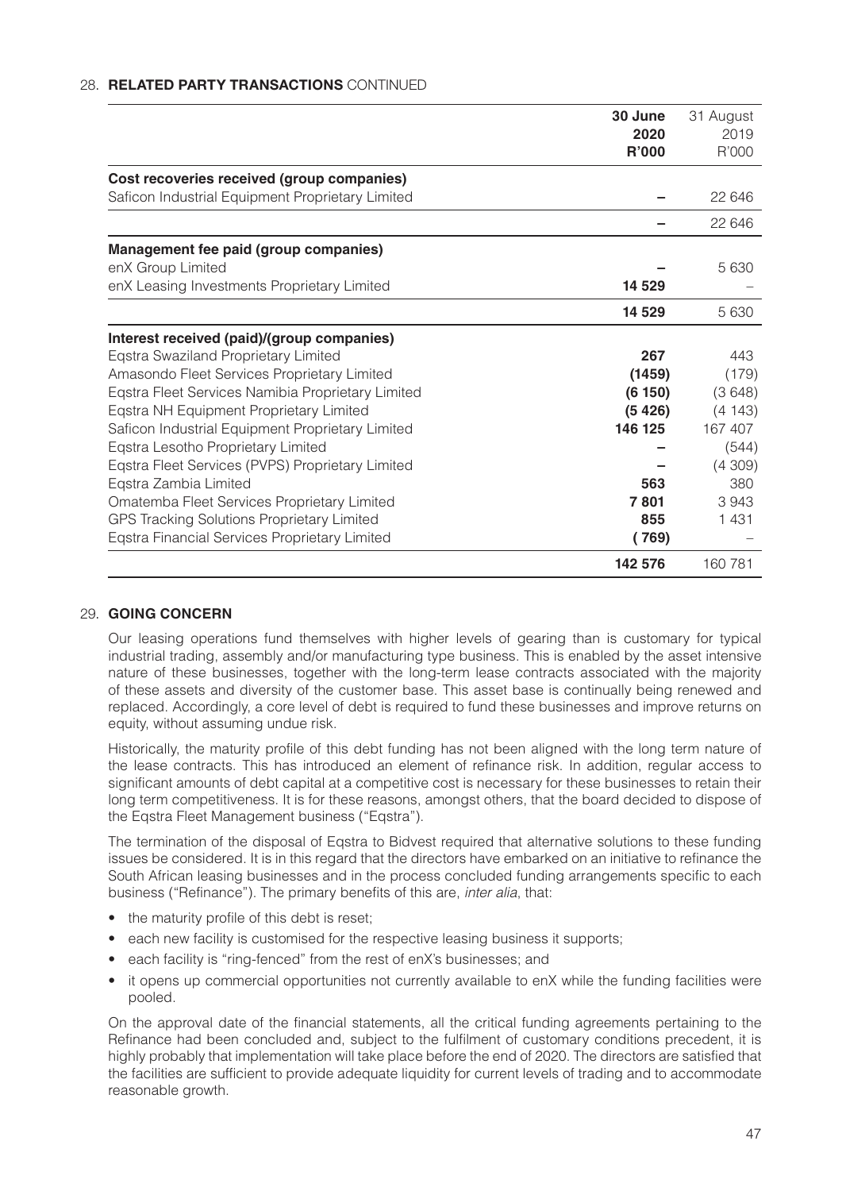## 28. RELATED PARTY TRANSACTIONS CONTINUED

| | **30 June 2020 R'000** | 31 August 2019 R'000 |
|---|---|---|
| **Cost recoveries received (group companies)** | | |
| Saficon Industrial Equipment Proprietary Limited | **–** | 22 646 |
| | **–** | 22 646 |
| **Management fee paid (group companies)** | | |
| enX Group Limited | **–** | 5 630 |
| enX Leasing Investments Proprietary Limited | **14 529** | – |
| | **14 529** | 5 630 |
| **Interest received (paid)/(group companies)** | | |
| Eqstra Swaziland Proprietary Limited | **267** | 443 |
| Amasondo Fleet Services Proprietary Limited | **(1459)** | (179) |
| Eqstra Fleet Services Namibia Proprietary Limited | **(6 150)** | (3 648) |
| Eqstra NH Equipment Proprietary Limited | **(5 426)** | (4 143) |
| Saficon Industrial Equipment Proprietary Limited | **146 125** | 167 407 |
| Eqstra Lesotho Proprietary Limited | **–** | (544) |
| Eqstra Fleet Services (PVPS) Proprietary Limited | **–** | (4 309) |
| Eqstra Zambia Limited | **563** | 380 |
| Omatemba Fleet Services Proprietary Limited | **7 801** | 3 943 |
| GPS Tracking Solutions Proprietary Limited | **855** | 1 431 |
| Eqstra Financial Services Proprietary Limited | **( 769)** | – |
| | **142 576** | 160 781 |

## 29. GOING CONCERN

Our leasing operations fund themselves with higher levels of gearing than is customary for typical industrial trading, assembly and/or manufacturing type business. This is enabled by the asset intensive nature of these businesses, together with the long-term lease contracts associated with the majority of these assets and diversity of the customer base. This asset base is continually being renewed and replaced. Accordingly, a core level of debt is required to fund these businesses and improve returns on equity, without assuming undue risk.

Historically, the maturity profile of this debt funding has not been aligned with the long term nature of the lease contracts. This has introduced an element of refinance risk. In addition, regular access to significant amounts of debt capital at a competitive cost is necessary for these businesses to retain their long term competitiveness. It is for these reasons, amongst others, that the board decided to dispose of the Eqstra Fleet Management business ("Eqstra").

The termination of the disposal of Eqstra to Bidvest required that alternative solutions to these funding issues be considered. It is in this regard that the directors have embarked on an initiative to refinance the South African leasing businesses and in the process concluded funding arrangements specific to each business ("Refinance"). The primary benefits of this are, *inter alia*, that:

- the maturity profile of this debt is reset;
- each new facility is customised for the respective leasing business it supports;
- each facility is "ring-fenced" from the rest of enX's businesses; and
- it opens up commercial opportunities not currently available to enX while the funding facilities were pooled.

On the approval date of the financial statements, all the critical funding agreements pertaining to the Refinance had been concluded and, subject to the fulfilment of customary conditions precedent, it is highly probably that implementation will take place before the end of 2020. The directors are satisfied that the facilities are sufficient to provide adequate liquidity for current levels of trading and to accommodate reasonable growth.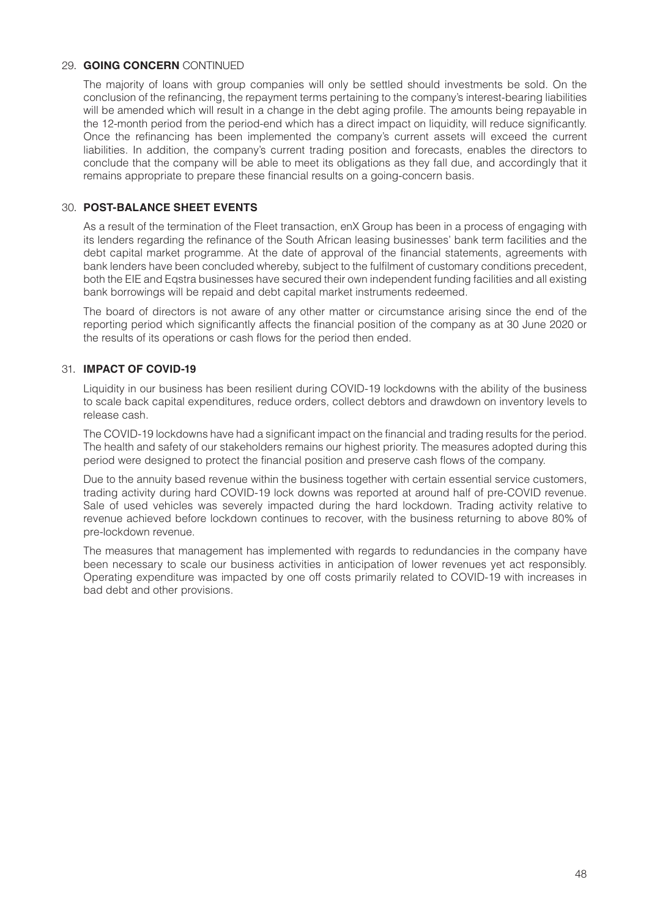## 29. **GOING CONCERN** CONTINUED

The majority of loans with group companies will only be settled should investments be sold. On the conclusion of the refinancing, the repayment terms pertaining to the company's interest-bearing liabilities will be amended which will result in a change in the debt aging profile. The amounts being repayable in the 12-month period from the period-end which has a direct impact on liquidity, will reduce significantly. Once the refinancing has been implemented the company's current assets will exceed the current liabilities. In addition, the company's current trading position and forecasts, enables the directors to conclude that the company will be able to meet its obligations as they fall due, and accordingly that it remains appropriate to prepare these financial results on a going-concern basis.

## 30. **POST-BALANCE SHEET EVENTS**

As a result of the termination of the Fleet transaction, enX Group has been in a process of engaging with its lenders regarding the refinance of the South African leasing businesses' bank term facilities and the debt capital market programme. At the date of approval of the financial statements, agreements with bank lenders have been concluded whereby, subject to the fulfilment of customary conditions precedent, both the EIE and Eqstra businesses have secured their own independent funding facilities and all existing bank borrowings will be repaid and debt capital market instruments redeemed.

The board of directors is not aware of any other matter or circumstance arising since the end of the reporting period which significantly affects the financial position of the company as at 30 June 2020 or the results of its operations or cash flows for the period then ended.

## 31. **IMPACT OF COVID-19**

Liquidity in our business has been resilient during COVID-19 lockdowns with the ability of the business to scale back capital expenditures, reduce orders, collect debtors and drawdown on inventory levels to release cash.

The COVID-19 lockdowns have had a significant impact on the financial and trading results for the period. The health and safety of our stakeholders remains our highest priority. The measures adopted during this period were designed to protect the financial position and preserve cash flows of the company.

Due to the annuity based revenue within the business together with certain essential service customers, trading activity during hard COVID-19 lock downs was reported at around half of pre-COVID revenue. Sale of used vehicles was severely impacted during the hard lockdown. Trading activity relative to revenue achieved before lockdown continues to recover, with the business returning to above 80% of pre-lockdown revenue.

The measures that management has implemented with regards to redundancies in the company have been necessary to scale our business activities in anticipation of lower revenues yet act responsibly. Operating expenditure was impacted by one off costs primarily related to COVID-19 with increases in bad debt and other provisions.